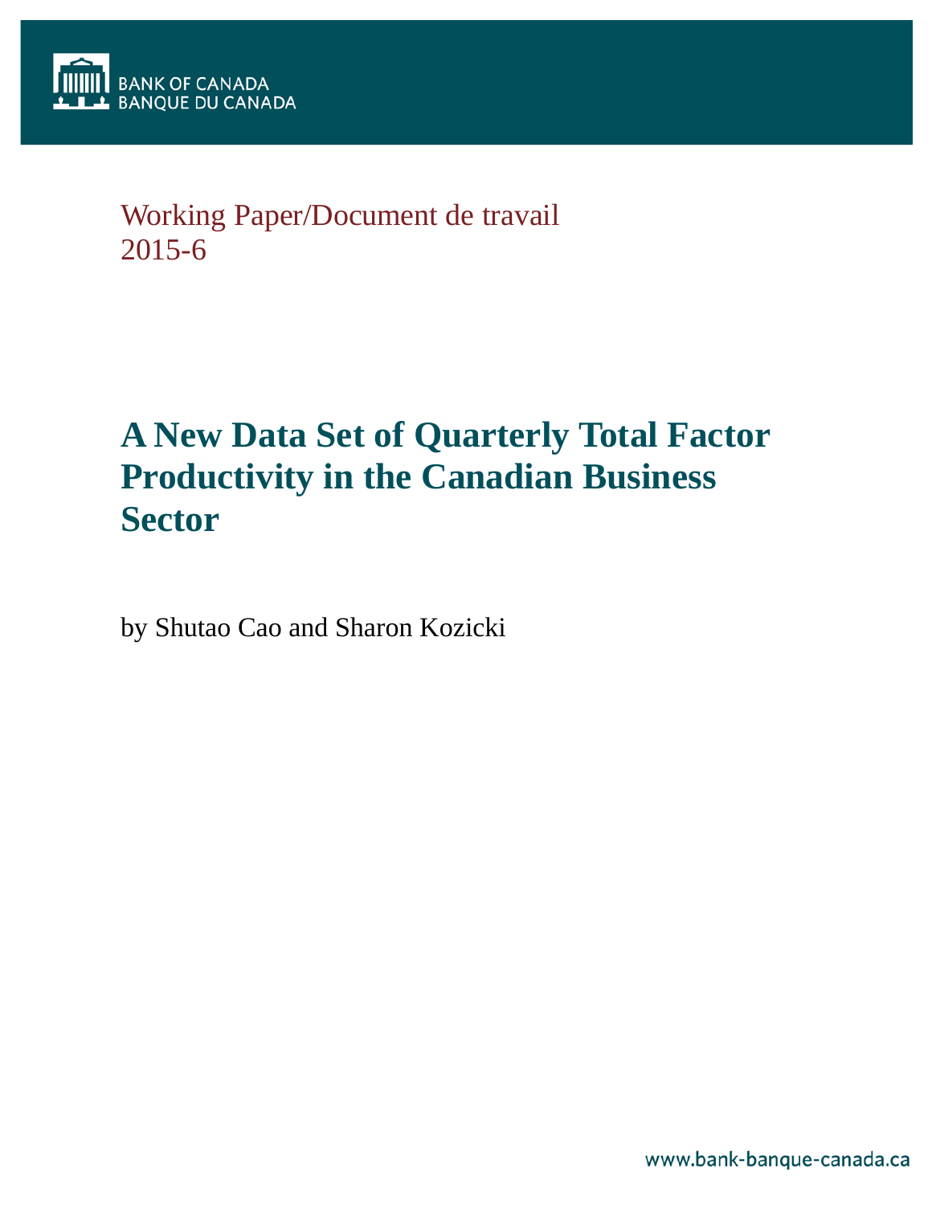BANK OF CANADA
BANQUE DU CANADA

Working Paper/Document de travail
2015-6

# A New Data Set of Quarterly Total Factor Productivity in the Canadian Business Sector

by Shutao Cao and Sharon Kozicki

www.bank-banque-canada.ca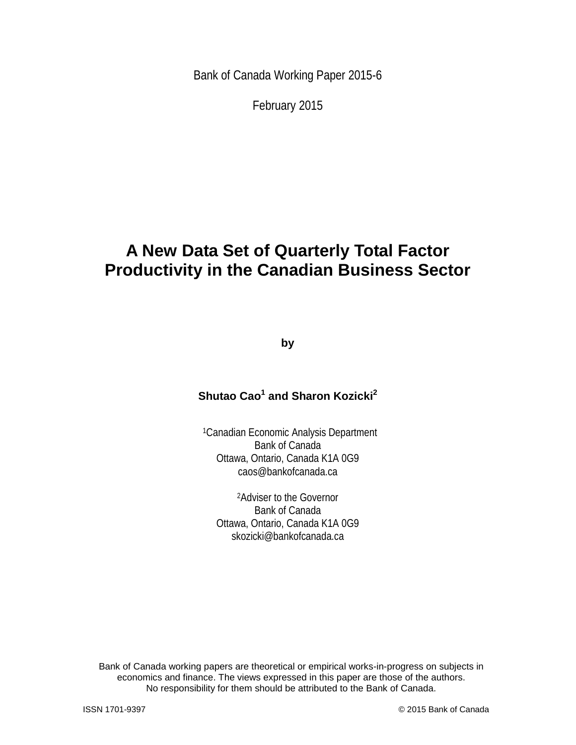Bank of Canada Working Paper 2015-6

February 2015

# A New Data Set of Quarterly Total Factor Productivity in the Canadian Business Sector

**by**

**Shutao Cao[1] and Sharon Kozicki[2]**

[1]Canadian Economic Analysis Department
Bank of Canada
Ottawa, Ontario, Canada K1A 0G9
caos@bankofcanada.ca

[2]Adviser to the Governor
Bank of Canada
Ottawa, Ontario, Canada K1A 0G9
skozicki@bankofcanada.ca

Bank of Canada working papers are theoretical or empirical works-in-progress on subjects in economics and finance. The views expressed in this paper are those of the authors. No responsibility for them should be attributed to the Bank of Canada.

ISSN 1701-9397 © 2015 Bank of Canada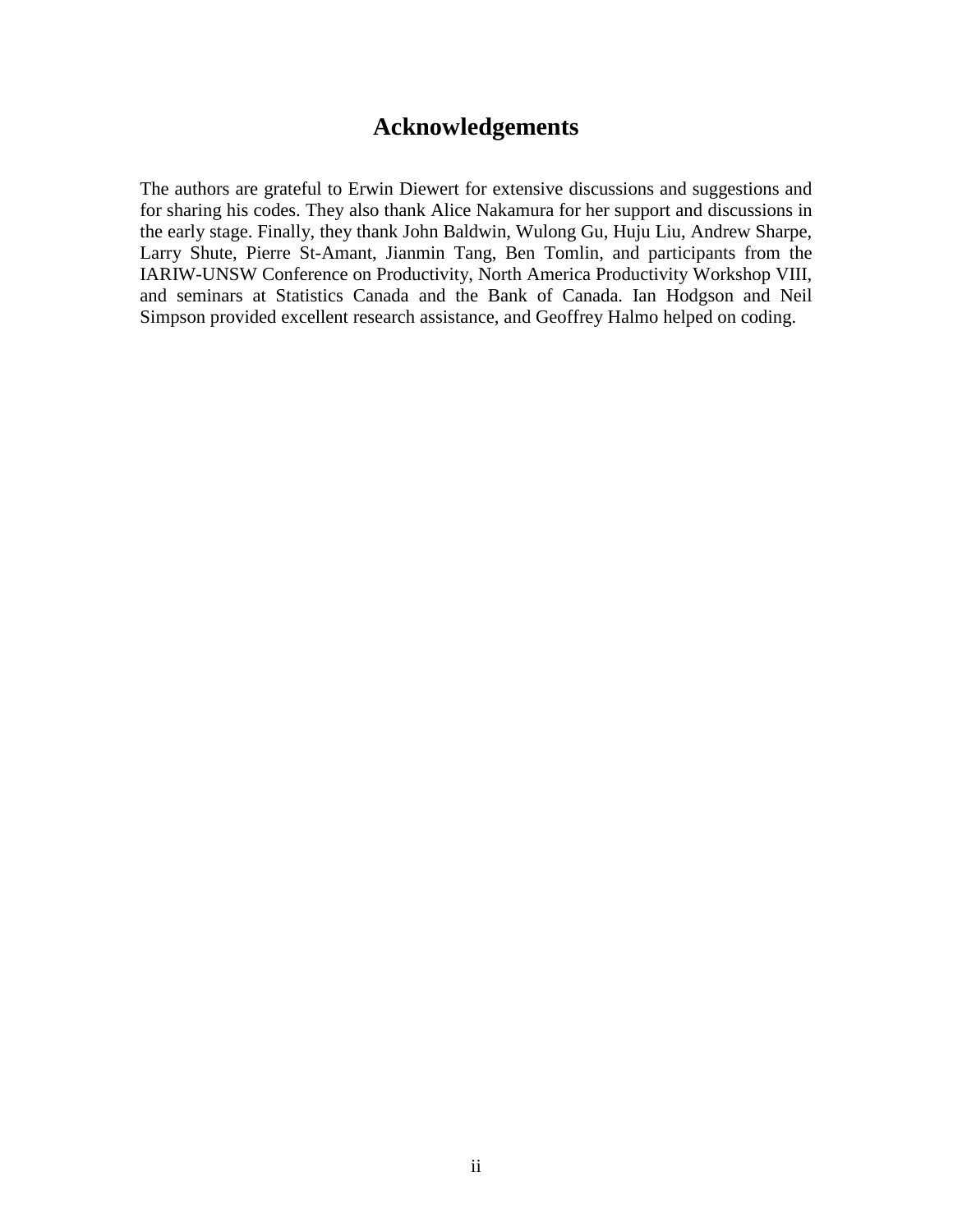# Acknowledgements

The authors are grateful to Erwin Diewert for extensive discussions and suggestions and for sharing his codes. They also thank Alice Nakamura for her support and discussions in the early stage. Finally, they thank John Baldwin, Wulong Gu, Huju Liu, Andrew Sharpe, Larry Shute, Pierre St-Amant, Jianmin Tang, Ben Tomlin, and participants from the IARIW-UNSW Conference on Productivity, North America Productivity Workshop VIII, and seminars at Statistics Canada and the Bank of Canada. Ian Hodgson and Neil Simpson provided excellent research assistance, and Geoffrey Halmo helped on coding.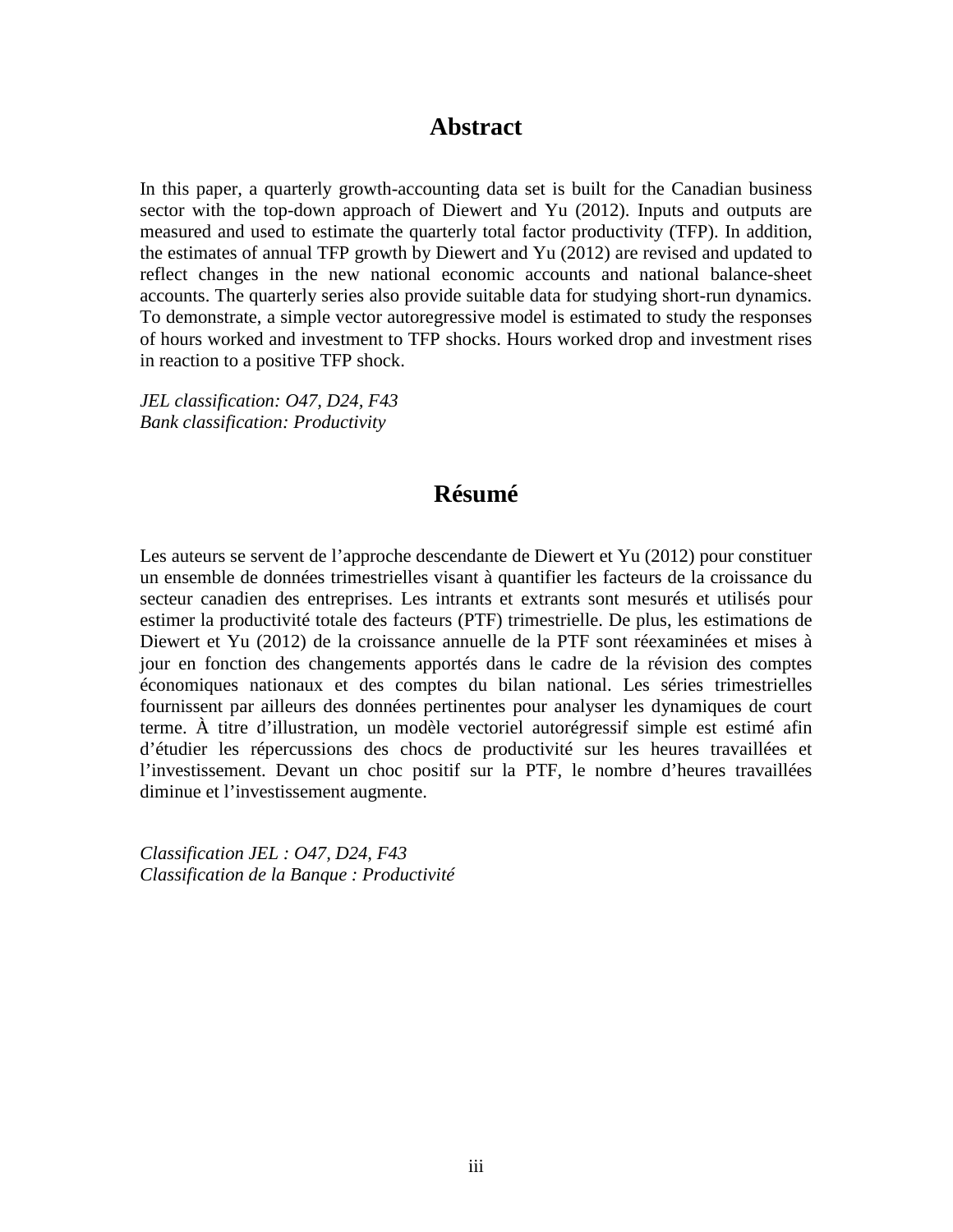# Abstract

In this paper, a quarterly growth-accounting data set is built for the Canadian business sector with the top-down approach of Diewert and Yu (2012). Inputs and outputs are measured and used to estimate the quarterly total factor productivity (TFP). In addition, the estimates of annual TFP growth by Diewert and Yu (2012) are revised and updated to reflect changes in the new national economic accounts and national balance-sheet accounts. The quarterly series also provide suitable data for studying short-run dynamics. To demonstrate, a simple vector autoregressive model is estimated to study the responses of hours worked and investment to TFP shocks. Hours worked drop and investment rises in reaction to a positive TFP shock.

*JEL classification: O47, D24, F43*
*Bank classification: Productivity*

# Résumé

Les auteurs se servent de l'approche descendante de Diewert et Yu (2012) pour constituer un ensemble de données trimestrielles visant à quantifier les facteurs de la croissance du secteur canadien des entreprises. Les intrants et extrants sont mesurés et utilisés pour estimer la productivité totale des facteurs (PTF) trimestrielle. De plus, les estimations de Diewert et Yu (2012) de la croissance annuelle de la PTF sont réexaminées et mises à jour en fonction des changements apportés dans le cadre de la révision des comptes économiques nationaux et des comptes du bilan national. Les séries trimestrielles fournissent par ailleurs des données pertinentes pour analyser les dynamiques de court terme. À titre d'illustration, un modèle vectoriel autorégressif simple est estimé afin d'étudier les répercussions des chocs de productivité sur les heures travaillées et l'investissement. Devant un choc positif sur la PTF, le nombre d'heures travaillées diminue et l'investissement augmente.

*Classification JEL : O47, D24, F43*
*Classification de la Banque : Productivité*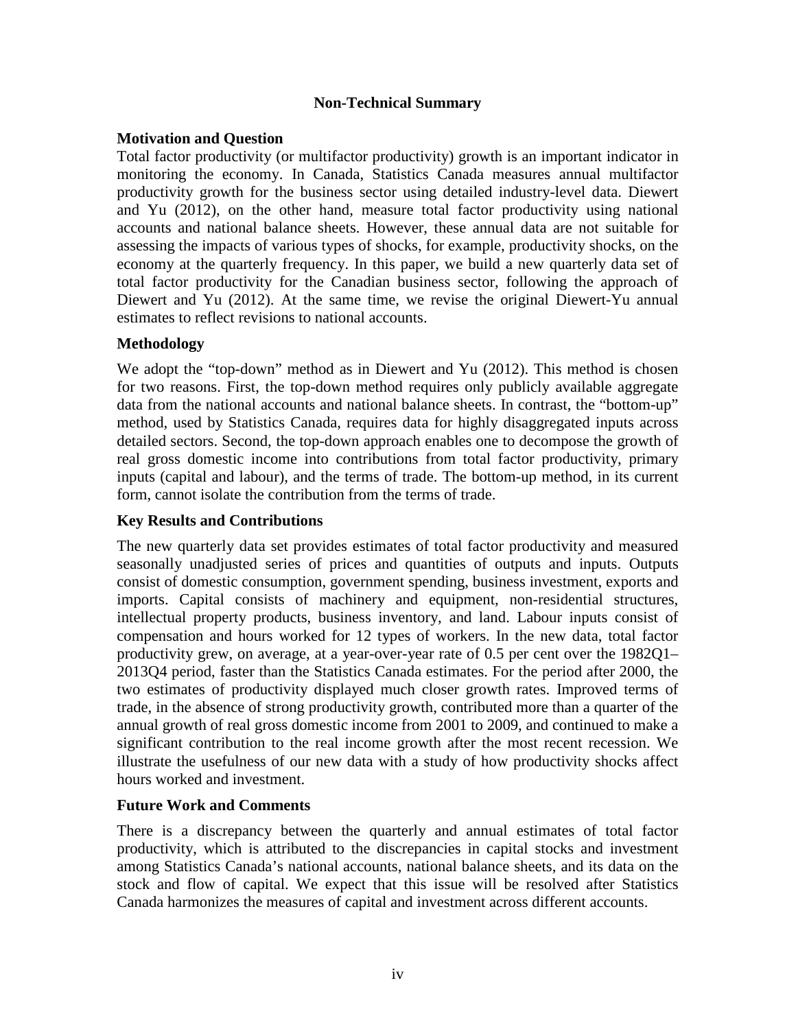## Non-Technical Summary

### Motivation and Question

Total factor productivity (or multifactor productivity) growth is an important indicator in monitoring the economy. In Canada, Statistics Canada measures annual multifactor productivity growth for the business sector using detailed industry-level data. Diewert and Yu (2012), on the other hand, measure total factor productivity using national accounts and national balance sheets. However, these annual data are not suitable for assessing the impacts of various types of shocks, for example, productivity shocks, on the economy at the quarterly frequency. In this paper, we build a new quarterly data set of total factor productivity for the Canadian business sector, following the approach of Diewert and Yu (2012). At the same time, we revise the original Diewert-Yu annual estimates to reflect revisions to national accounts.

### Methodology

We adopt the "top-down" method as in Diewert and Yu (2012). This method is chosen for two reasons. First, the top-down method requires only publicly available aggregate data from the national accounts and national balance sheets. In contrast, the "bottom-up" method, used by Statistics Canada, requires data for highly disaggregated inputs across detailed sectors. Second, the top-down approach enables one to decompose the growth of real gross domestic income into contributions from total factor productivity, primary inputs (capital and labour), and the terms of trade. The bottom-up method, in its current form, cannot isolate the contribution from the terms of trade.

### Key Results and Contributions

The new quarterly data set provides estimates of total factor productivity and measured seasonally unadjusted series of prices and quantities of outputs and inputs. Outputs consist of domestic consumption, government spending, business investment, exports and imports. Capital consists of machinery and equipment, non-residential structures, intellectual property products, business inventory, and land. Labour inputs consist of compensation and hours worked for 12 types of workers. In the new data, total factor productivity grew, on average, at a year-over-year rate of 0.5 per cent over the 1982Q1–2013Q4 period, faster than the Statistics Canada estimates. For the period after 2000, the two estimates of productivity displayed much closer growth rates. Improved terms of trade, in the absence of strong productivity growth, contributed more than a quarter of the annual growth of real gross domestic income from 2001 to 2009, and continued to make a significant contribution to the real income growth after the most recent recession. We illustrate the usefulness of our new data with a study of how productivity shocks affect hours worked and investment.

### Future Work and Comments

There is a discrepancy between the quarterly and annual estimates of total factor productivity, which is attributed to the discrepancies in capital stocks and investment among Statistics Canada's national accounts, national balance sheets, and its data on the stock and flow of capital. We expect that this issue will be resolved after Statistics Canada harmonizes the measures of capital and investment across different accounts.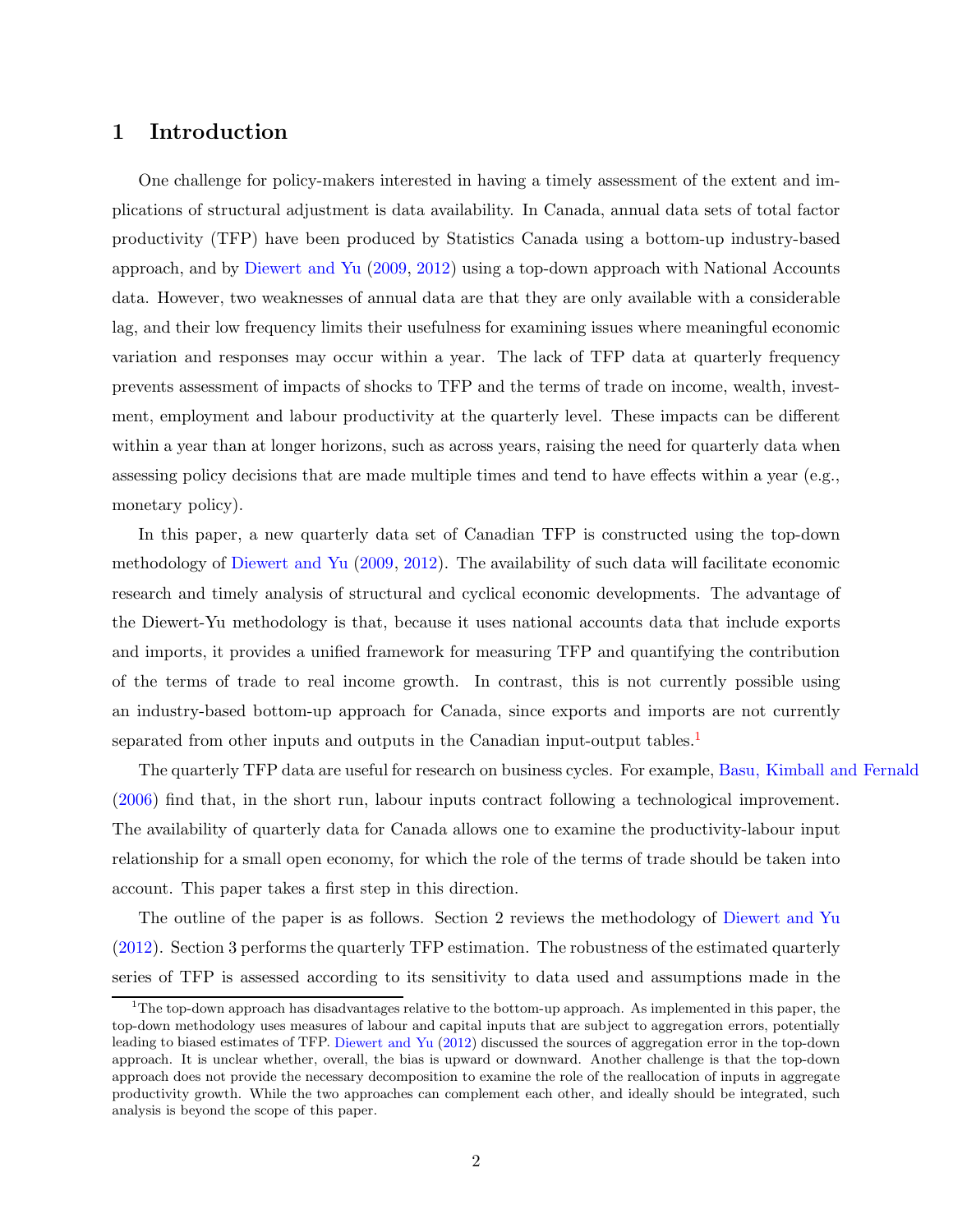# 1 Introduction

One challenge for policy-makers interested in having a timely assessment of the extent and implications of structural adjustment is data availability. In Canada, annual data sets of total factor productivity (TFP) have been produced by Statistics Canada using a bottom-up industry-based approach, and by Diewert and Yu (2009, 2012) using a top-down approach with National Accounts data. However, two weaknesses of annual data are that they are only available with a considerable lag, and their low frequency limits their usefulness for examining issues where meaningful economic variation and responses may occur within a year. The lack of TFP data at quarterly frequency prevents assessment of impacts of shocks to TFP and the terms of trade on income, wealth, investment, employment and labour productivity at the quarterly level. These impacts can be different within a year than at longer horizons, such as across years, raising the need for quarterly data when assessing policy decisions that are made multiple times and tend to have effects within a year (e.g., monetary policy).

In this paper, a new quarterly data set of Canadian TFP is constructed using the top-down methodology of Diewert and Yu (2009, 2012). The availability of such data will facilitate economic research and timely analysis of structural and cyclical economic developments. The advantage of the Diewert-Yu methodology is that, because it uses national accounts data that include exports and imports, it provides a unified framework for measuring TFP and quantifying the contribution of the terms of trade to real income growth. In contrast, this is not currently possible using an industry-based bottom-up approach for Canada, since exports and imports are not currently separated from other inputs and outputs in the Canadian input-output tables.[1]

The quarterly TFP data are useful for research on business cycles. For example, Basu, Kimball and Fernald (2006) find that, in the short run, labour inputs contract following a technological improvement. The availability of quarterly data for Canada allows one to examine the productivity-labour input relationship for a small open economy, for which the role of the terms of trade should be taken into account. This paper takes a first step in this direction.

The outline of the paper is as follows. Section 2 reviews the methodology of Diewert and Yu (2012). Section 3 performs the quarterly TFP estimation. The robustness of the estimated quarterly series of TFP is assessed according to its sensitivity to data used and assumptions made in the

[1] The top-down approach has disadvantages relative to the bottom-up approach. As implemented in this paper, the top-down methodology uses measures of labour and capital inputs that are subject to aggregation errors, potentially leading to biased estimates of TFP. Diewert and Yu (2012) discussed the sources of aggregation error in the top-down approach. It is unclear whether, overall, the bias is upward or downward. Another challenge is that the top-down approach does not provide the necessary decomposition to examine the role of the reallocation of inputs in aggregate productivity growth. While the two approaches can complement each other, and ideally should be integrated, such analysis is beyond the scope of this paper.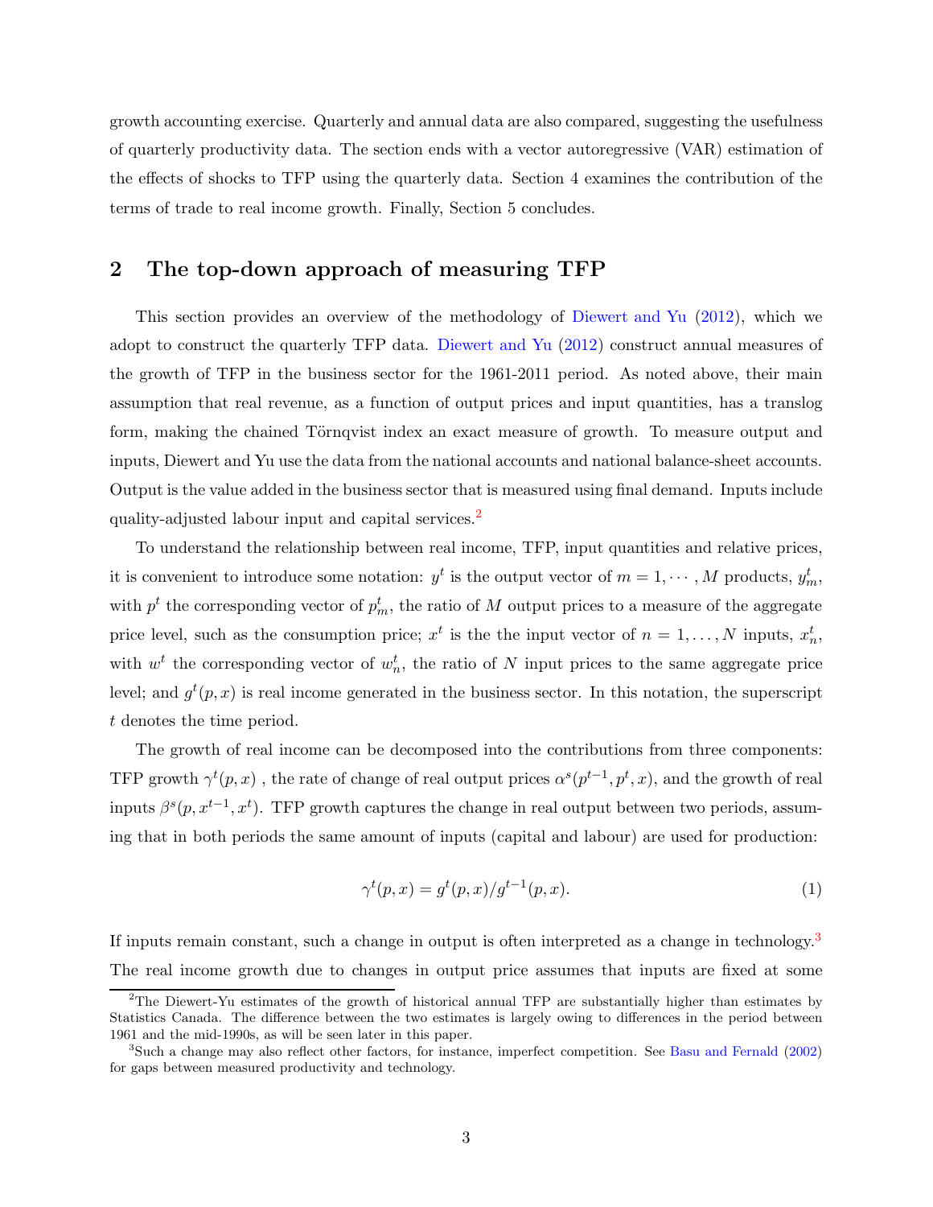growth accounting exercise. Quarterly and annual data are also compared, suggesting the usefulness of quarterly productivity data. The section ends with a vector autoregressive (VAR) estimation of the effects of shocks to TFP using the quarterly data. Section 4 examines the contribution of the terms of trade to real income growth. Finally, Section 5 concludes.

## 2 The top-down approach of measuring TFP

This section provides an overview of the methodology of Diewert and Yu (2012), which we adopt to construct the quarterly TFP data. Diewert and Yu (2012) construct annual measures of the growth of TFP in the business sector for the 1961-2011 period. As noted above, their main assumption that real revenue, as a function of output prices and input quantities, has a translog form, making the chained Törnqvist index an exact measure of growth. To measure output and inputs, Diewert and Yu use the data from the national accounts and national balance-sheet accounts. Output is the value added in the business sector that is measured using final demand. Inputs include quality-adjusted labour input and capital services.[2]

To understand the relationship between real income, TFP, input quantities and relative prices, it is convenient to introduce some notation: $y^t$ is the output vector of $m = 1, \cdots, M$ products, $y^t_m$, with $p^t$ the corresponding vector of $p^t_m$, the ratio of $M$ output prices to a measure of the aggregate price level, such as the consumption price; $x^t$ is the the input vector of $n = 1, \ldots, N$ inputs, $x^t_n$, with $w^t$ the corresponding vector of $w^t_n$, the ratio of $N$ input prices to the same aggregate price level; and $g^t(p, x)$ is real income generated in the business sector. In this notation, the superscript $t$ denotes the time period.

The growth of real income can be decomposed into the contributions from three components: TFP growth $\gamma^t(p, x)$ , the rate of change of real output prices $\alpha^s(p^{t-1}, p^t, x)$, and the growth of real inputs $\beta^s(p, x^{t-1}, x^t)$. TFP growth captures the change in real output between two periods, assuming that in both periods the same amount of inputs (capital and labour) are used for production:

$$\gamma^t(p, x) = g^t(p, x)/g^{t-1}(p, x). \tag{1}$$

If inputs remain constant, such a change in output is often interpreted as a change in technology.[3] The real income growth due to changes in output price assumes that inputs are fixed at some

[2] The Diewert-Yu estimates of the growth of historical annual TFP are substantially higher than estimates by Statistics Canada. The difference between the two estimates is largely owing to differences in the period between 1961 and the mid-1990s, as will be seen later in this paper.

[3] Such a change may also reflect other factors, for instance, imperfect competition. See Basu and Fernald (2002) for gaps between measured productivity and technology.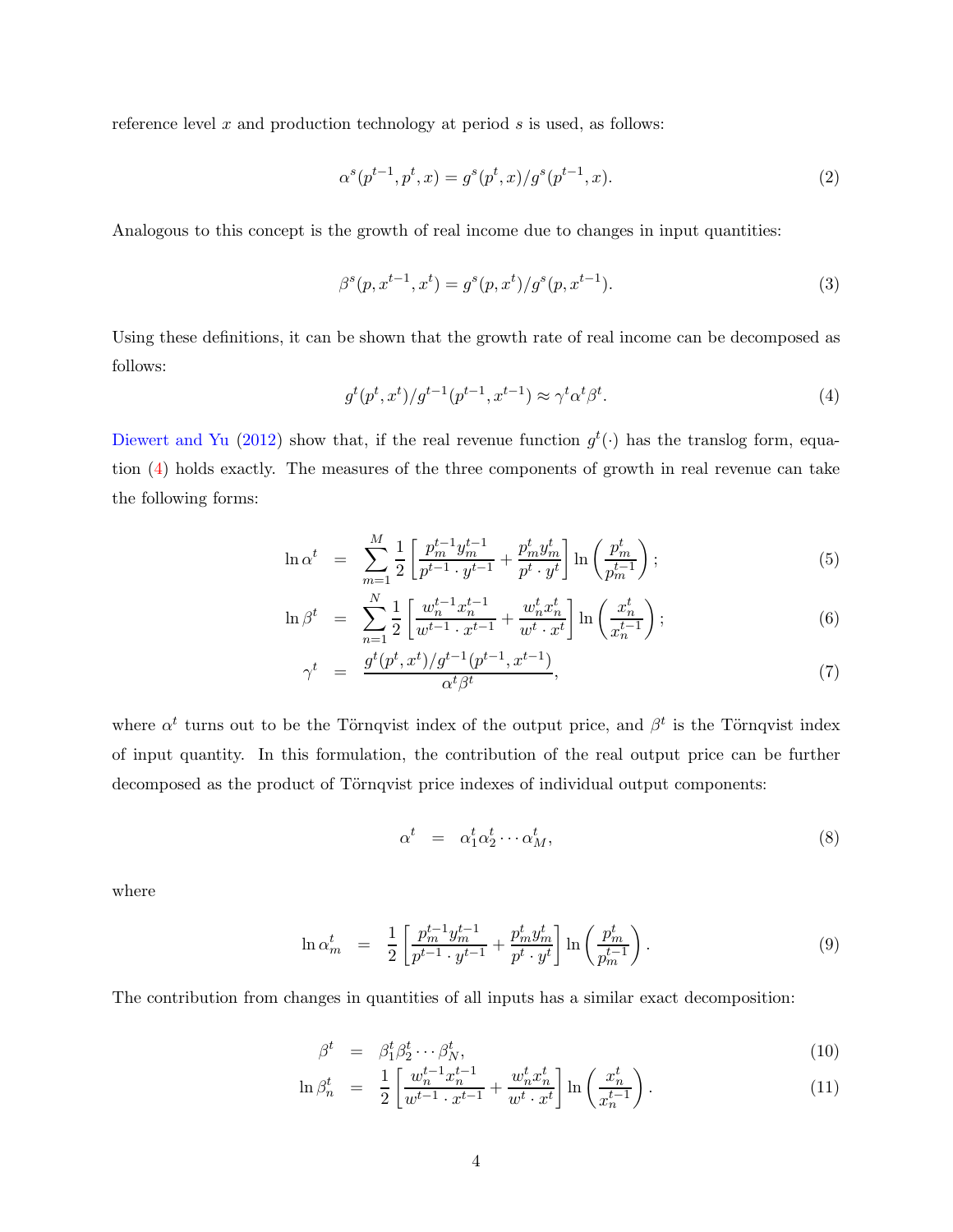reference level $x$ and production technology at period $s$ is used, as follows:

$$\alpha^s(p^{t-1}, p^t, x) = g^s(p^t, x)/g^s(p^{t-1}, x). \tag{2}$$

Analogous to this concept is the growth of real income due to changes in input quantities:

$$\beta^s(p, x^{t-1}, x^t) = g^s(p, x^t)/g^s(p, x^{t-1}). \tag{3}$$

Using these definitions, it can be shown that the growth rate of real income can be decomposed as follows:

$$g^t(p^t, x^t)/g^{t-1}(p^{t-1}, x^{t-1}) \approx \gamma^t \alpha^t \beta^t. \tag{4}$$

Diewert and Yu (2012) show that, if the real revenue function $g^t(\cdot)$ has the translog form, equation (4) holds exactly. The measures of the three components of growth in real revenue can take the following forms:

$$\ln \alpha^t = \sum_{m=1}^{M} \frac{1}{2}\left[\frac{p_m^{t-1} y_m^{t-1}}{p^{t-1} \cdot y^{t-1}} + \frac{p_m^t y_m^t}{p^t \cdot y^t}\right] \ln\left(\frac{p_m^t}{p_m^{t-1}}\right); \tag{5}$$

$$\ln \beta^t = \sum_{n=1}^{N} \frac{1}{2}\left[\frac{w_n^{t-1} x_n^{t-1}}{w^{t-1} \cdot x^{t-1}} + \frac{w_n^t x_n^t}{w^t \cdot x^t}\right] \ln\left(\frac{x_n^t}{x_n^{t-1}}\right); \tag{6}$$

$$\gamma^t = \frac{g^t(p^t, x^t)/g^{t-1}(p^{t-1}, x^{t-1})}{\alpha^t \beta^t}, \tag{7}$$

where $\alpha^t$ turns out to be the Törnqvist index of the output price, and $\beta^t$ is the Törnqvist index of input quantity. In this formulation, the contribution of the real output price can be further decomposed as the product of Törnqvist price indexes of individual output components:

$$\alpha^t = \alpha_1^t \alpha_2^t \cdots \alpha_M^t, \tag{8}$$

where

$$\ln \alpha_m^t = \frac{1}{2}\left[\frac{p_m^{t-1} y_m^{t-1}}{p^{t-1} \cdot y^{t-1}} + \frac{p_m^t y_m^t}{p^t \cdot y^t}\right] \ln\left(\frac{p_m^t}{p_m^{t-1}}\right). \tag{9}$$

The contribution from changes in quantities of all inputs has a similar exact decomposition:

$$\beta^t = \beta_1^t \beta_2^t \cdots \beta_N^t, \tag{10}$$

$$\ln \beta_n^t = \frac{1}{2}\left[\frac{w_n^{t-1} x_n^{t-1}}{w^{t-1} \cdot x^{t-1}} + \frac{w_n^t x_n^t}{w^t \cdot x^t}\right] \ln\left(\frac{x_n^t}{x_n^{t-1}}\right). \tag{11}$$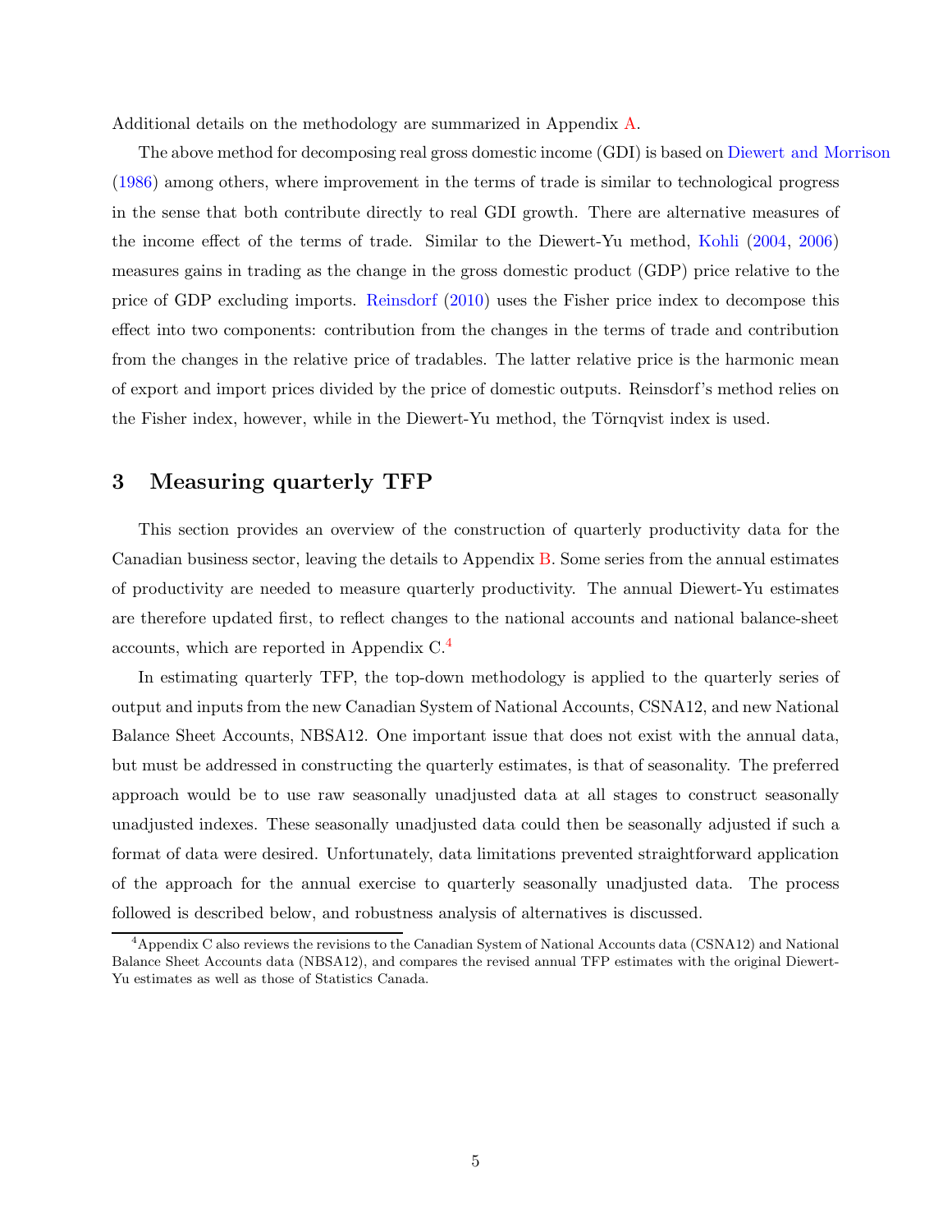Additional details on the methodology are summarized in Appendix A.

The above method for decomposing real gross domestic income (GDI) is based on Diewert and Morrison (1986) among others, where improvement in the terms of trade is similar to technological progress in the sense that both contribute directly to real GDI growth. There are alternative measures of the income effect of the terms of trade. Similar to the Diewert-Yu method, Kohli (2004, 2006) measures gains in trading as the change in the gross domestic product (GDP) price relative to the price of GDP excluding imports. Reinsdorf (2010) uses the Fisher price index to decompose this effect into two components: contribution from the changes in the terms of trade and contribution from the changes in the relative price of tradables. The latter relative price is the harmonic mean of export and import prices divided by the price of domestic outputs. Reinsdorf's method relies on the Fisher index, however, while in the Diewert-Yu method, the Törnqvist index is used.

## 3 Measuring quarterly TFP

This section provides an overview of the construction of quarterly productivity data for the Canadian business sector, leaving the details to Appendix B. Some series from the annual estimates of productivity are needed to measure quarterly productivity. The annual Diewert-Yu estimates are therefore updated first, to reflect changes to the national accounts and national balance-sheet accounts, which are reported in Appendix C.[4]

In estimating quarterly TFP, the top-down methodology is applied to the quarterly series of output and inputs from the new Canadian System of National Accounts, CSNA12, and new National Balance Sheet Accounts, NBSA12. One important issue that does not exist with the annual data, but must be addressed in constructing the quarterly estimates, is that of seasonality. The preferred approach would be to use raw seasonally unadjusted data at all stages to construct seasonally unadjusted indexes. These seasonally unadjusted data could then be seasonally adjusted if such a format of data were desired. Unfortunately, data limitations prevented straightforward application of the approach for the annual exercise to quarterly seasonally unadjusted data. The process followed is described below, and robustness analysis of alternatives is discussed.

[4] Appendix C also reviews the revisions to the Canadian System of National Accounts data (CSNA12) and National Balance Sheet Accounts data (NBSA12), and compares the revised annual TFP estimates with the original Diewert-Yu estimates as well as those of Statistics Canada.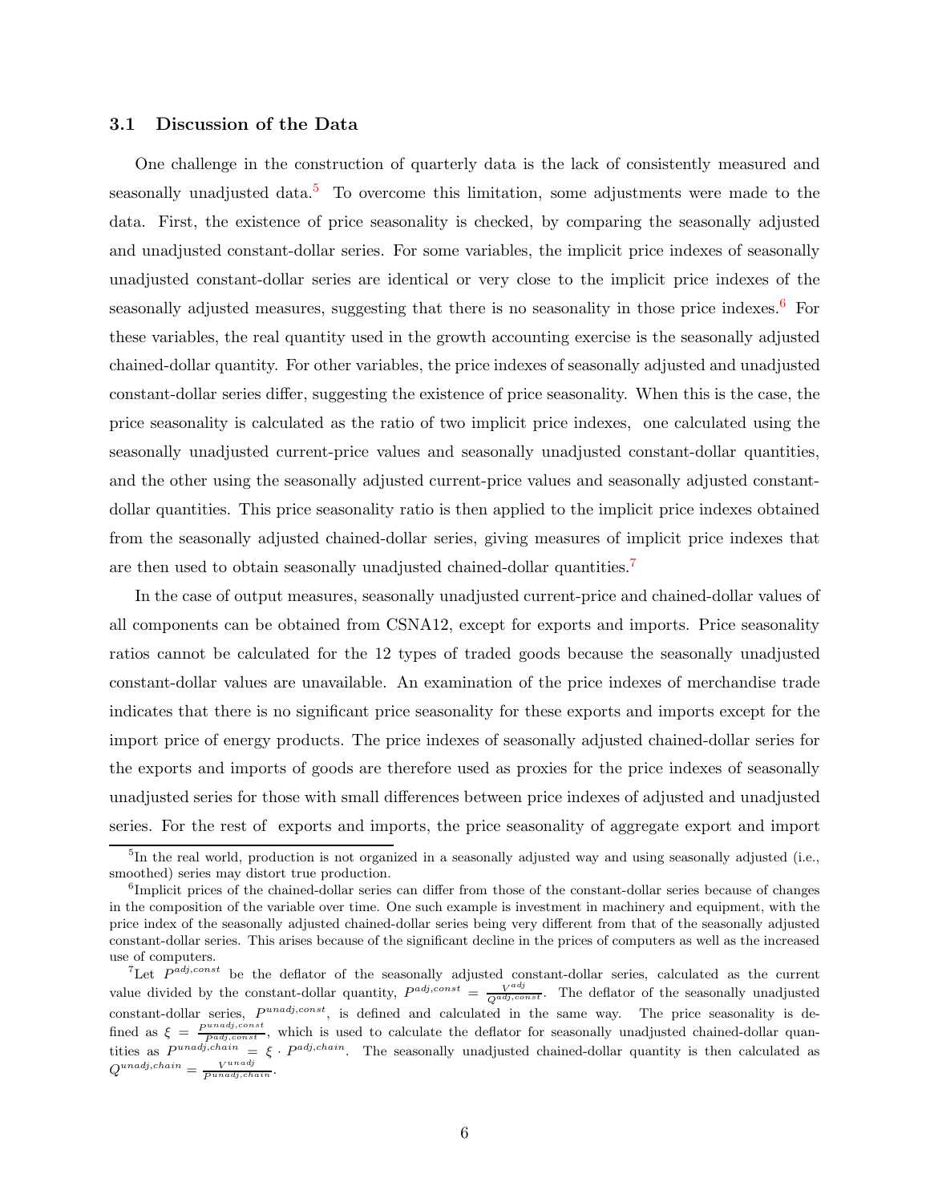### 3.1 Discussion of the Data

One challenge in the construction of quarterly data is the lack of consistently measured and seasonally unadjusted data.[5] To overcome this limitation, some adjustments were made to the data. First, the existence of price seasonality is checked, by comparing the seasonally adjusted and unadjusted constant-dollar series. For some variables, the implicit price indexes of seasonally unadjusted constant-dollar series are identical or very close to the implicit price indexes of the seasonally adjusted measures, suggesting that there is no seasonality in those price indexes.[6] For these variables, the real quantity used in the growth accounting exercise is the seasonally adjusted chained-dollar quantity. For other variables, the price indexes of seasonally adjusted and unadjusted constant-dollar series differ, suggesting the existence of price seasonality. When this is the case, the price seasonality is calculated as the ratio of two implicit price indexes, one calculated using the seasonally unadjusted current-price values and seasonally unadjusted constant-dollar quantities, and the other using the seasonally adjusted current-price values and seasonally adjusted constant-dollar quantities. This price seasonality ratio is then applied to the implicit price indexes obtained from the seasonally adjusted chained-dollar series, giving measures of implicit price indexes that are then used to obtain seasonally unadjusted chained-dollar quantities.[7]

In the case of output measures, seasonally unadjusted current-price and chained-dollar values of all components can be obtained from CSNA12, except for exports and imports. Price seasonality ratios cannot be calculated for the 12 types of traded goods because the seasonally unadjusted constant-dollar values are unavailable. An examination of the price indexes of merchandise trade indicates that there is no significant price seasonality for these exports and imports except for the import price of energy products. The price indexes of seasonally adjusted chained-dollar series for the exports and imports of goods are therefore used as proxies for the price indexes of seasonally unadjusted series for those with small differences between price indexes of adjusted and unadjusted series. For the rest of exports and imports, the price seasonality of aggregate export and import

---

[5] In the real world, production is not organized in a seasonally adjusted way and using seasonally adjusted (i.e., smoothed) series may distort true production.

[6] Implicit prices of the chained-dollar series can differ from those of the constant-dollar series because of changes in the composition of the variable over time. One such example is investment in machinery and equipment, with the price index of the seasonally adjusted chained-dollar series being very different from that of the seasonally adjusted constant-dollar series. This arises because of the significant decline in the prices of computers as well as the increased use of computers.

[7] Let $P^{adj,const}$ be the deflator of the seasonally adjusted constant-dollar series, calculated as the current value divided by the constant-dollar quantity, $P^{adj,const} = \frac{V^{adj}}{Q^{adj,const}}$. The deflator of the seasonally unadjusted constant-dollar series, $P^{unadj,const}$, is defined and calculated in the same way. The price seasonality is defined as $\xi = \frac{P^{unadj,const}}{P^{adj,const}}$, which is used to calculate the deflator for seasonally unadjusted chained-dollar quantities as $P^{unadj,chain} = \xi \cdot P^{adj,chain}$. The seasonally unadjusted chained-dollar quantity is then calculated as $Q^{unadj,chain} = \frac{V^{unadj}}{P^{unadj,chain}}$.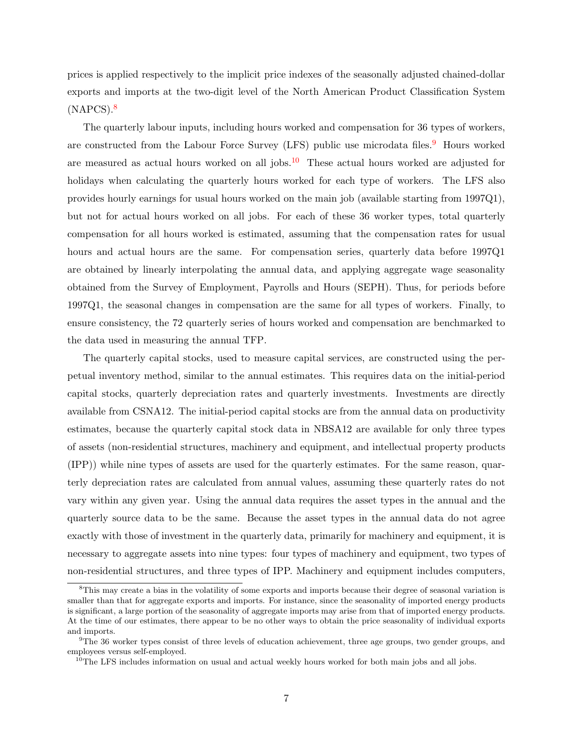prices is applied respectively to the implicit price indexes of the seasonally adjusted chained-dollar exports and imports at the two-digit level of the North American Product Classification System (NAPCS).[8]

The quarterly labour inputs, including hours worked and compensation for 36 types of workers, are constructed from the Labour Force Survey (LFS) public use microdata files.[9] Hours worked are measured as actual hours worked on all jobs.[10] These actual hours worked are adjusted for holidays when calculating the quarterly hours worked for each type of workers. The LFS also provides hourly earnings for usual hours worked on the main job (available starting from 1997Q1), but not for actual hours worked on all jobs. For each of these 36 worker types, total quarterly compensation for all hours worked is estimated, assuming that the compensation rates for usual hours and actual hours are the same. For compensation series, quarterly data before 1997Q1 are obtained by linearly interpolating the annual data, and applying aggregate wage seasonality obtained from the Survey of Employment, Payrolls and Hours (SEPH). Thus, for periods before 1997Q1, the seasonal changes in compensation are the same for all types of workers. Finally, to ensure consistency, the 72 quarterly series of hours worked and compensation are benchmarked to the data used in measuring the annual TFP.

The quarterly capital stocks, used to measure capital services, are constructed using the perpetual inventory method, similar to the annual estimates. This requires data on the initial-period capital stocks, quarterly depreciation rates and quarterly investments. Investments are directly available from CSNA12. The initial-period capital stocks are from the annual data on productivity estimates, because the quarterly capital stock data in NBSA12 are available for only three types of assets (non-residential structures, machinery and equipment, and intellectual property products (IPP)) while nine types of assets are used for the quarterly estimates. For the same reason, quarterly depreciation rates are calculated from annual values, assuming these quarterly rates do not vary within any given year. Using the annual data requires the asset types in the annual and the quarterly source data to be the same. Because the asset types in the annual data do not agree exactly with those of investment in the quarterly data, primarily for machinery and equipment, it is necessary to aggregate assets into nine types: four types of machinery and equipment, two types of non-residential structures, and three types of IPP. Machinery and equipment includes computers,

---

[8] This may create a bias in the volatility of some exports and imports because their degree of seasonal variation is smaller than that for aggregate exports and imports. For instance, since the seasonality of imported energy products is significant, a large portion of the seasonality of aggregate imports may arise from that of imported energy products. At the time of our estimates, there appear to be no other ways to obtain the price seasonality of individual exports and imports.

[9] The 36 worker types consist of three levels of education achievement, three age groups, two gender groups, and employees versus self-employed.

[10] The LFS includes information on usual and actual weekly hours worked for both main jobs and all jobs.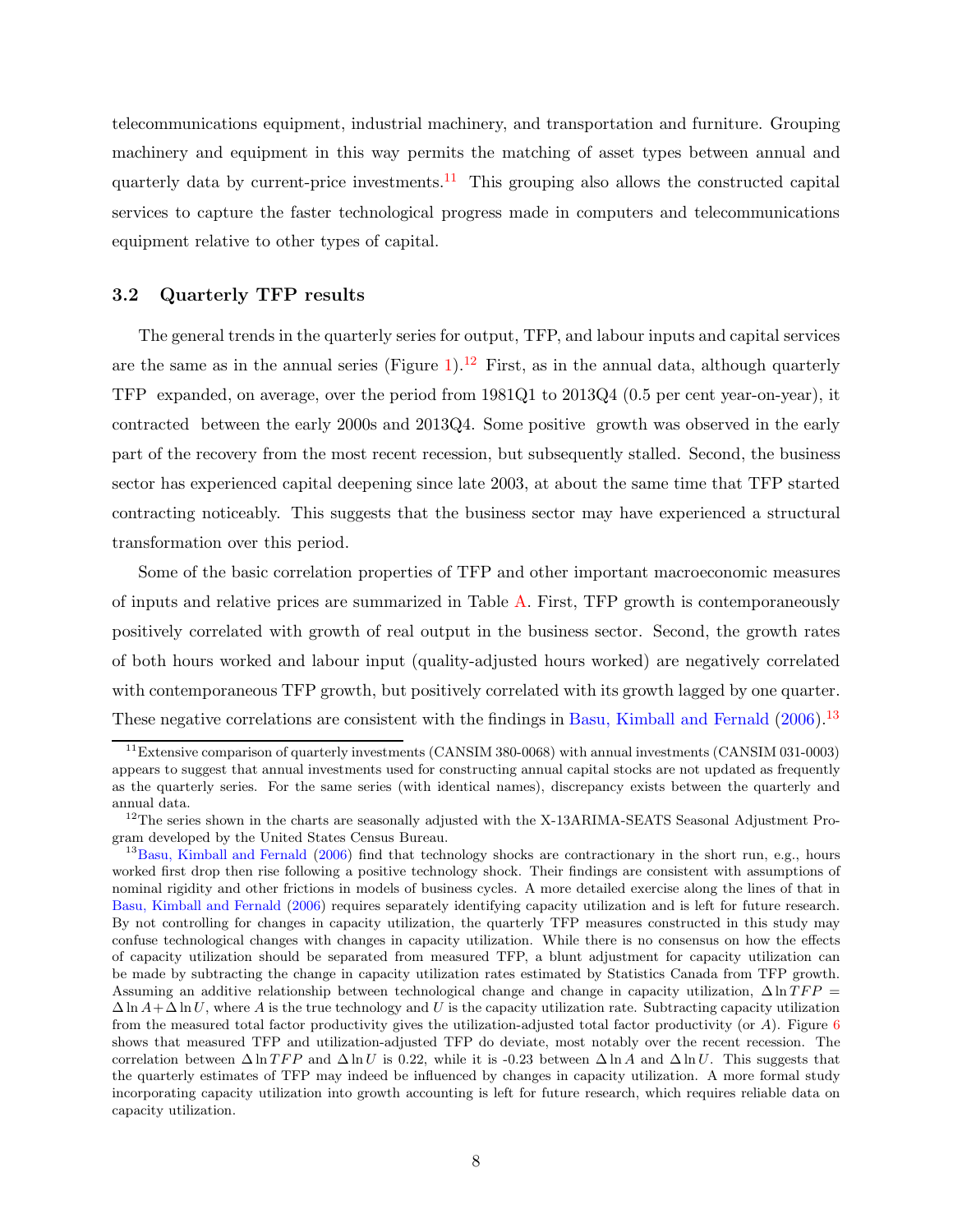telecommunications equipment, industrial machinery, and transportation and furniture. Grouping machinery and equipment in this way permits the matching of asset types between annual and quarterly data by current-price investments.[11] This grouping also allows the constructed capital services to capture the faster technological progress made in computers and telecommunications equipment relative to other types of capital.

### 3.2 Quarterly TFP results

The general trends in the quarterly series for output, TFP, and labour inputs and capital services are the same as in the annual series (Figure 1).[12] First, as in the annual data, although quarterly TFP expanded, on average, over the period from 1981Q1 to 2013Q4 (0.5 per cent year-on-year), it contracted between the early 2000s and 2013Q4. Some positive growth was observed in the early part of the recovery from the most recent recession, but subsequently stalled. Second, the business sector has experienced capital deepening since late 2003, at about the same time that TFP started contracting noticeably. This suggests that the business sector may have experienced a structural transformation over this period.

Some of the basic correlation properties of TFP and other important macroeconomic measures of inputs and relative prices are summarized in Table A. First, TFP growth is contemporaneously positively correlated with growth of real output in the business sector. Second, the growth rates of both hours worked and labour input (quality-adjusted hours worked) are negatively correlated with contemporaneous TFP growth, but positively correlated with its growth lagged by one quarter. These negative correlations are consistent with the findings in Basu, Kimball and Fernald (2006).[13]

---

[11] Extensive comparison of quarterly investments (CANSIM 380-0068) with annual investments (CANSIM 031-0003) appears to suggest that annual investments used for constructing annual capital stocks are not updated as frequently as the quarterly series. For the same series (with identical names), discrepancy exists between the quarterly and annual data.

[12] The series shown in the charts are seasonally adjusted with the X-13ARIMA-SEATS Seasonal Adjustment Program developed by the United States Census Bureau.

[13] Basu, Kimball and Fernald (2006) find that technology shocks are contractionary in the short run, e.g., hours worked first drop then rise following a positive technology shock. Their findings are consistent with assumptions of nominal rigidity and other frictions in models of business cycles. A more detailed exercise along the lines of that in Basu, Kimball and Fernald (2006) requires separately identifying capacity utilization and is left for future research. By not controlling for changes in capacity utilization, the quarterly TFP measures constructed in this study may confuse technological changes with changes in capacity utilization. While there is no consensus on how the effects of capacity utilization should be separated from measured TFP, a blunt adjustment for capacity utilization can be made by subtracting the change in capacity utilization rates estimated by Statistics Canada from TFP growth. Assuming an additive relationship between technological change and change in capacity utilization, $\Delta \ln TFP = \Delta \ln A + \Delta \ln U$, where $A$ is the true technology and $U$ is the capacity utilization rate. Subtracting capacity utilization from the measured total factor productivity gives the utilization-adjusted total factor productivity (or $A$). Figure 6 shows that measured TFP and utilization-adjusted TFP do deviate, most notably over the recent recession. The correlation between $\Delta \ln TFP$ and $\Delta \ln U$ is 0.22, while it is -0.23 between $\Delta \ln A$ and $\Delta \ln U$. This suggests that the quarterly estimates of TFP may indeed be influenced by changes in capacity utilization. A more formal study incorporating capacity utilization into growth accounting is left for future research, which requires reliable data on capacity utilization.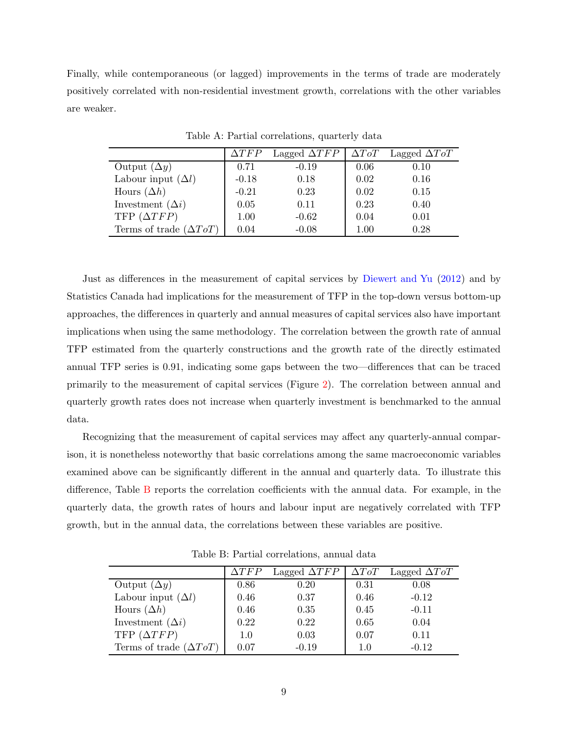Finally, while contemporaneous (or lagged) improvements in the terms of trade are moderately positively correlated with non-residential investment growth, correlations with the other variables are weaker.

Table A: Partial correlations, quarterly data

| | $\Delta TFP$ | Lagged $\Delta TFP$ | $\Delta ToT$ | Lagged $\Delta ToT$ |
|---|---|---|---|---|
| Output ($\Delta y$) | 0.71 | -0.19 | 0.06 | 0.10 |
| Labour input ($\Delta l$) | -0.18 | 0.18 | 0.02 | 0.16 |
| Hours ($\Delta h$) | -0.21 | 0.23 | 0.02 | 0.15 |
| Investment ($\Delta i$) | 0.05 | 0.11 | 0.23 | 0.40 |
| TFP ($\Delta TFP$) | 1.00 | -0.62 | 0.04 | 0.01 |
| Terms of trade ($\Delta ToT$) | 0.04 | -0.08 | 1.00 | 0.28 |

Just as differences in the measurement of capital services by Diewert and Yu (2012) and by Statistics Canada had implications for the measurement of TFP in the top-down versus bottom-up approaches, the differences in quarterly and annual measures of capital services also have important implications when using the same methodology. The correlation between the growth rate of annual TFP estimated from the quarterly constructions and the growth rate of the directly estimated annual TFP series is 0.91, indicating some gaps between the two—differences that can be traced primarily to the measurement of capital services (Figure 2). The correlation between annual and quarterly growth rates does not increase when quarterly investment is benchmarked to the annual data.

Recognizing that the measurement of capital services may affect any quarterly-annual comparison, it is nonetheless noteworthy that basic correlations among the same macroeconomic variables examined above can be significantly different in the annual and quarterly data. To illustrate this difference, Table B reports the correlation coefficients with the annual data. For example, in the quarterly data, the growth rates of hours and labour input are negatively correlated with TFP growth, but in the annual data, the correlations between these variables are positive.

Table B: Partial correlations, annual data

| | $\Delta TFP$ | Lagged $\Delta TFP$ | $\Delta ToT$ | Lagged $\Delta ToT$ |
|---|---|---|---|---|
| Output ($\Delta y$) | 0.86 | 0.20 | 0.31 | 0.08 |
| Labour input ($\Delta l$) | 0.46 | 0.37 | 0.46 | -0.12 |
| Hours ($\Delta h$) | 0.46 | 0.35 | 0.45 | -0.11 |
| Investment ($\Delta i$) | 0.22 | 0.22 | 0.65 | 0.04 |
| TFP ($\Delta TFP$) | 1.0 | 0.03 | 0.07 | 0.11 |
| Terms of trade ($\Delta ToT$) | 0.07 | -0.19 | 1.0 | -0.12 |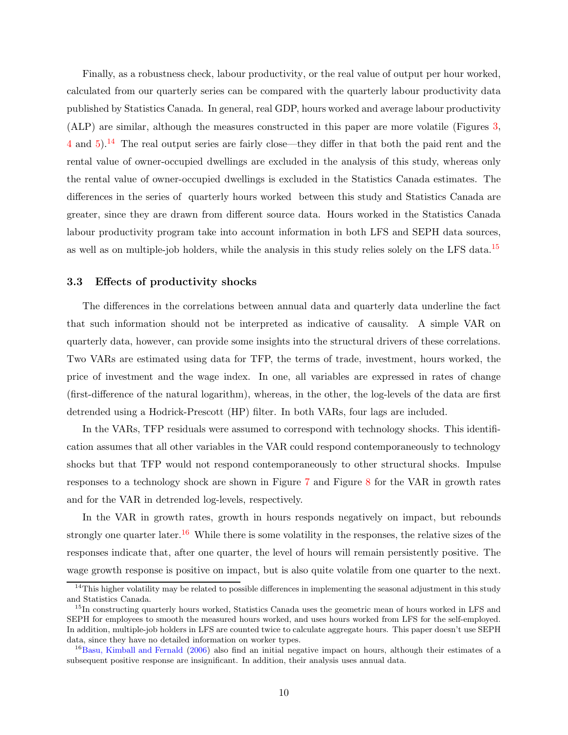Finally, as a robustness check, labour productivity, or the real value of output per hour worked, calculated from our quarterly series can be compared with the quarterly labour productivity data published by Statistics Canada. In general, real GDP, hours worked and average labour productivity (ALP) are similar, although the measures constructed in this paper are more volatile (Figures 3, 4 and 5).[14] The real output series are fairly close—they differ in that both the paid rent and the rental value of owner-occupied dwellings are excluded in the analysis of this study, whereas only the rental value of owner-occupied dwellings is excluded in the Statistics Canada estimates. The differences in the series of quarterly hours worked between this study and Statistics Canada are greater, since they are drawn from different source data. Hours worked in the Statistics Canada labour productivity program take into account information in both LFS and SEPH data sources, as well as on multiple-job holders, while the analysis in this study relies solely on the LFS data.[15]

### 3.3 Effects of productivity shocks

The differences in the correlations between annual data and quarterly data underline the fact that such information should not be interpreted as indicative of causality. A simple VAR on quarterly data, however, can provide some insights into the structural drivers of these correlations. Two VARs are estimated using data for TFP, the terms of trade, investment, hours worked, the price of investment and the wage index. In one, all variables are expressed in rates of change (first-difference of the natural logarithm), whereas, in the other, the log-levels of the data are first detrended using a Hodrick-Prescott (HP) filter. In both VARs, four lags are included.

In the VARs, TFP residuals were assumed to correspond with technology shocks. This identification assumes that all other variables in the VAR could respond contemporaneously to technology shocks but that TFP would not respond contemporaneously to other structural shocks. Impulse responses to a technology shock are shown in Figure 7 and Figure 8 for the VAR in growth rates and for the VAR in detrended log-levels, respectively.

In the VAR in growth rates, growth in hours responds negatively on impact, but rebounds strongly one quarter later.[16] While there is some volatility in the responses, the relative sizes of the responses indicate that, after one quarter, the level of hours will remain persistently positive. The wage growth response is positive on impact, but is also quite volatile from one quarter to the next.

[14] This higher volatility may be related to possible differences in implementing the seasonal adjustment in this study and Statistics Canada.

[15] In constructing quarterly hours worked, Statistics Canada uses the geometric mean of hours worked in LFS and SEPH for employees to smooth the measured hours worked, and uses hours worked from LFS for the self-employed. In addition, multiple-job holders in LFS are counted twice to calculate aggregate hours. This paper doesn't use SEPH data, since they have no detailed information on worker types.

[16] Basu, Kimball and Fernald (2006) also find an initial negative impact on hours, although their estimates of a subsequent positive response are insignificant. In addition, their analysis uses annual data.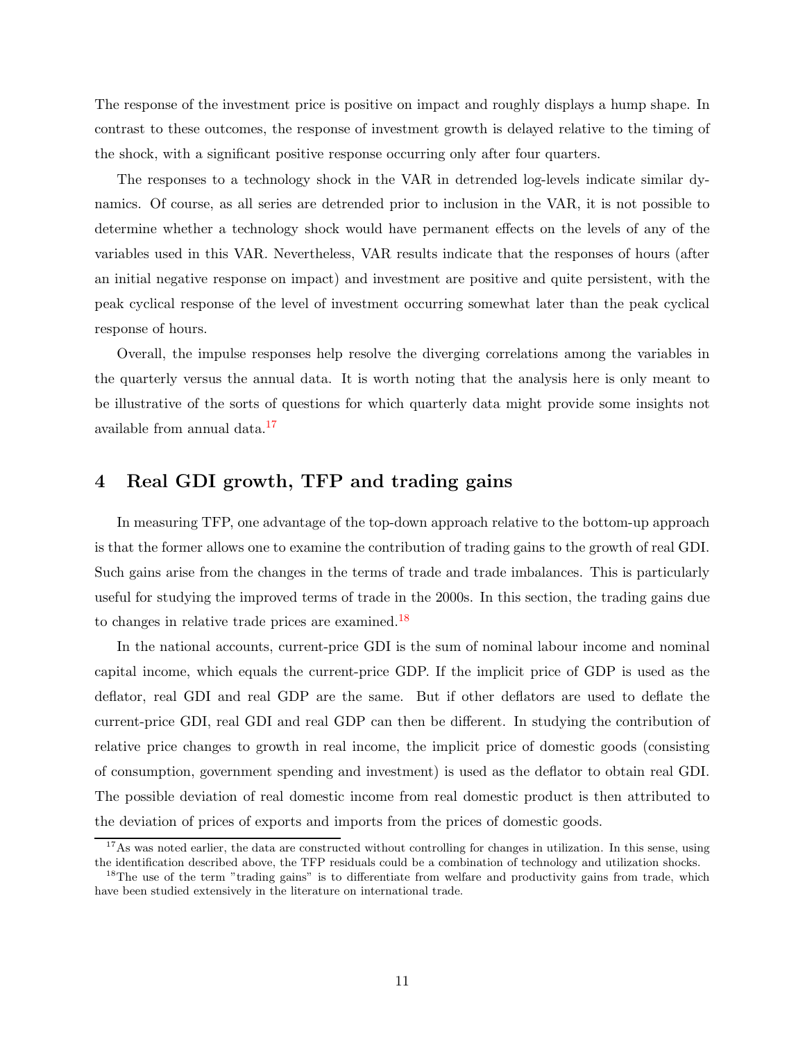The response of the investment price is positive on impact and roughly displays a hump shape. In contrast to these outcomes, the response of investment growth is delayed relative to the timing of the shock, with a significant positive response occurring only after four quarters.

The responses to a technology shock in the VAR in detrended log-levels indicate similar dynamics. Of course, as all series are detrended prior to inclusion in the VAR, it is not possible to determine whether a technology shock would have permanent effects on the levels of any of the variables used in this VAR. Nevertheless, VAR results indicate that the responses of hours (after an initial negative response on impact) and investment are positive and quite persistent, with the peak cyclical response of the level of investment occurring somewhat later than the peak cyclical response of hours.

Overall, the impulse responses help resolve the diverging correlations among the variables in the quarterly versus the annual data. It is worth noting that the analysis here is only meant to be illustrative of the sorts of questions for which quarterly data might provide some insights not available from annual data.[17]

## 4 Real GDI growth, TFP and trading gains

In measuring TFP, one advantage of the top-down approach relative to the bottom-up approach is that the former allows one to examine the contribution of trading gains to the growth of real GDI. Such gains arise from the changes in the terms of trade and trade imbalances. This is particularly useful for studying the improved terms of trade in the 2000s. In this section, the trading gains due to changes in relative trade prices are examined.[18]

In the national accounts, current-price GDI is the sum of nominal labour income and nominal capital income, which equals the current-price GDP. If the implicit price of GDP is used as the deflator, real GDI and real GDP are the same. But if other deflators are used to deflate the current-price GDI, real GDI and real GDP can then be different. In studying the contribution of relative price changes to growth in real income, the implicit price of domestic goods (consisting of consumption, government spending and investment) is used as the deflator to obtain real GDI. The possible deviation of real domestic income from real domestic product is then attributed to the deviation of prices of exports and imports from the prices of domestic goods.

[17] As was noted earlier, the data are constructed without controlling for changes in utilization. In this sense, using the identification described above, the TFP residuals could be a combination of technology and utilization shocks.

[18] The use of the term "trading gains" is to differentiate from welfare and productivity gains from trade, which have been studied extensively in the literature on international trade.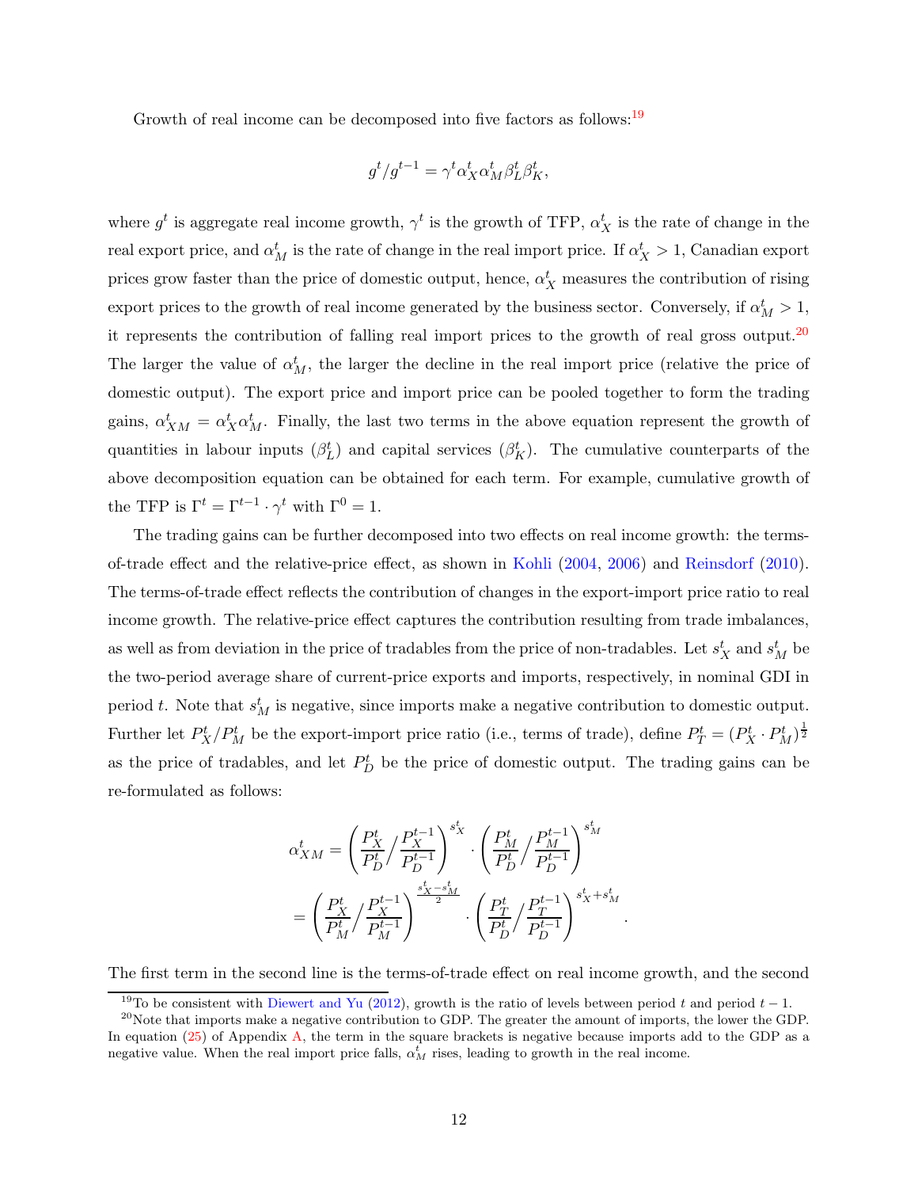Growth of real income can be decomposed into five factors as follows:[19]

$$g^t/g^{t-1} = \gamma^t \alpha_X^t \alpha_M^t \beta_L^t \beta_K^t,$$

where $g^t$ is aggregate real income growth, $\gamma^t$ is the growth of TFP, $\alpha_X^t$ is the rate of change in the real export price, and $\alpha_M^t$ is the rate of change in the real import price. If $\alpha_X^t > 1$, Canadian export prices grow faster than the price of domestic output, hence, $\alpha_X^t$ measures the contribution of rising export prices to the growth of real income generated by the business sector. Conversely, if $\alpha_M^t > 1$, it represents the contribution of falling real import prices to the growth of real gross output.[20] The larger the value of $\alpha_M^t$, the larger the decline in the real import price (relative the price of domestic output). The export price and import price can be pooled together to form the trading gains, $\alpha_{XM}^t = \alpha_X^t \alpha_M^t$. Finally, the last two terms in the above equation represent the growth of quantities in labour inputs ($\beta_L^t$) and capital services ($\beta_K^t$). The cumulative counterparts of the above decomposition equation can be obtained for each term. For example, cumulative growth of the TFP is $\Gamma^t = \Gamma^{t-1} \cdot \gamma^t$ with $\Gamma^0 = 1$.

The trading gains can be further decomposed into two effects on real income growth: the terms-of-trade effect and the relative-price effect, as shown in Kohli (2004, 2006) and Reinsdorf (2010). The terms-of-trade effect reflects the contribution of changes in the export-import price ratio to real income growth. The relative-price effect captures the contribution resulting from trade imbalances, as well as from deviation in the price of tradables from the price of non-tradables. Let $s_X^t$ and $s_M^t$ be the two-period average share of current-price exports and imports, respectively, in nominal GDI in period $t$. Note that $s_M^t$ is negative, since imports make a negative contribution to domestic output. Further let $P_X^t/P_M^t$ be the export-import price ratio (i.e., terms of trade), define $P_T^t = (P_X^t \cdot P_M^t)^{\frac{1}{2}}$ as the price of tradables, and let $P_D^t$ be the price of domestic output. The trading gains can be re-formulated as follows:

$$\begin{aligned}
\alpha_{XM}^t &= \left( \frac{P_X^t}{P_D^t} \Big/ \frac{P_X^{t-1}}{P_D^{t-1}} \right)^{s_X^t} \cdot \left( \frac{P_M^t}{P_D^t} \Big/ \frac{P_M^{t-1}}{P_D^{t-1}} \right)^{s_M^t} \\
&= \left( \frac{P_X^t}{P_M^t} \Big/ \frac{P_X^{t-1}}{P_M^{t-1}} \right)^{\frac{s_X^t - s_M^t}{2}} \cdot \left( \frac{P_T^t}{P_D^t} \Big/ \frac{P_T^{t-1}}{P_D^{t-1}} \right)^{s_X^t + s_M^t}.
\end{aligned}$$

The first term in the second line is the terms-of-trade effect on real income growth, and the second

---

[19] To be consistent with Diewert and Yu (2012), growth is the ratio of levels between period $t$ and period $t-1$.

[20] Note that imports make a negative contribution to GDP. The greater the amount of imports, the lower the GDP. In equation (25) of Appendix A, the term in the square brackets is negative because imports add to the GDP as a negative value. When the real import price falls, $\alpha_M^t$ rises, leading to growth in the real income.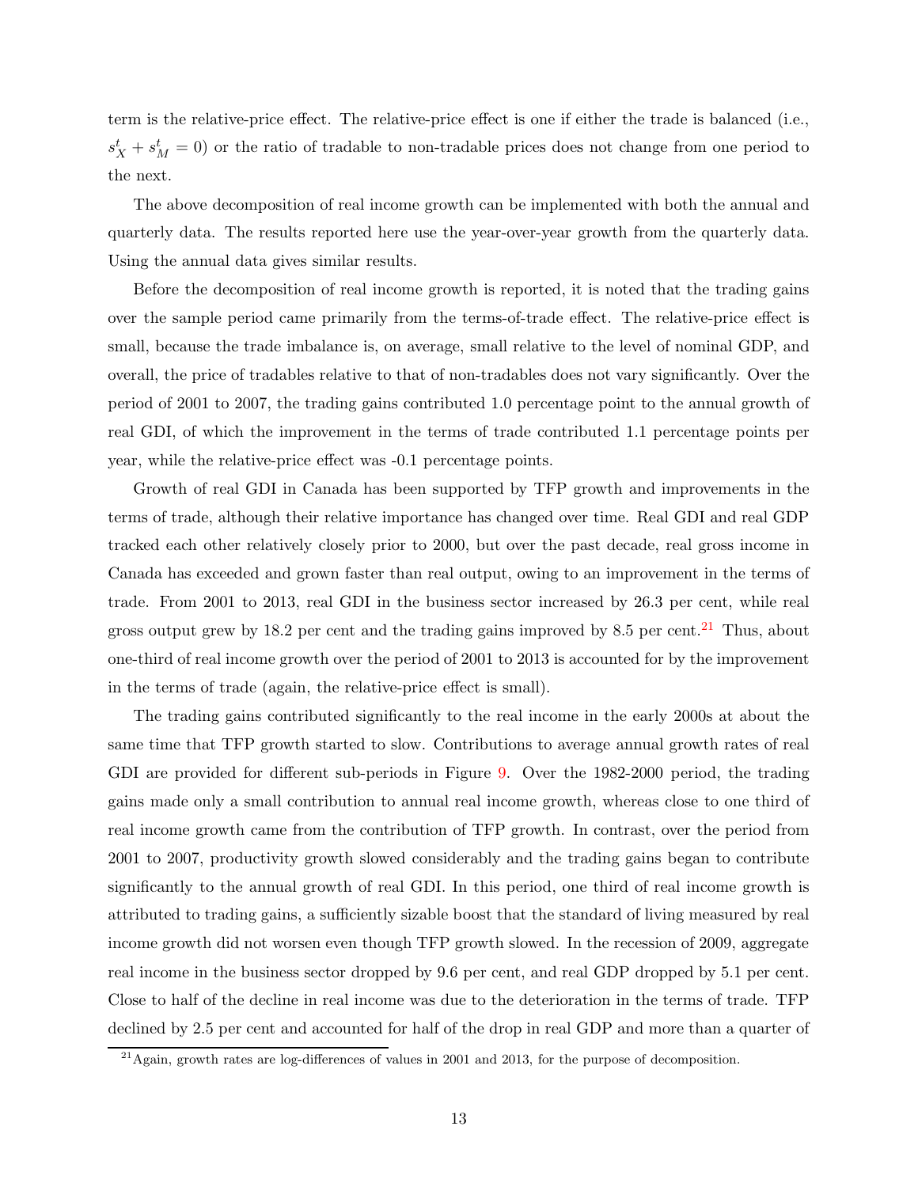term is the relative-price effect. The relative-price effect is one if either the trade is balanced (i.e., $s_X^t + s_M^t = 0$) or the ratio of tradable to non-tradable prices does not change from one period to the next.

The above decomposition of real income growth can be implemented with both the annual and quarterly data. The results reported here use the year-over-year growth from the quarterly data. Using the annual data gives similar results.

Before the decomposition of real income growth is reported, it is noted that the trading gains over the sample period came primarily from the terms-of-trade effect. The relative-price effect is small, because the trade imbalance is, on average, small relative to the level of nominal GDP, and overall, the price of tradables relative to that of non-tradables does not vary significantly. Over the period of 2001 to 2007, the trading gains contributed 1.0 percentage point to the annual growth of real GDI, of which the improvement in the terms of trade contributed 1.1 percentage points per year, while the relative-price effect was -0.1 percentage points.

Growth of real GDI in Canada has been supported by TFP growth and improvements in the terms of trade, although their relative importance has changed over time. Real GDI and real GDP tracked each other relatively closely prior to 2000, but over the past decade, real gross income in Canada has exceeded and grown faster than real output, owing to an improvement in the terms of trade. From 2001 to 2013, real GDI in the business sector increased by 26.3 per cent, while real gross output grew by 18.2 per cent and the trading gains improved by 8.5 per cent.[21] Thus, about one-third of real income growth over the period of 2001 to 2013 is accounted for by the improvement in the terms of trade (again, the relative-price effect is small).

The trading gains contributed significantly to the real income in the early 2000s at about the same time that TFP growth started to slow. Contributions to average annual growth rates of real GDI are provided for different sub-periods in Figure 9. Over the 1982-2000 period, the trading gains made only a small contribution to annual real income growth, whereas close to one third of real income growth came from the contribution of TFP growth. In contrast, over the period from 2001 to 2007, productivity growth slowed considerably and the trading gains began to contribute significantly to the annual growth of real GDI. In this period, one third of real income growth is attributed to trading gains, a sufficiently sizable boost that the standard of living measured by real income growth did not worsen even though TFP growth slowed. In the recession of 2009, aggregate real income in the business sector dropped by 9.6 per cent, and real GDP dropped by 5.1 per cent. Close to half of the decline in real income was due to the deterioration in the terms of trade. TFP declined by 2.5 per cent and accounted for half of the drop in real GDP and more than a quarter of

[21] Again, growth rates are log-differences of values in 2001 and 2013, for the purpose of decomposition.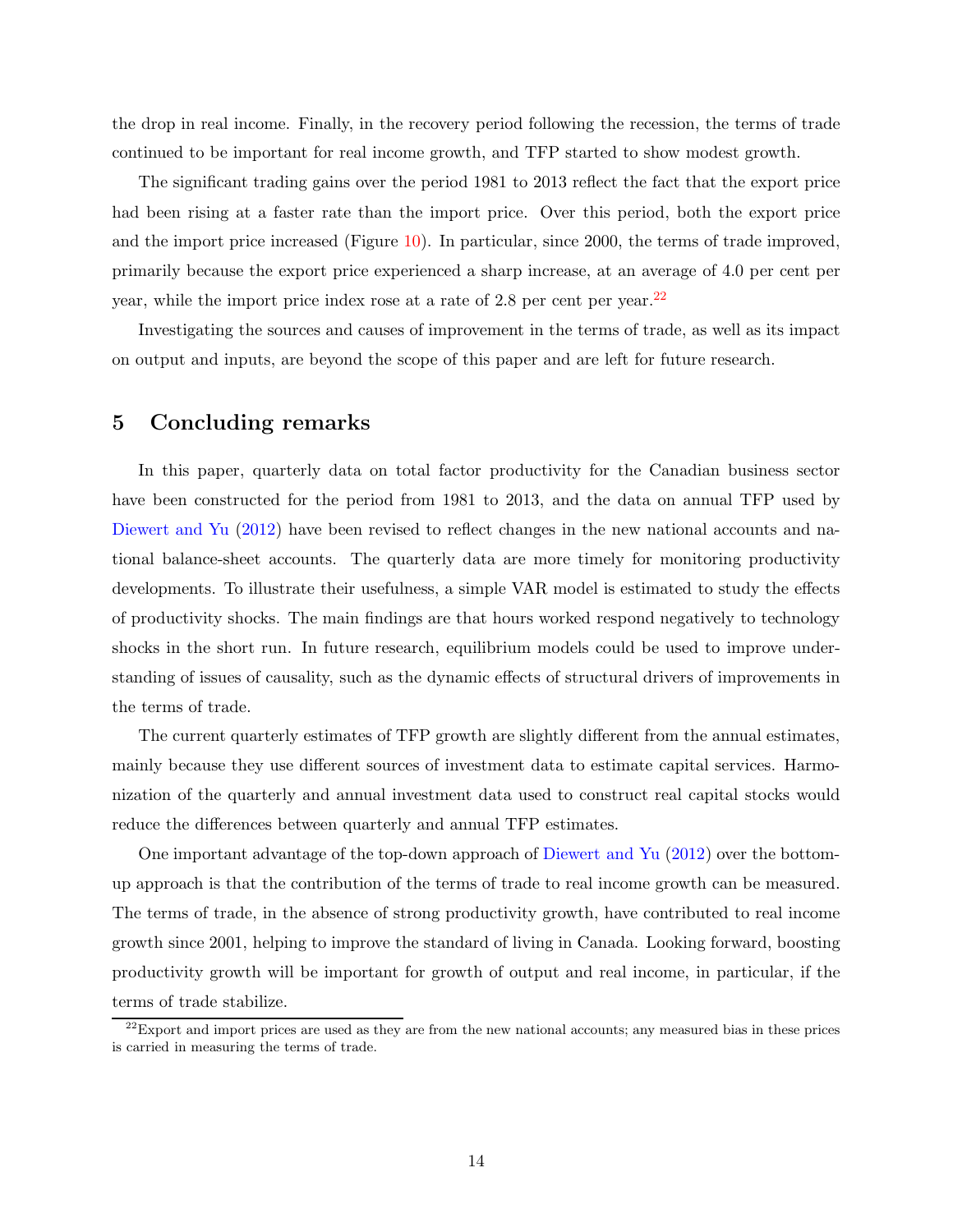the drop in real income. Finally, in the recovery period following the recession, the terms of trade continued to be important for real income growth, and TFP started to show modest growth.

The significant trading gains over the period 1981 to 2013 reflect the fact that the export price had been rising at a faster rate than the import price. Over this period, both the export price and the import price increased (Figure 10). In particular, since 2000, the terms of trade improved, primarily because the export price experienced a sharp increase, at an average of 4.0 per cent per year, while the import price index rose at a rate of 2.8 per cent per year.[22]

Investigating the sources and causes of improvement in the terms of trade, as well as its impact on output and inputs, are beyond the scope of this paper and are left for future research.

## 5 Concluding remarks

In this paper, quarterly data on total factor productivity for the Canadian business sector have been constructed for the period from 1981 to 2013, and the data on annual TFP used by Diewert and Yu (2012) have been revised to reflect changes in the new national accounts and national balance-sheet accounts. The quarterly data are more timely for monitoring productivity developments. To illustrate their usefulness, a simple VAR model is estimated to study the effects of productivity shocks. The main findings are that hours worked respond negatively to technology shocks in the short run. In future research, equilibrium models could be used to improve understanding of issues of causality, such as the dynamic effects of structural drivers of improvements in the terms of trade.

The current quarterly estimates of TFP growth are slightly different from the annual estimates, mainly because they use different sources of investment data to estimate capital services. Harmonization of the quarterly and annual investment data used to construct real capital stocks would reduce the differences between quarterly and annual TFP estimates.

One important advantage of the top-down approach of Diewert and Yu (2012) over the bottom-up approach is that the contribution of the terms of trade to real income growth can be measured. The terms of trade, in the absence of strong productivity growth, have contributed to real income growth since 2001, helping to improve the standard of living in Canada. Looking forward, boosting productivity growth will be important for growth of output and real income, in particular, if the terms of trade stabilize.

[22] Export and import prices are used as they are from the new national accounts; any measured bias in these prices is carried in measuring the terms of trade.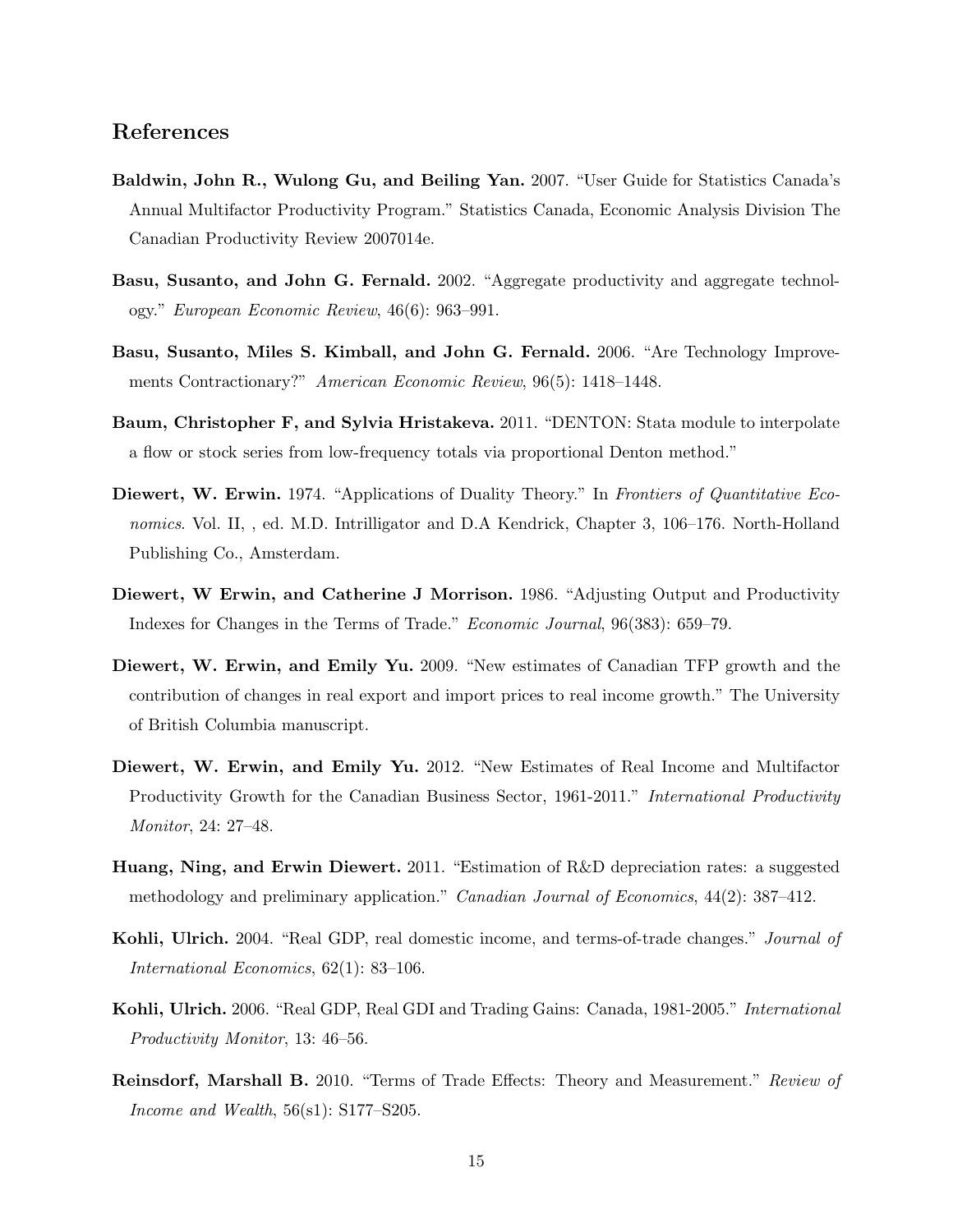## References

**Baldwin, John R., Wulong Gu, and Beiling Yan.** 2007. "User Guide for Statistics Canada's Annual Multifactor Productivity Program." Statistics Canada, Economic Analysis Division The Canadian Productivity Review 2007014e.

**Basu, Susanto, and John G. Fernald.** 2002. "Aggregate productivity and aggregate technology." *European Economic Review*, 46(6): 963–991.

**Basu, Susanto, Miles S. Kimball, and John G. Fernald.** 2006. "Are Technology Improvements Contractionary?" *American Economic Review*, 96(5): 1418–1448.

**Baum, Christopher F, and Sylvia Hristakeva.** 2011. "DENTON: Stata module to interpolate a flow or stock series from low-frequency totals via proportional Denton method."

**Diewert, W. Erwin.** 1974. "Applications of Duality Theory." In *Frontiers of Quantitative Economics*. Vol. II, , ed. M.D. Intrilligator and D.A Kendrick, Chapter 3, 106–176. North-Holland Publishing Co., Amsterdam.

**Diewert, W Erwin, and Catherine J Morrison.** 1986. "Adjusting Output and Productivity Indexes for Changes in the Terms of Trade." *Economic Journal*, 96(383): 659–79.

**Diewert, W. Erwin, and Emily Yu.** 2009. "New estimates of Canadian TFP growth and the contribution of changes in real export and import prices to real income growth." The University of British Columbia manuscript.

**Diewert, W. Erwin, and Emily Yu.** 2012. "New Estimates of Real Income and Multifactor Productivity Growth for the Canadian Business Sector, 1961-2011." *International Productivity Monitor*, 24: 27–48.

**Huang, Ning, and Erwin Diewert.** 2011. "Estimation of R&D depreciation rates: a suggested methodology and preliminary application." *Canadian Journal of Economics*, 44(2): 387–412.

**Kohli, Ulrich.** 2004. "Real GDP, real domestic income, and terms-of-trade changes." *Journal of International Economics*, 62(1): 83–106.

**Kohli, Ulrich.** 2006. "Real GDP, Real GDI and Trading Gains: Canada, 1981-2005." *International Productivity Monitor*, 13: 46–56.

**Reinsdorf, Marshall B.** 2010. "Terms of Trade Effects: Theory and Measurement." *Review of Income and Wealth*, 56(s1): S177–S205.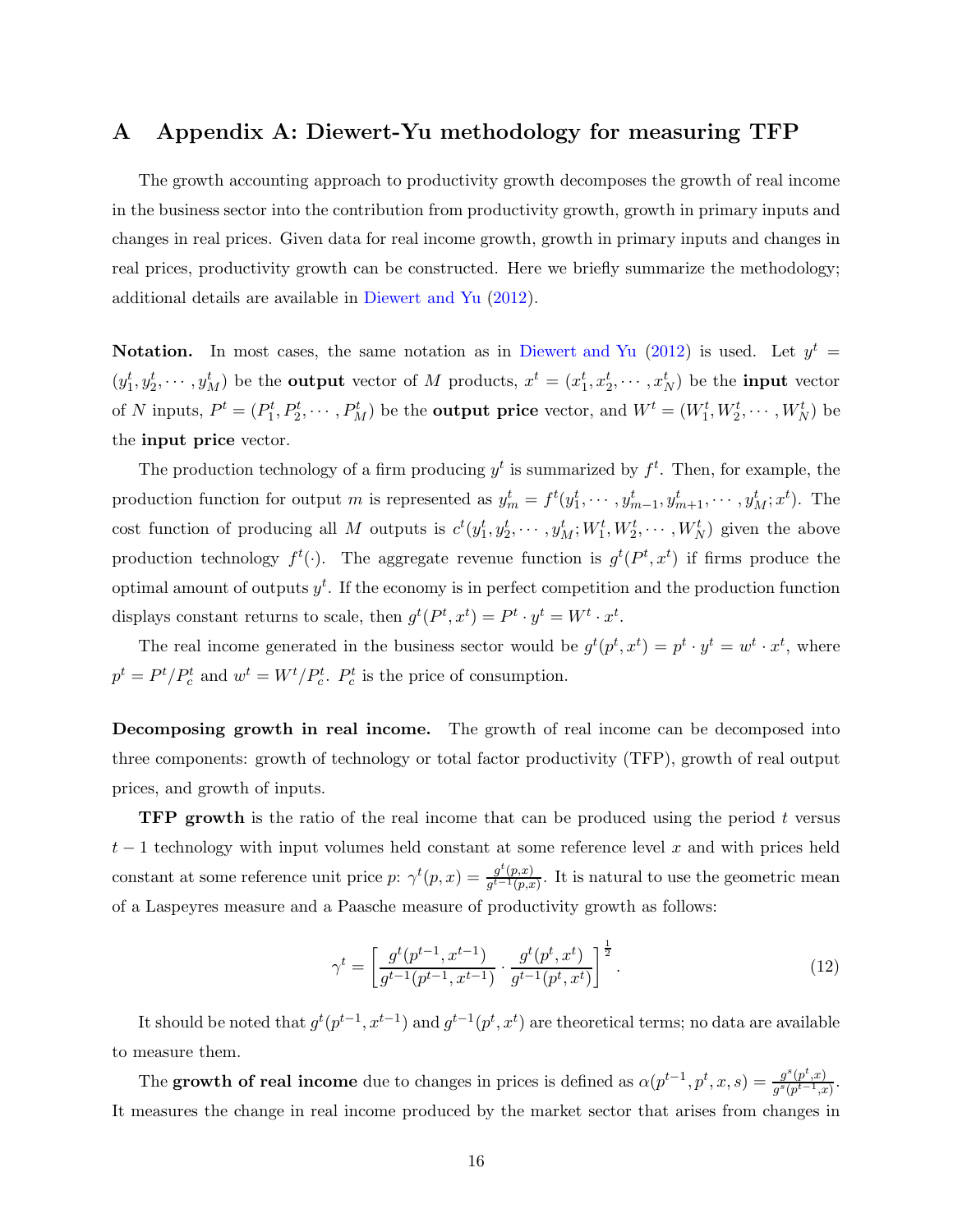# A Appendix A: Diewert-Yu methodology for measuring TFP

The growth accounting approach to productivity growth decomposes the growth of real income in the business sector into the contribution from productivity growth, growth in primary inputs and changes in real prices. Given data for real income growth, growth in primary inputs and changes in real prices, productivity growth can be constructed. Here we briefly summarize the methodology; additional details are available in Diewert and Yu (2012).

**Notation.** In most cases, the same notation as in Diewert and Yu (2012) is used. Let $y^t = (y_1^t, y_2^t, \cdots, y_M^t)$ be the **output** vector of $M$ products, $x^t = (x_1^t, x_2^t, \cdots, x_N^t)$ be the **input** vector of $N$ inputs, $P^t = (P_1^t, P_2^t, \cdots, P_M^t)$ be the **output price** vector, and $W^t = (W_1^t, W_2^t, \cdots, W_N^t)$ be the **input price** vector.

The production technology of a firm producing $y^t$ is summarized by $f^t$. Then, for example, the production function for output $m$ is represented as $y_m^t = f^t(y_1^t, \cdots, y_{m-1}^t, y_{m+1}^t, \cdots, y_M^t; x^t)$. The cost function of producing all $M$ outputs is $c^t(y_1^t, y_2^t, \cdots, y_M^t; W_1^t, W_2^t, \cdots, W_N^t)$ given the above production technology $f^t(\cdot)$. The aggregate revenue function is $g^t(P^t, x^t)$ if firms produce the optimal amount of outputs $y^t$. If the economy is in perfect competition and the production function displays constant returns to scale, then $g^t(P^t, x^t) = P^t \cdot y^t = W^t \cdot x^t$.

The real income generated in the business sector would be $g^t(p^t, x^t) = p^t \cdot y^t = w^t \cdot x^t$, where $p^t = P^t/P_c^t$ and $w^t = W^t/P_c^t$. $P_c^t$ is the price of consumption.

**Decomposing growth in real income.** The growth of real income can be decomposed into three components: growth of technology or total factor productivity (TFP), growth of real output prices, and growth of inputs.

**TFP growth** is the ratio of the real income that can be produced using the period $t$ versus $t-1$ technology with input volumes held constant at some reference level $x$ and with prices held constant at some reference unit price $p$: $\gamma^t(p, x) = \frac{g^t(p,x)}{g^{t-1}(p,x)}$. It is natural to use the geometric mean of a Laspeyres measure and a Paasche measure of productivity growth as follows:

$$\gamma^t = \left[ \frac{g^t(p^{t-1}, x^{t-1})}{g^{t-1}(p^{t-1}, x^{t-1})} \cdot \frac{g^t(p^t, x^t)}{g^{t-1}(p^t, x^t)} \right]^{\frac{1}{2}}. \tag{12}$$

It should be noted that $g^t(p^{t-1}, x^{t-1})$ and $g^{t-1}(p^t, x^t)$ are theoretical terms; no data are available to measure them.

The **growth of real income** due to changes in prices is defined as $\alpha(p^{t-1}, p^t, x, s) = \frac{g^s(p^t,x)}{g^s(p^{t-1},x)}$. It measures the change in real income produced by the market sector that arises from changes in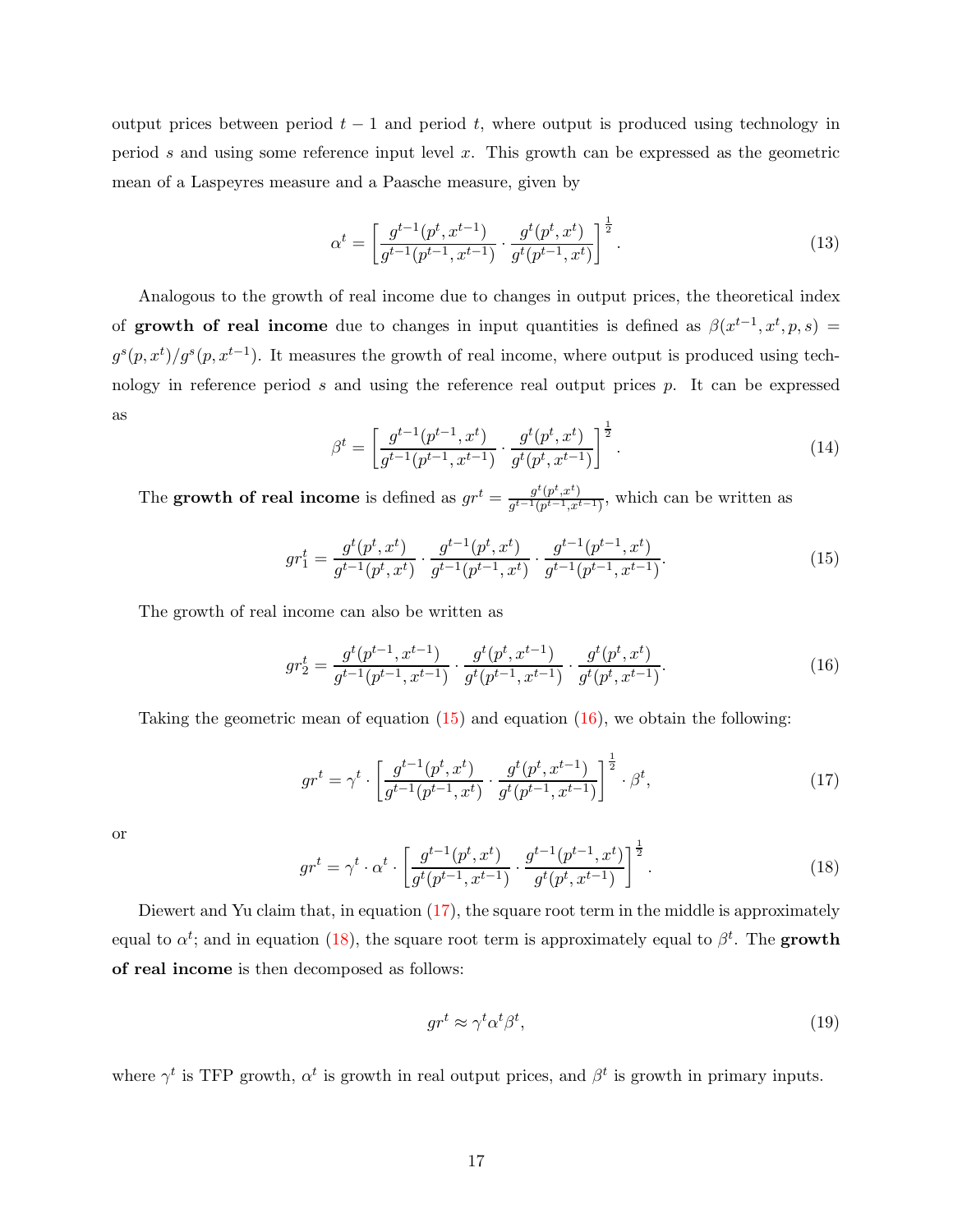output prices between period $t-1$ and period $t$, where output is produced using technology in period $s$ and using some reference input level $x$. This growth can be expressed as the geometric mean of a Laspeyres measure and a Paasche measure, given by

$$\alpha^t = \left[ \frac{g^{t-1}(p^t, x^{t-1})}{g^{t-1}(p^{t-1}, x^{t-1})} \cdot \frac{g^t(p^t, x^t)}{g^t(p^{t-1}, x^t)} \right]^{\frac{1}{2}}. \tag{13}$$

Analogous to the growth of real income due to changes in output prices, the theoretical index of **growth of real income** due to changes in input quantities is defined as $\beta(x^{t-1}, x^t, p, s) = g^s(p, x^t)/g^s(p, x^{t-1})$. It measures the growth of real income, where output is produced using technology in reference period $s$ and using the reference real output prices $p$. It can be expressed as

$$\beta^t = \left[ \frac{g^{t-1}(p^{t-1}, x^t)}{g^{t-1}(p^{t-1}, x^{t-1})} \cdot \frac{g^t(p^t, x^t)}{g^t(p^t, x^{t-1})} \right]^{\frac{1}{2}}. \tag{14}$$

The **growth of real income** is defined as $gr^t = \frac{g^t(p^t, x^t)}{g^{t-1}(p^{t-1}, x^{t-1})}$, which can be written as

$$gr_1^t = \frac{g^t(p^t, x^t)}{g^{t-1}(p^t, x^t)} \cdot \frac{g^{t-1}(p^t, x^t)}{g^{t-1}(p^{t-1}, x^t)} \cdot \frac{g^{t-1}(p^{t-1}, x^t)}{g^{t-1}(p^{t-1}, x^{t-1})}. \tag{15}$$

The growth of real income can also be written as

$$gr_2^t = \frac{g^t(p^{t-1}, x^{t-1})}{g^{t-1}(p^{t-1}, x^{t-1})} \cdot \frac{g^t(p^t, x^{t-1})}{g^t(p^{t-1}, x^{t-1})} \cdot \frac{g^t(p^t, x^t)}{g^t(p^t, x^{t-1})}. \tag{16}$$

Taking the geometric mean of equation (15) and equation (16), we obtain the following:

$$gr^t = \gamma^t \cdot \left[ \frac{g^{t-1}(p^t, x^t)}{g^{t-1}(p^{t-1}, x^t)} \cdot \frac{g^t(p^t, x^{t-1})}{g^t(p^{t-1}, x^{t-1})} \right]^{\frac{1}{2}} \cdot \beta^t, \tag{17}$$

or

$$gr^t = \gamma^t \cdot \alpha^t \cdot \left[ \frac{g^{t-1}(p^t, x^t)}{g^t(p^{t-1}, x^{t-1})} \cdot \frac{g^{t-1}(p^{t-1}, x^t)}{g^t(p^t, x^{t-1})} \right]^{\frac{1}{2}}. \tag{18}$$

Diewert and Yu claim that, in equation (17), the square root term in the middle is approximately equal to $\alpha^t$; and in equation (18), the square root term is approximately equal to $\beta^t$. The **growth of real income** is then decomposed as follows:

$$gr^t \approx \gamma^t \alpha^t \beta^t, \tag{19}$$

where $\gamma^t$ is TFP growth, $\alpha^t$ is growth in real output prices, and $\beta^t$ is growth in primary inputs.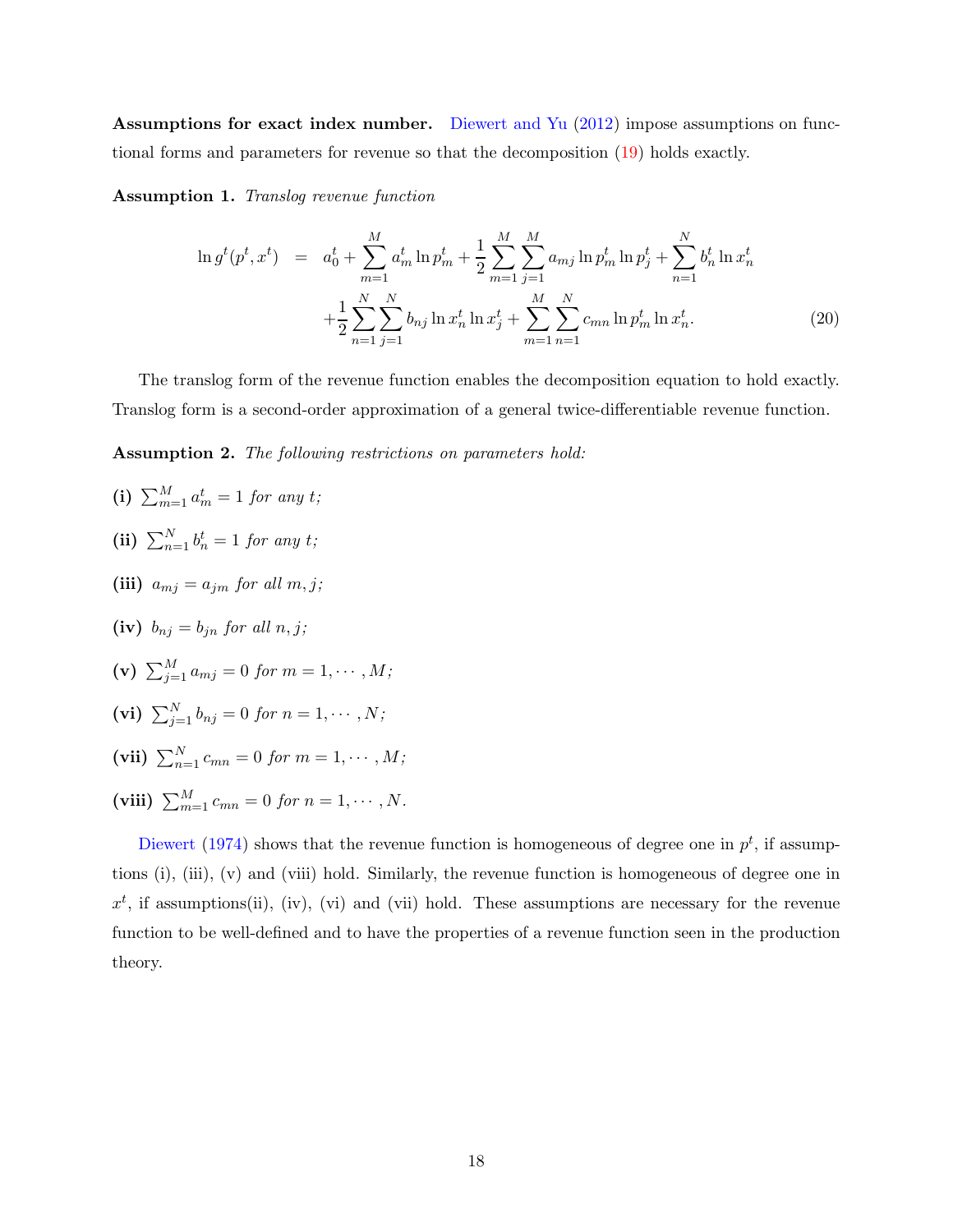**Assumptions for exact index number.** Diewert and Yu (2012) impose assumptions on functional forms and parameters for revenue so that the decomposition (19) holds exactly.

**Assumption 1.** *Translog revenue function*

$$
\begin{aligned}
\ln g^t(p^t, x^t) \;=\; & a_0^t + \sum_{m=1}^{M} a_m^t \ln p_m^t + \frac{1}{2}\sum_{m=1}^{M}\sum_{j=1}^{M} a_{mj} \ln p_m^t \ln p_j^t + \sum_{n=1}^{N} b_n^t \ln x_n^t \\
& + \frac{1}{2}\sum_{n=1}^{N}\sum_{j=1}^{N} b_{nj} \ln x_n^t \ln x_j^t + \sum_{m=1}^{M}\sum_{n=1}^{N} c_{mn} \ln p_m^t \ln x_n^t. \qquad (20)
\end{aligned}
$$

The translog form of the revenue function enables the decomposition equation to hold exactly. Translog form is a second-order approximation of a general twice-differentiable revenue function.

**Assumption 2.** *The following restrictions on parameters hold:*

**(i)** $\sum_{m=1}^{M} a_m^t = 1$ *for any* $t$;

**(ii)** $\sum_{n=1}^{N} b_n^t = 1$ *for any* $t$;

**(iii)** $a_{mj} = a_{jm}$ *for all* $m, j$;

**(iv)** $b_{nj} = b_{jn}$ *for all* $n, j$;

**(v)** $\sum_{j=1}^{M} a_{mj} = 0$ *for* $m = 1, \cdots, M$;

**(vi)** $\sum_{j=1}^{N} b_{nj} = 0$ *for* $n = 1, \cdots, N$;

**(vii)** $\sum_{n=1}^{N} c_{mn} = 0$ *for* $m = 1, \cdots, M$;

**(viii)** $\sum_{m=1}^{M} c_{mn} = 0$ *for* $n = 1, \cdots, N$.

Diewert (1974) shows that the revenue function is homogeneous of degree one in $p^t$, if assumptions (i), (iii), (v) and (viii) hold. Similarly, the revenue function is homogeneous of degree one in $x^t$, if assumptions(ii), (iv), (vi) and (vii) hold. These assumptions are necessary for the revenue function to be well-defined and to have the properties of a revenue function seen in the production theory.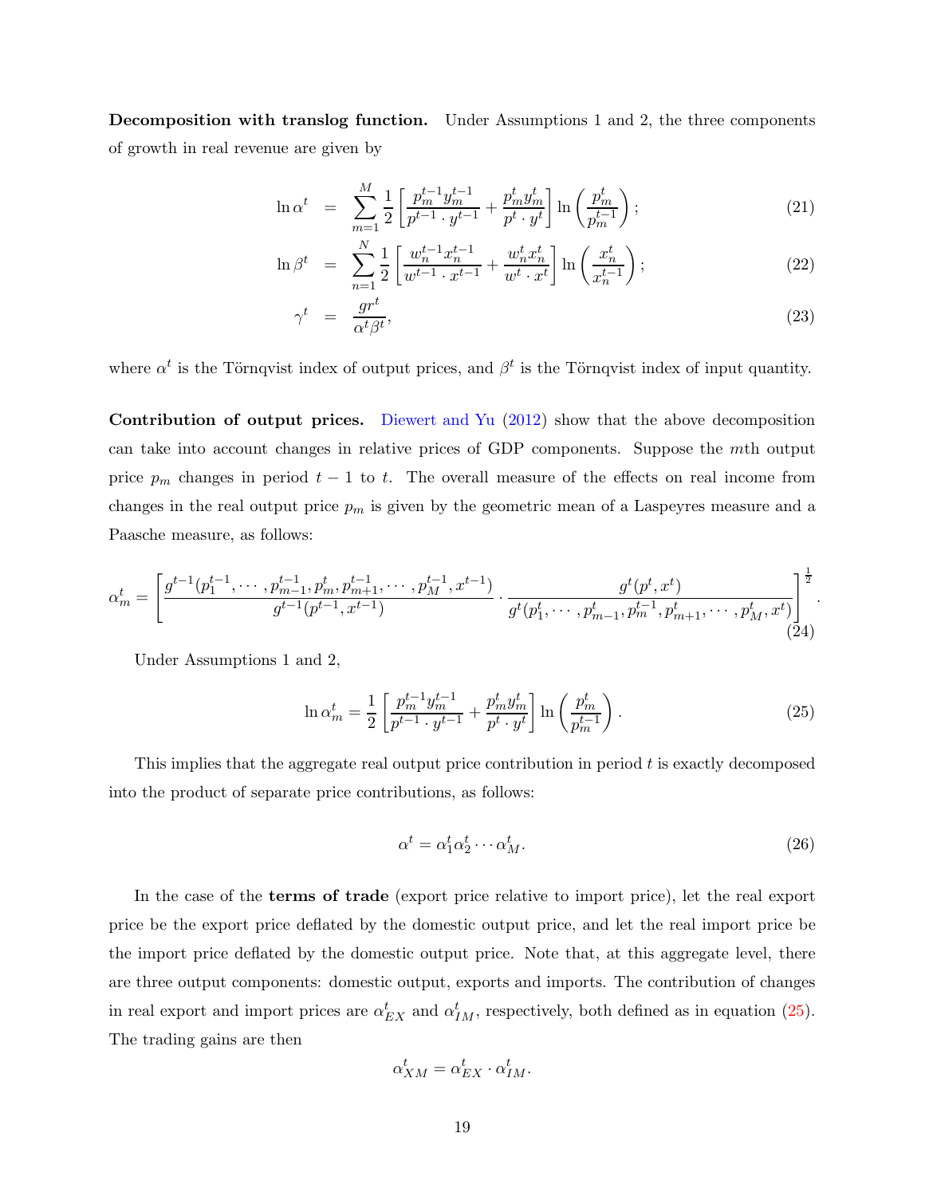**Decomposition with translog function.** Under Assumptions 1 and 2, the three components of growth in real revenue are given by

$$
\begin{aligned}
\ln \alpha^t &= \sum_{m=1}^{M} \frac{1}{2} \left[ \frac{p_m^{t-1} y_m^{t-1}}{p^{t-1} \cdot y^{t-1}} + \frac{p_m^t y_m^t}{p^t \cdot y^t} \right] \ln \left( \frac{p_m^t}{p_m^{t-1}} \right); \qquad (21) \\
\ln \beta^t &= \sum_{n=1}^{N} \frac{1}{2} \left[ \frac{w_n^{t-1} x_n^{t-1}}{w^{t-1} \cdot x^{t-1}} + \frac{w_n^t x_n^t}{w^t \cdot x^t} \right] \ln \left( \frac{x_n^t}{x_n^{t-1}} \right); \qquad (22) \\
\gamma^t &= \frac{gr^t}{\alpha^t \beta^t}, \qquad (23)
\end{aligned}
$$

where $\alpha^t$ is the Törnqvist index of output prices, and $\beta^t$ is the Törnqvist index of input quantity.

**Contribution of output prices.** Diewert and Yu (2012) show that the above decomposition can take into account changes in relative prices of GDP components. Suppose the $m$th output price $p_m$ changes in period $t-1$ to $t$. The overall measure of the effects on real income from changes in the real output price $p_m$ is given by the geometric mean of a Laspeyres measure and a Paasche measure, as follows:

$$
\alpha_m^t = \left[ \frac{g^{t-1}(p_1^{t-1}, \cdots, p_{m-1}^{t-1}, p_m^t, p_{m+1}^{t-1}, \cdots, p_M^{t-1}, x^{t-1})}{g^{t-1}(p^{t-1}, x^{t-1})} \cdot \frac{g^t(p^t, x^t)}{g^t(p_1^t, \cdots, p_{m-1}^t, p_m^{t-1}, p_{m+1}^t, \cdots, p_M^t, x^t)} \right]^{\frac{1}{2}}. \qquad (24)
$$

Under Assumptions 1 and 2,

$$
\ln \alpha_m^t = \frac{1}{2} \left[ \frac{p_m^{t-1} y_m^{t-1}}{p^{t-1} \cdot y^{t-1}} + \frac{p_m^t y_m^t}{p^t \cdot y^t} \right] \ln \left( \frac{p_m^t}{p_m^{t-1}} \right). \qquad (25)
$$

This implies that the aggregate real output price contribution in period $t$ is exactly decomposed into the product of separate price contributions, as follows:

$$
\alpha^t = \alpha_1^t \alpha_2^t \cdots \alpha_M^t. \qquad (26)
$$

In the case of the **terms of trade** (export price relative to import price), let the real export price be the export price deflated by the domestic output price, and let the real import price be the import price deflated by the domestic output price. Note that, at this aggregate level, there are three output components: domestic output, exports and imports. The contribution of changes in real export and import prices are $\alpha_{EX}^t$ and $\alpha_{IM}^t$, respectively, both defined as in equation (25). The trading gains are then

$$
\alpha_{XM}^t = \alpha_{EX}^t \cdot \alpha_{IM}^t.
$$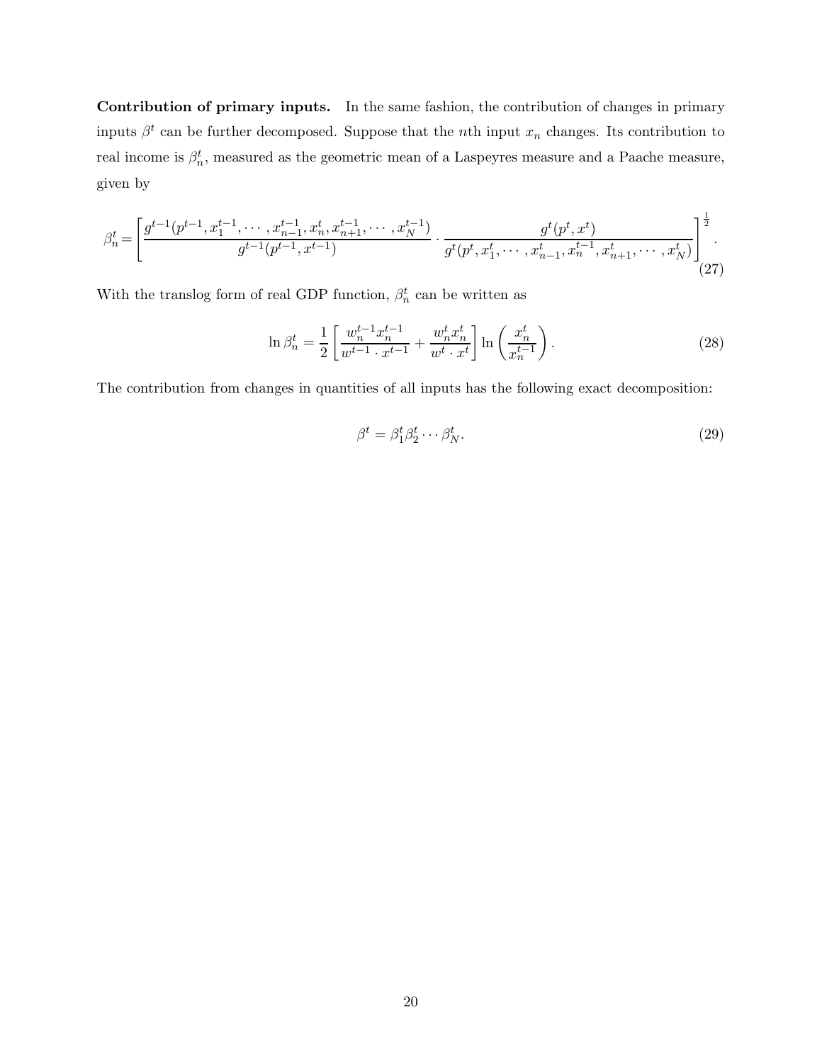**Contribution of primary inputs.** In the same fashion, the contribution of changes in primary inputs $\beta^t$ can be further decomposed. Suppose that the $n$th input $x_n$ changes. Its contribution to real income is $\beta_n^t$, measured as the geometric mean of a Laspeyres measure and a Paache measure, given by

$$\beta_n^t = \left[ \frac{g^{t-1}(p^{t-1}, x_1^{t-1}, \cdots, x_{n-1}^{t-1}, x_n^t, x_{n+1}^{t-1}, \cdots, x_N^{t-1})}{g^{t-1}(p^{t-1}, x^{t-1})} \cdot \frac{g^t(p^t, x^t)}{g^t(p^t, x_1^t, \cdots, x_{n-1}^t, x_n^{t-1}, x_{n+1}^t, \cdots, x_N^t)} \right]^{\frac{1}{2}}. \tag{27}$$

With the translog form of real GDP function, $\beta_n^t$ can be written as

$$\ln \beta_n^t = \frac{1}{2} \left[ \frac{w_n^{t-1} x_n^{t-1}}{w^{t-1} \cdot x^{t-1}} + \frac{w_n^t x_n^t}{w^t \cdot x^t} \right] \ln \left( \frac{x_n^t}{x_n^{t-1}} \right). \tag{28}$$

The contribution from changes in quantities of all inputs has the following exact decomposition:

$$\beta^t = \beta_1^t \beta_2^t \cdots \beta_N^t. \tag{29}$$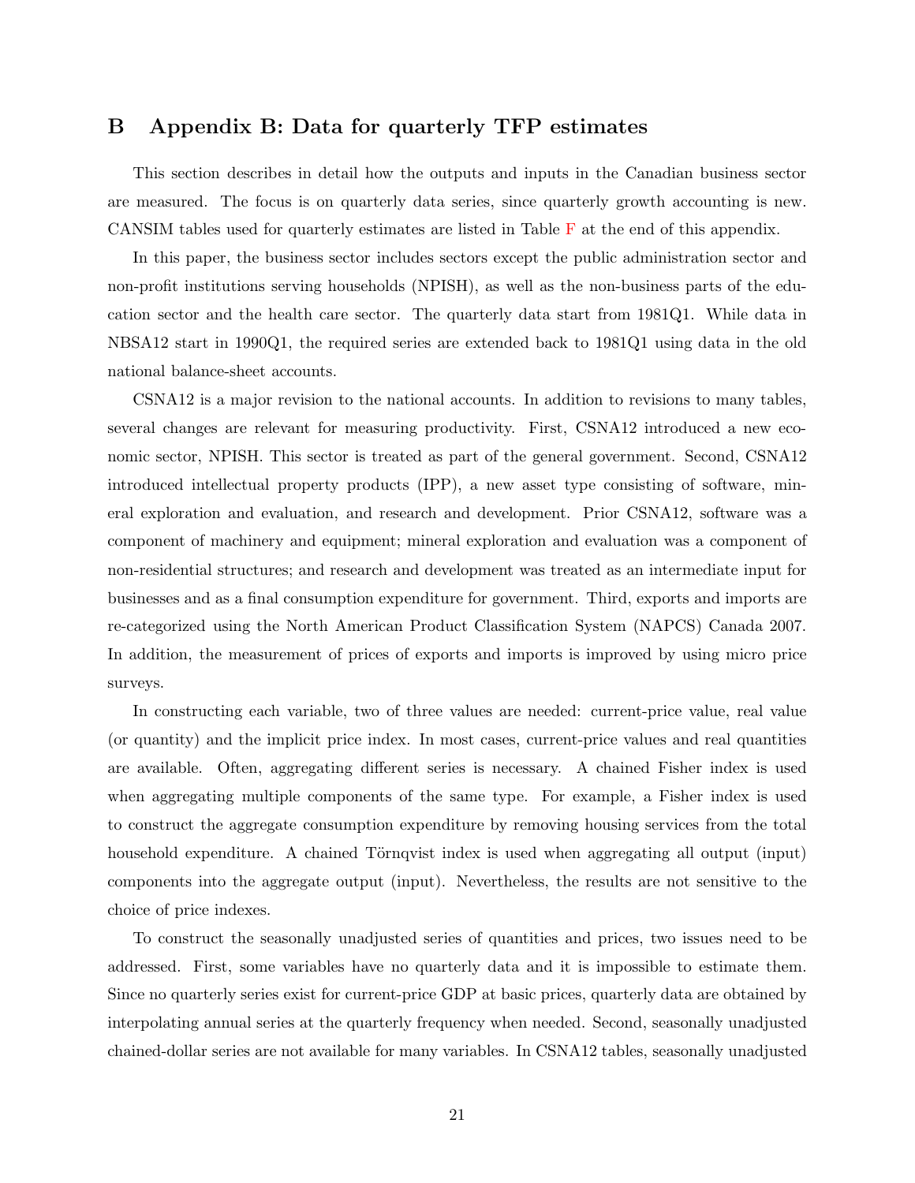## B Appendix B: Data for quarterly TFP estimates

This section describes in detail how the outputs and inputs in the Canadian business sector are measured. The focus is on quarterly data series, since quarterly growth accounting is new. CANSIM tables used for quarterly estimates are listed in Table F at the end of this appendix.

In this paper, the business sector includes sectors except the public administration sector and non-profit institutions serving households (NPISH), as well as the non-business parts of the education sector and the health care sector. The quarterly data start from 1981Q1. While data in NBSA12 start in 1990Q1, the required series are extended back to 1981Q1 using data in the old national balance-sheet accounts.

CSNA12 is a major revision to the national accounts. In addition to revisions to many tables, several changes are relevant for measuring productivity. First, CSNA12 introduced a new economic sector, NPISH. This sector is treated as part of the general government. Second, CSNA12 introduced intellectual property products (IPP), a new asset type consisting of software, mineral exploration and evaluation, and research and development. Prior CSNA12, software was a component of machinery and equipment; mineral exploration and evaluation was a component of non-residential structures; and research and development was treated as an intermediate input for businesses and as a final consumption expenditure for government. Third, exports and imports are re-categorized using the North American Product Classification System (NAPCS) Canada 2007. In addition, the measurement of prices of exports and imports is improved by using micro price surveys.

In constructing each variable, two of three values are needed: current-price value, real value (or quantity) and the implicit price index. In most cases, current-price values and real quantities are available. Often, aggregating different series is necessary. A chained Fisher index is used when aggregating multiple components of the same type. For example, a Fisher index is used to construct the aggregate consumption expenditure by removing housing services from the total household expenditure. A chained Törnqvist index is used when aggregating all output (input) components into the aggregate output (input). Nevertheless, the results are not sensitive to the choice of price indexes.

To construct the seasonally unadjusted series of quantities and prices, two issues need to be addressed. First, some variables have no quarterly data and it is impossible to estimate them. Since no quarterly series exist for current-price GDP at basic prices, quarterly data are obtained by interpolating annual series at the quarterly frequency when needed. Second, seasonally unadjusted chained-dollar series are not available for many variables. In CSNA12 tables, seasonally unadjusted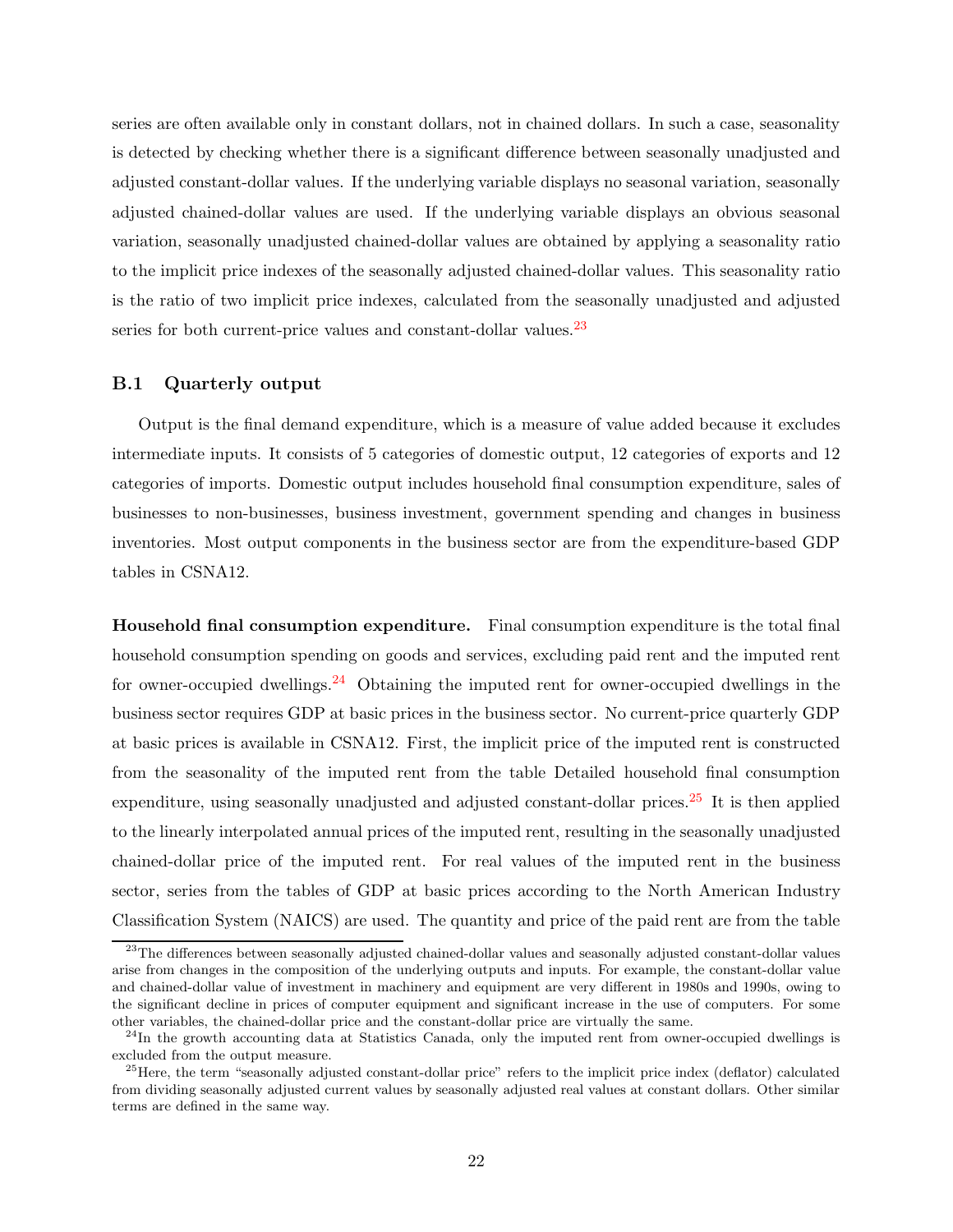series are often available only in constant dollars, not in chained dollars. In such a case, seasonality is detected by checking whether there is a significant difference between seasonally unadjusted and adjusted constant-dollar values. If the underlying variable displays no seasonal variation, seasonally adjusted chained-dollar values are used. If the underlying variable displays an obvious seasonal variation, seasonally unadjusted chained-dollar values are obtained by applying a seasonality ratio to the implicit price indexes of the seasonally adjusted chained-dollar values. This seasonality ratio is the ratio of two implicit price indexes, calculated from the seasonally unadjusted and adjusted series for both current-price values and constant-dollar values.[23]

### B.1 Quarterly output

Output is the final demand expenditure, which is a measure of value added because it excludes intermediate inputs. It consists of 5 categories of domestic output, 12 categories of exports and 12 categories of imports. Domestic output includes household final consumption expenditure, sales of businesses to non-businesses, business investment, government spending and changes in business inventories. Most output components in the business sector are from the expenditure-based GDP tables in CSNA12.

**Household final consumption expenditure.** Final consumption expenditure is the total final household consumption spending on goods and services, excluding paid rent and the imputed rent for owner-occupied dwellings.[24] Obtaining the imputed rent for owner-occupied dwellings in the business sector requires GDP at basic prices in the business sector. No current-price quarterly GDP at basic prices is available in CSNA12. First, the implicit price of the imputed rent is constructed from the seasonality of the imputed rent from the table Detailed household final consumption expenditure, using seasonally unadjusted and adjusted constant-dollar prices.[25] It is then applied to the linearly interpolated annual prices of the imputed rent, resulting in the seasonally unadjusted chained-dollar price of the imputed rent. For real values of the imputed rent in the business sector, series from the tables of GDP at basic prices according to the North American Industry Classification System (NAICS) are used. The quantity and price of the paid rent are from the table

---

[23] The differences between seasonally adjusted chained-dollar values and seasonally adjusted constant-dollar values arise from changes in the composition of the underlying outputs and inputs. For example, the constant-dollar value and chained-dollar value of investment in machinery and equipment are very different in 1980s and 1990s, owing to the significant decline in prices of computer equipment and significant increase in the use of computers. For some other variables, the chained-dollar price and the constant-dollar price are virtually the same.

[24] In the growth accounting data at Statistics Canada, only the imputed rent from owner-occupied dwellings is excluded from the output measure.

[25] Here, the term "seasonally adjusted constant-dollar price" refers to the implicit price index (deflator) calculated from dividing seasonally adjusted current values by seasonally adjusted real values at constant dollars. Other similar terms are defined in the same way.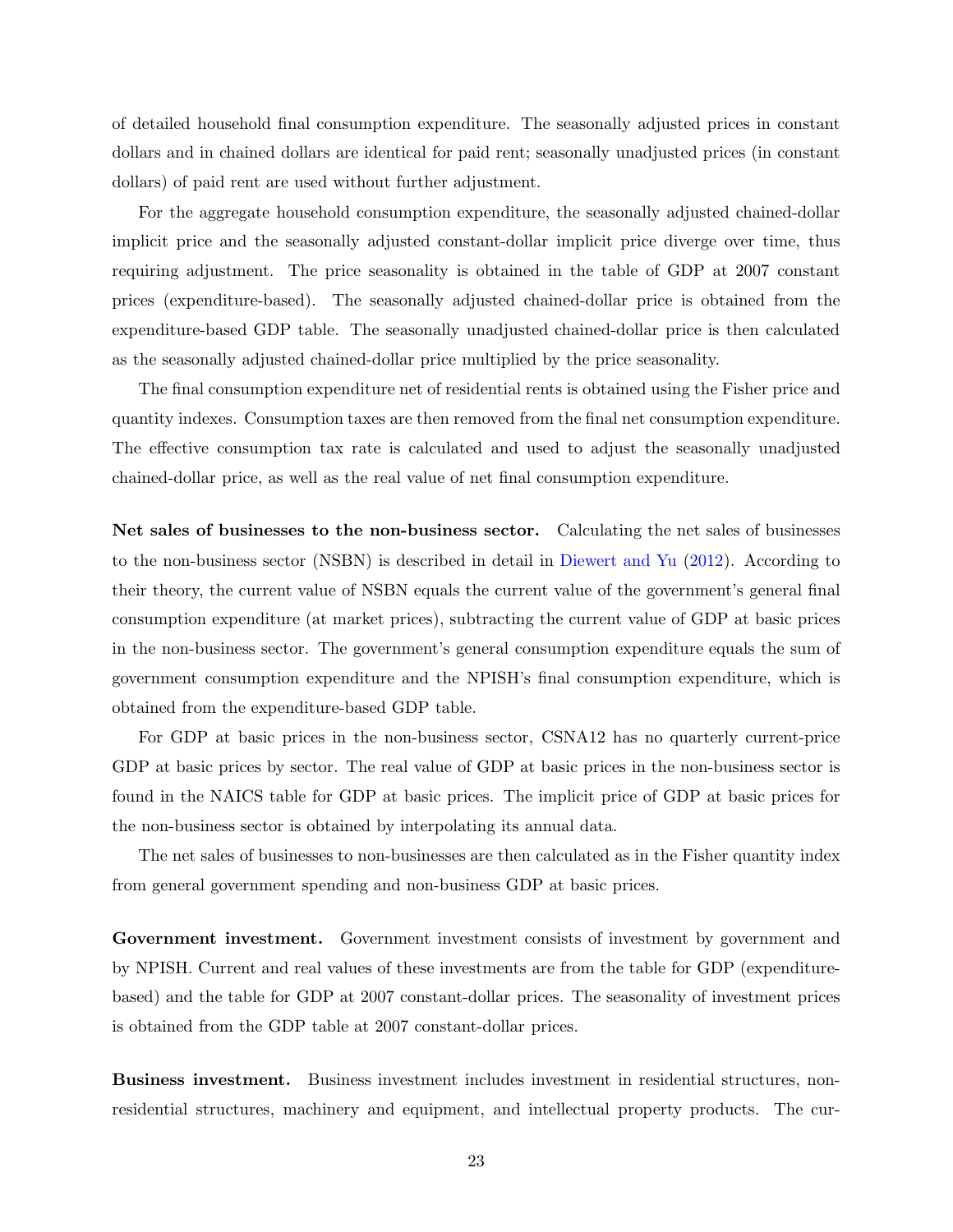of detailed household final consumption expenditure. The seasonally adjusted prices in constant dollars and in chained dollars are identical for paid rent; seasonally unadjusted prices (in constant dollars) of paid rent are used without further adjustment.

For the aggregate household consumption expenditure, the seasonally adjusted chained-dollar implicit price and the seasonally adjusted constant-dollar implicit price diverge over time, thus requiring adjustment. The price seasonality is obtained in the table of GDP at 2007 constant prices (expenditure-based). The seasonally adjusted chained-dollar price is obtained from the expenditure-based GDP table. The seasonally unadjusted chained-dollar price is then calculated as the seasonally adjusted chained-dollar price multiplied by the price seasonality.

The final consumption expenditure net of residential rents is obtained using the Fisher price and quantity indexes. Consumption taxes are then removed from the final net consumption expenditure. The effective consumption tax rate is calculated and used to adjust the seasonally unadjusted chained-dollar price, as well as the real value of net final consumption expenditure.

**Net sales of businesses to the non-business sector.** Calculating the net sales of businesses to the non-business sector (NSBN) is described in detail in Diewert and Yu (2012). According to their theory, the current value of NSBN equals the current value of the government's general final consumption expenditure (at market prices), subtracting the current value of GDP at basic prices in the non-business sector. The government's general consumption expenditure equals the sum of government consumption expenditure and the NPISH's final consumption expenditure, which is obtained from the expenditure-based GDP table.

For GDP at basic prices in the non-business sector, CSNA12 has no quarterly current-price GDP at basic prices by sector. The real value of GDP at basic prices in the non-business sector is found in the NAICS table for GDP at basic prices. The implicit price of GDP at basic prices for the non-business sector is obtained by interpolating its annual data.

The net sales of businesses to non-businesses are then calculated as in the Fisher quantity index from general government spending and non-business GDP at basic prices.

**Government investment.** Government investment consists of investment by government and by NPISH. Current and real values of these investments are from the table for GDP (expenditure-based) and the table for GDP at 2007 constant-dollar prices. The seasonality of investment prices is obtained from the GDP table at 2007 constant-dollar prices.

**Business investment.** Business investment includes investment in residential structures, non-residential structures, machinery and equipment, and intellectual property products. The cur-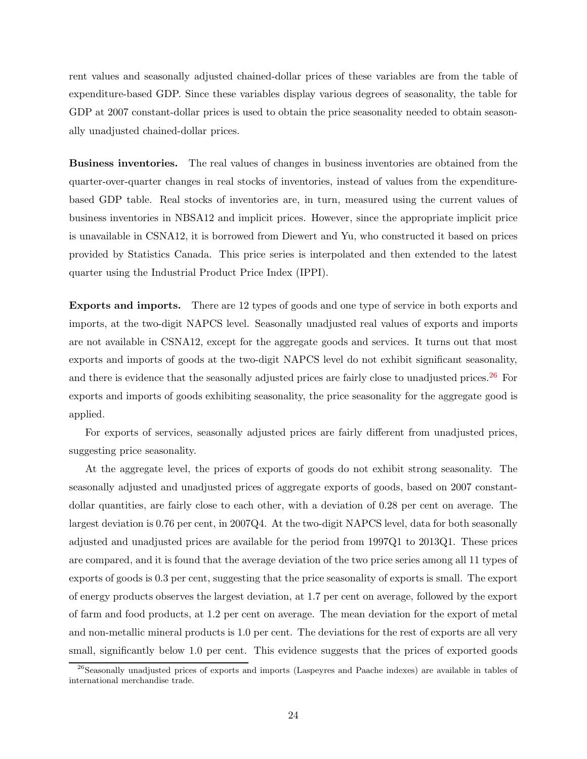rent values and seasonally adjusted chained-dollar prices of these variables are from the table of expenditure-based GDP. Since these variables display various degrees of seasonality, the table for GDP at 2007 constant-dollar prices is used to obtain the price seasonality needed to obtain seasonally unadjusted chained-dollar prices.

**Business inventories.** The real values of changes in business inventories are obtained from the quarter-over-quarter changes in real stocks of inventories, instead of values from the expenditure-based GDP table. Real stocks of inventories are, in turn, measured using the current values of business inventories in NBSA12 and implicit prices. However, since the appropriate implicit price is unavailable in CSNA12, it is borrowed from Diewert and Yu, who constructed it based on prices provided by Statistics Canada. This price series is interpolated and then extended to the latest quarter using the Industrial Product Price Index (IPPI).

**Exports and imports.** There are 12 types of goods and one type of service in both exports and imports, at the two-digit NAPCS level. Seasonally unadjusted real values of exports and imports are not available in CSNA12, except for the aggregate goods and services. It turns out that most exports and imports of goods at the two-digit NAPCS level do not exhibit significant seasonality, and there is evidence that the seasonally adjusted prices are fairly close to unadjusted prices.[26] For exports and imports of goods exhibiting seasonality, the price seasonality for the aggregate good is applied.

For exports of services, seasonally adjusted prices are fairly different from unadjusted prices, suggesting price seasonality.

At the aggregate level, the prices of exports of goods do not exhibit strong seasonality. The seasonally adjusted and unadjusted prices of aggregate exports of goods, based on 2007 constant-dollar quantities, are fairly close to each other, with a deviation of 0.28 per cent on average. The largest deviation is 0.76 per cent, in 2007Q4. At the two-digit NAPCS level, data for both seasonally adjusted and unadjusted prices are available for the period from 1997Q1 to 2013Q1. These prices are compared, and it is found that the average deviation of the two price series among all 11 types of exports of goods is 0.3 per cent, suggesting that the price seasonality of exports is small. The export of energy products observes the largest deviation, at 1.7 per cent on average, followed by the export of farm and food products, at 1.2 per cent on average. The mean deviation for the export of metal and non-metallic mineral products is 1.0 per cent. The deviations for the rest of exports are all very small, significantly below 1.0 per cent. This evidence suggests that the prices of exported goods

[26] Seasonally unadjusted prices of exports and imports (Laspeyres and Paache indexes) are available in tables of international merchandise trade.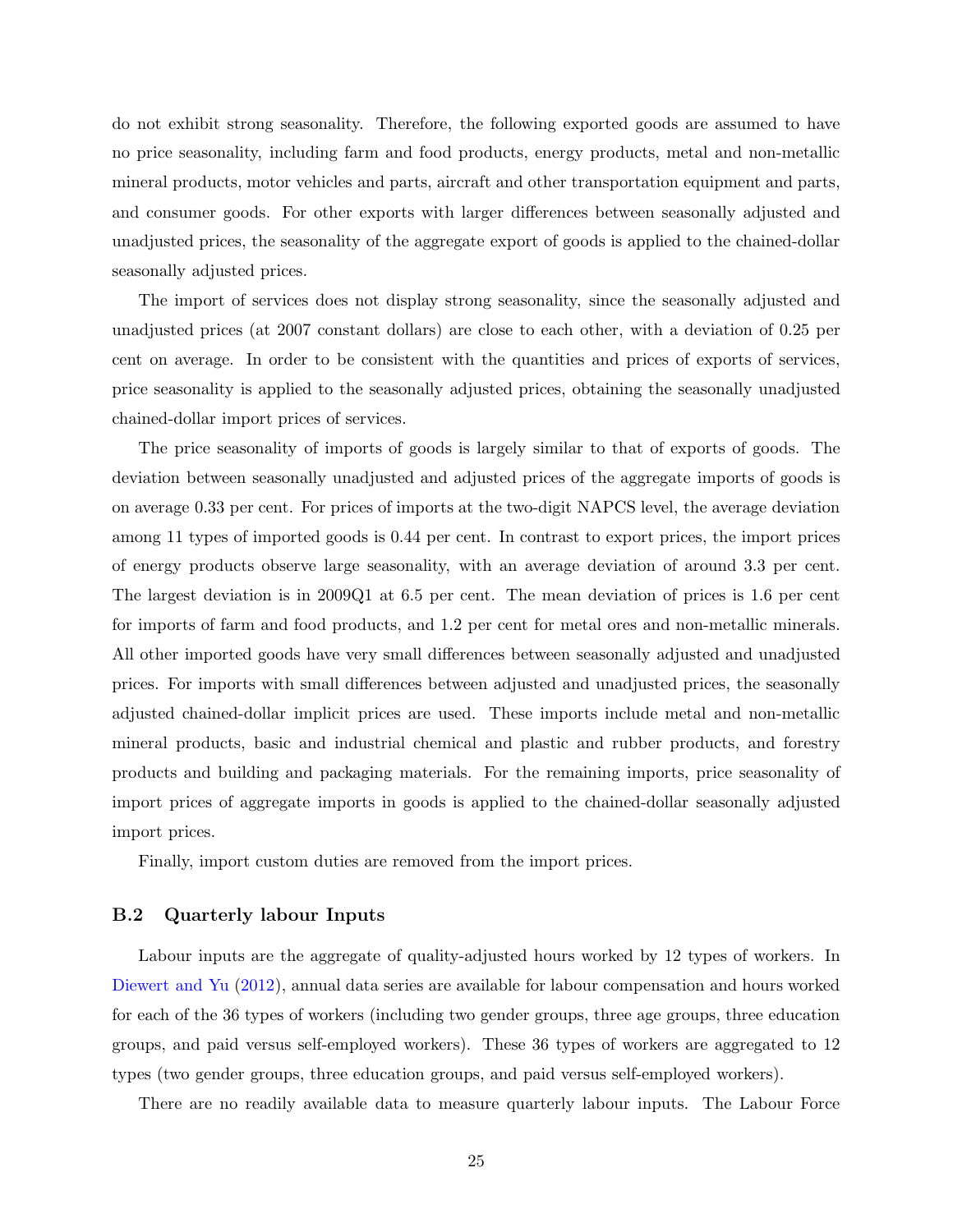do not exhibit strong seasonality. Therefore, the following exported goods are assumed to have no price seasonality, including farm and food products, energy products, metal and non-metallic mineral products, motor vehicles and parts, aircraft and other transportation equipment and parts, and consumer goods. For other exports with larger differences between seasonally adjusted and unadjusted prices, the seasonality of the aggregate export of goods is applied to the chained-dollar seasonally adjusted prices.

The import of services does not display strong seasonality, since the seasonally adjusted and unadjusted prices (at 2007 constant dollars) are close to each other, with a deviation of 0.25 per cent on average. In order to be consistent with the quantities and prices of exports of services, price seasonality is applied to the seasonally adjusted prices, obtaining the seasonally unadjusted chained-dollar import prices of services.

The price seasonality of imports of goods is largely similar to that of exports of goods. The deviation between seasonally unadjusted and adjusted prices of the aggregate imports of goods is on average 0.33 per cent. For prices of imports at the two-digit NAPCS level, the average deviation among 11 types of imported goods is 0.44 per cent. In contrast to export prices, the import prices of energy products observe large seasonality, with an average deviation of around 3.3 per cent. The largest deviation is in 2009Q1 at 6.5 per cent. The mean deviation of prices is 1.6 per cent for imports of farm and food products, and 1.2 per cent for metal ores and non-metallic minerals. All other imported goods have very small differences between seasonally adjusted and unadjusted prices. For imports with small differences between adjusted and unadjusted prices, the seasonally adjusted chained-dollar implicit prices are used. These imports include metal and non-metallic mineral products, basic and industrial chemical and plastic and rubber products, and forestry products and building and packaging materials. For the remaining imports, price seasonality of import prices of aggregate imports in goods is applied to the chained-dollar seasonally adjusted import prices.

Finally, import custom duties are removed from the import prices.

### B.2 Quarterly labour Inputs

Labour inputs are the aggregate of quality-adjusted hours worked by 12 types of workers. In Diewert and Yu (2012), annual data series are available for labour compensation and hours worked for each of the 36 types of workers (including two gender groups, three age groups, three education groups, and paid versus self-employed workers). These 36 types of workers are aggregated to 12 types (two gender groups, three education groups, and paid versus self-employed workers).

There are no readily available data to measure quarterly labour inputs. The Labour Force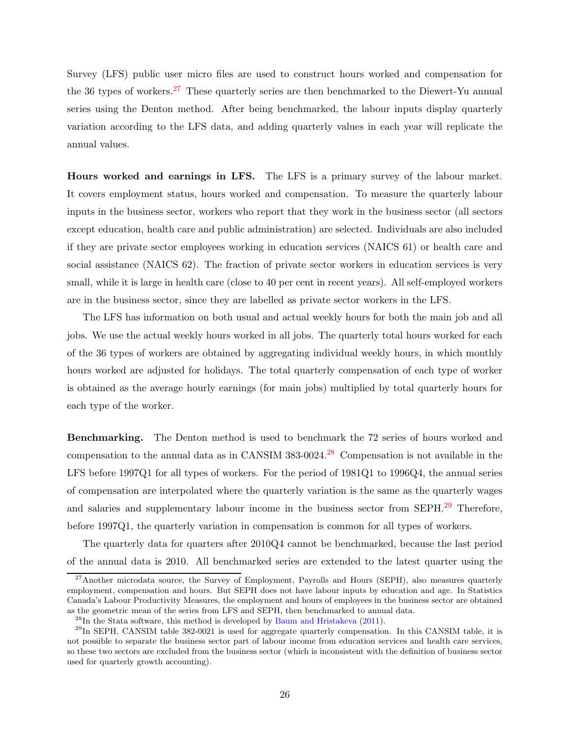Survey (LFS) public user micro files are used to construct hours worked and compensation for the 36 types of workers.[27] These quarterly series are then benchmarked to the Diewert-Yu annual series using the Denton method. After being benchmarked, the labour inputs display quarterly variation according to the LFS data, and adding quarterly values in each year will replicate the annual values.

**Hours worked and earnings in LFS.** The LFS is a primary survey of the labour market. It covers employment status, hours worked and compensation. To measure the quarterly labour inputs in the business sector, workers who report that they work in the business sector (all sectors except education, health care and public administration) are selected. Individuals are also included if they are private sector employees working in education services (NAICS 61) or health care and social assistance (NAICS 62). The fraction of private sector workers in education services is very small, while it is large in health care (close to 40 per cent in recent years). All self-employed workers are in the business sector, since they are labelled as private sector workers in the LFS.

The LFS has information on both usual and actual weekly hours for both the main job and all jobs. We use the actual weekly hours worked in all jobs. The quarterly total hours worked for each of the 36 types of workers are obtained by aggregating individual weekly hours, in which monthly hours worked are adjusted for holidays. The total quarterly compensation of each type of worker is obtained as the average hourly earnings (for main jobs) multiplied by total quarterly hours for each type of the worker.

**Benchmarking.** The Denton method is used to benchmark the 72 series of hours worked and compensation to the annual data as in CANSIM 383-0024.[28] Compensation is not available in the LFS before 1997Q1 for all types of workers. For the period of 1981Q1 to 1996Q4, the annual series of compensation are interpolated where the quarterly variation is the same as the quarterly wages and salaries and supplementary labour income in the business sector from SEPH.[29] Therefore, before 1997Q1, the quarterly variation in compensation is common for all types of workers.

The quarterly data for quarters after 2010Q4 cannot be benchmarked, because the last period of the annual data is 2010. All benchmarked series are extended to the latest quarter using the

[27] Another microdata source, the Survey of Employment, Payrolls and Hours (SEPH), also measures quarterly employment, compensation and hours. But SEPH does not have labour inputs by education and age. In Statistics Canada's Labour Productivity Measures, the employment and hours of employees in the business sector are obtained as the geometric mean of the series from LFS and SEPH, then benchmarked to annual data.

[28] In the Stata software, this method is developed by Baum and Hristakeva (2011).

[29] In SEPH, CANSIM table 382-0021 is used for aggregate quarterly compensation. In this CANSIM table, it is not possible to separate the business sector part of labour income from education services and health care services, so these two sectors are excluded from the business sector (which is inconsistent with the definition of business sector used for quarterly growth accounting).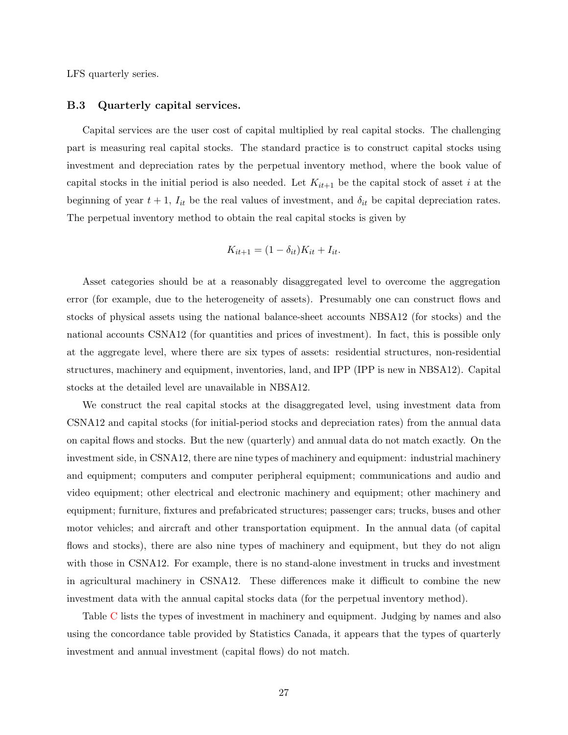LFS quarterly series.

### B.3 Quarterly capital services.

Capital services are the user cost of capital multiplied by real capital stocks. The challenging part is measuring real capital stocks. The standard practice is to construct capital stocks using investment and depreciation rates by the perpetual inventory method, where the book value of capital stocks in the initial period is also needed. Let $K_{it+1}$ be the capital stock of asset $i$ at the beginning of year $t+1$, $I_{it}$ be the real values of investment, and $\delta_{it}$ be capital depreciation rates. The perpetual inventory method to obtain the real capital stocks is given by

$$K_{it+1} = (1 - \delta_{it})K_{it} + I_{it}.$$

Asset categories should be at a reasonably disaggregated level to overcome the aggregation error (for example, due to the heterogeneity of assets). Presumably one can construct flows and stocks of physical assets using the national balance-sheet accounts NBSA12 (for stocks) and the national accounts CSNA12 (for quantities and prices of investment). In fact, this is possible only at the aggregate level, where there are six types of assets: residential structures, non-residential structures, machinery and equipment, inventories, land, and IPP (IPP is new in NBSA12). Capital stocks at the detailed level are unavailable in NBSA12.

We construct the real capital stocks at the disaggregated level, using investment data from CSNA12 and capital stocks (for initial-period stocks and depreciation rates) from the annual data on capital flows and stocks. But the new (quarterly) and annual data do not match exactly. On the investment side, in CSNA12, there are nine types of machinery and equipment: industrial machinery and equipment; computers and computer peripheral equipment; communications and audio and video equipment; other electrical and electronic machinery and equipment; other machinery and equipment; furniture, fixtures and prefabricated structures; passenger cars; trucks, buses and other motor vehicles; and aircraft and other transportation equipment. In the annual data (of capital flows and stocks), there are also nine types of machinery and equipment, but they do not align with those in CSNA12. For example, there is no stand-alone investment in trucks and investment in agricultural machinery in CSNA12. These differences make it difficult to combine the new investment data with the annual capital stocks data (for the perpetual inventory method).

Table C lists the types of investment in machinery and equipment. Judging by names and also using the concordance table provided by Statistics Canada, it appears that the types of quarterly investment and annual investment (capital flows) do not match.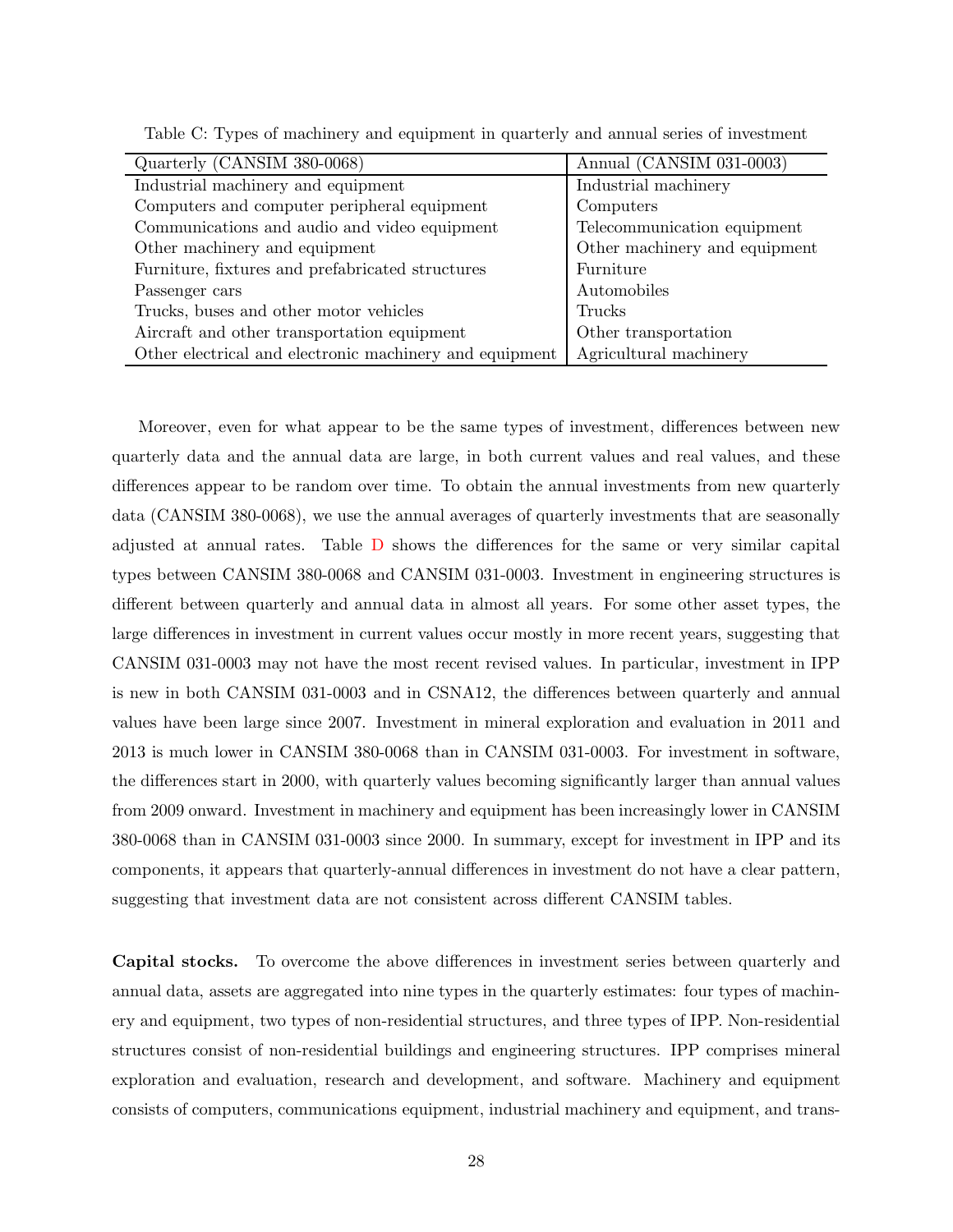Table C: Types of machinery and equipment in quarterly and annual series of investment

| Quarterly (CANSIM 380-0068) | Annual (CANSIM 031-0003) |
|---|---|
| Industrial machinery and equipment | Industrial machinery |
| Computers and computer peripheral equipment | Computers |
| Communications and audio and video equipment | Telecommunication equipment |
| Other machinery and equipment | Other machinery and equipment |
| Furniture, fixtures and prefabricated structures | Furniture |
| Passenger cars | Automobiles |
| Trucks, buses and other motor vehicles | Trucks |
| Aircraft and other transportation equipment | Other transportation |
| Other electrical and electronic machinery and equipment | Agricultural machinery |

Moreover, even for what appear to be the same types of investment, differences between new quarterly data and the annual data are large, in both current values and real values, and these differences appear to be random over time. To obtain the annual investments from new quarterly data (CANSIM 380-0068), we use the annual averages of quarterly investments that are seasonally adjusted at annual rates. Table D shows the differences for the same or very similar capital types between CANSIM 380-0068 and CANSIM 031-0003. Investment in engineering structures is different between quarterly and annual data in almost all years. For some other asset types, the large differences in investment in current values occur mostly in more recent years, suggesting that CANSIM 031-0003 may not have the most recent revised values. In particular, investment in IPP is new in both CANSIM 031-0003 and in CSNA12, the differences between quarterly and annual values have been large since 2007. Investment in mineral exploration and evaluation in 2011 and 2013 is much lower in CANSIM 380-0068 than in CANSIM 031-0003. For investment in software, the differences start in 2000, with quarterly values becoming significantly larger than annual values from 2009 onward. Investment in machinery and equipment has been increasingly lower in CANSIM 380-0068 than in CANSIM 031-0003 since 2000. In summary, except for investment in IPP and its components, it appears that quarterly-annual differences in investment do not have a clear pattern, suggesting that investment data are not consistent across different CANSIM tables.

**Capital stocks.** To overcome the above differences in investment series between quarterly and annual data, assets are aggregated into nine types in the quarterly estimates: four types of machinery and equipment, two types of non-residential structures, and three types of IPP. Non-residential structures consist of non-residential buildings and engineering structures. IPP comprises mineral exploration and evaluation, research and development, and software. Machinery and equipment consists of computers, communications equipment, industrial machinery and equipment, and trans-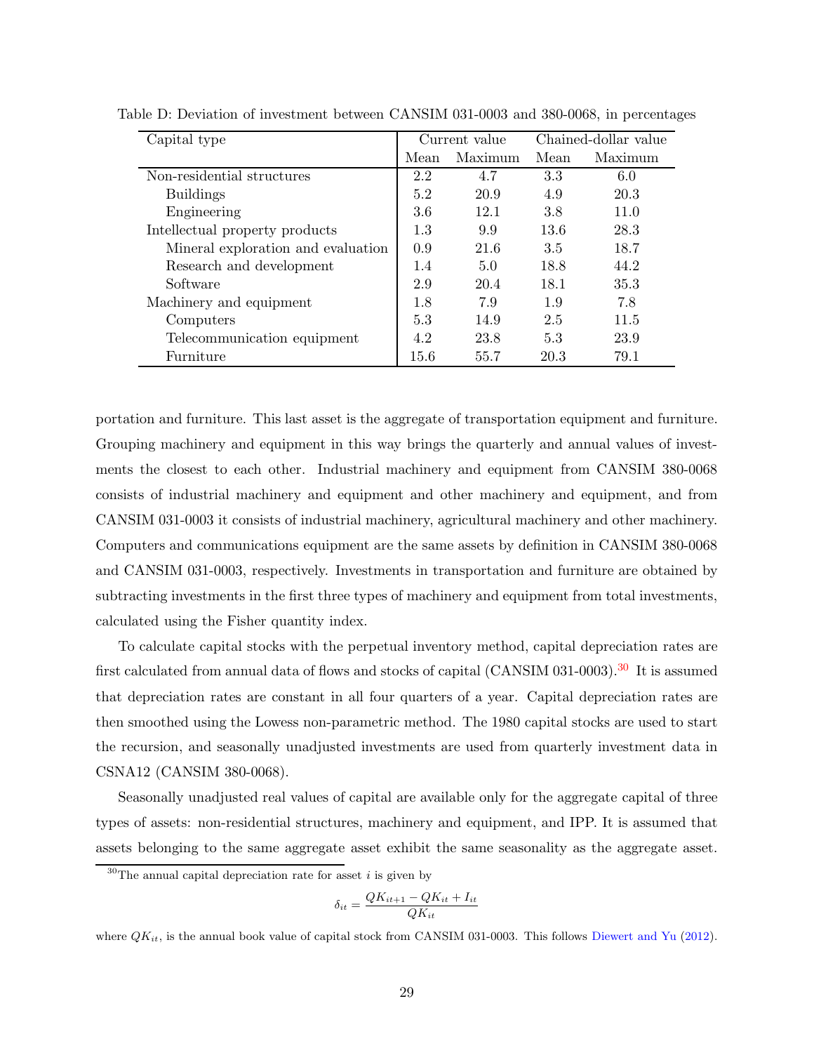Table D: Deviation of investment between CANSIM 031-0003 and 380-0068, in percentages

| Capital type | Current value | | Chained-dollar value | |
|---|---|---|---|---|
| | Mean | Maximum | Mean | Maximum |
| Non-residential structures | 2.2 | 4.7 | 3.3 | 6.0 |
| Buildings | 5.2 | 20.9 | 4.9 | 20.3 |
| Engineering | 3.6 | 12.1 | 3.8 | 11.0 |
| Intellectual property products | 1.3 | 9.9 | 13.6 | 28.3 |
| Mineral exploration and evaluation | 0.9 | 21.6 | 3.5 | 18.7 |
| Research and development | 1.4 | 5.0 | 18.8 | 44.2 |
| Software | 2.9 | 20.4 | 18.1 | 35.3 |
| Machinery and equipment | 1.8 | 7.9 | 1.9 | 7.8 |
| Computers | 5.3 | 14.9 | 2.5 | 11.5 |
| Telecommunication equipment | 4.2 | 23.8 | 5.3 | 23.9 |
| Furniture | 15.6 | 55.7 | 20.3 | 79.1 |

portation and furniture. This last asset is the aggregate of transportation equipment and furniture. Grouping machinery and equipment in this way brings the quarterly and annual values of investments the closest to each other. Industrial machinery and equipment from CANSIM 380-0068 consists of industrial machinery and equipment and other machinery and equipment, and from CANSIM 031-0003 it consists of industrial machinery, agricultural machinery and other machinery. Computers and communications equipment are the same assets by definition in CANSIM 380-0068 and CANSIM 031-0003, respectively. Investments in transportation and furniture are obtained by subtracting investments in the first three types of machinery and equipment from total investments, calculated using the Fisher quantity index.

To calculate capital stocks with the perpetual inventory method, capital depreciation rates are first calculated from annual data of flows and stocks of capital (CANSIM 031-0003).[30] It is assumed that depreciation rates are constant in all four quarters of a year. Capital depreciation rates are then smoothed using the Lowess non-parametric method. The 1980 capital stocks are used to start the recursion, and seasonally unadjusted investments are used from quarterly investment data in CSNA12 (CANSIM 380-0068).

Seasonally unadjusted real values of capital are available only for the aggregate capital of three types of assets: non-residential structures, machinery and equipment, and IPP. It is assumed that assets belonging to the same aggregate asset exhibit the same seasonality as the aggregate asset.

[30]The annual capital depreciation rate for asset $i$ is given by

$$\delta_{it} = \frac{QK_{it+1} - QK_{it} + I_{it}}{QK_{it}}$$

where $QK_{it}$, is the annual book value of capital stock from CANSIM 031-0003. This follows Diewert and Yu (2012).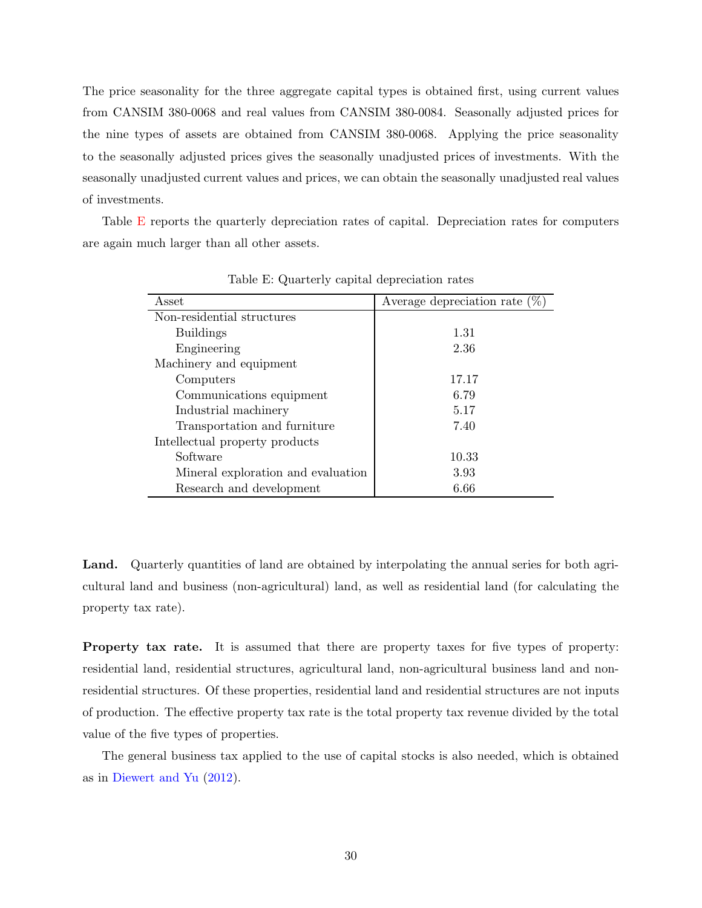The price seasonality for the three aggregate capital types is obtained first, using current values from CANSIM 380-0068 and real values from CANSIM 380-0084. Seasonally adjusted prices for the nine types of assets are obtained from CANSIM 380-0068. Applying the price seasonality to the seasonally adjusted prices gives the seasonally unadjusted prices of investments. With the seasonally unadjusted current values and prices, we can obtain the seasonally unadjusted real values of investments.

Table E reports the quarterly depreciation rates of capital. Depreciation rates for computers are again much larger than all other assets.

Table E: Quarterly capital depreciation rates

| Asset | Average depreciation rate (%) |
|---|---|
| Non-residential structures | |
| Buildings | 1.31 |
| Engineering | 2.36 |
| Machinery and equipment | |
| Computers | 17.17 |
| Communications equipment | 6.79 |
| Industrial machinery | 5.17 |
| Transportation and furniture | 7.40 |
| Intellectual property products | |
| Software | 10.33 |
| Mineral exploration and evaluation | 3.93 |
| Research and development | 6.66 |

**Land.** Quarterly quantities of land are obtained by interpolating the annual series for both agricultural land and business (non-agricultural) land, as well as residential land (for calculating the property tax rate).

**Property tax rate.** It is assumed that there are property taxes for five types of property: residential land, residential structures, agricultural land, non-agricultural business land and non-residential structures. Of these properties, residential land and residential structures are not inputs of production. The effective property tax rate is the total property tax revenue divided by the total value of the five types of properties.

The general business tax applied to the use of capital stocks is also needed, which is obtained as in Diewert and Yu (2012).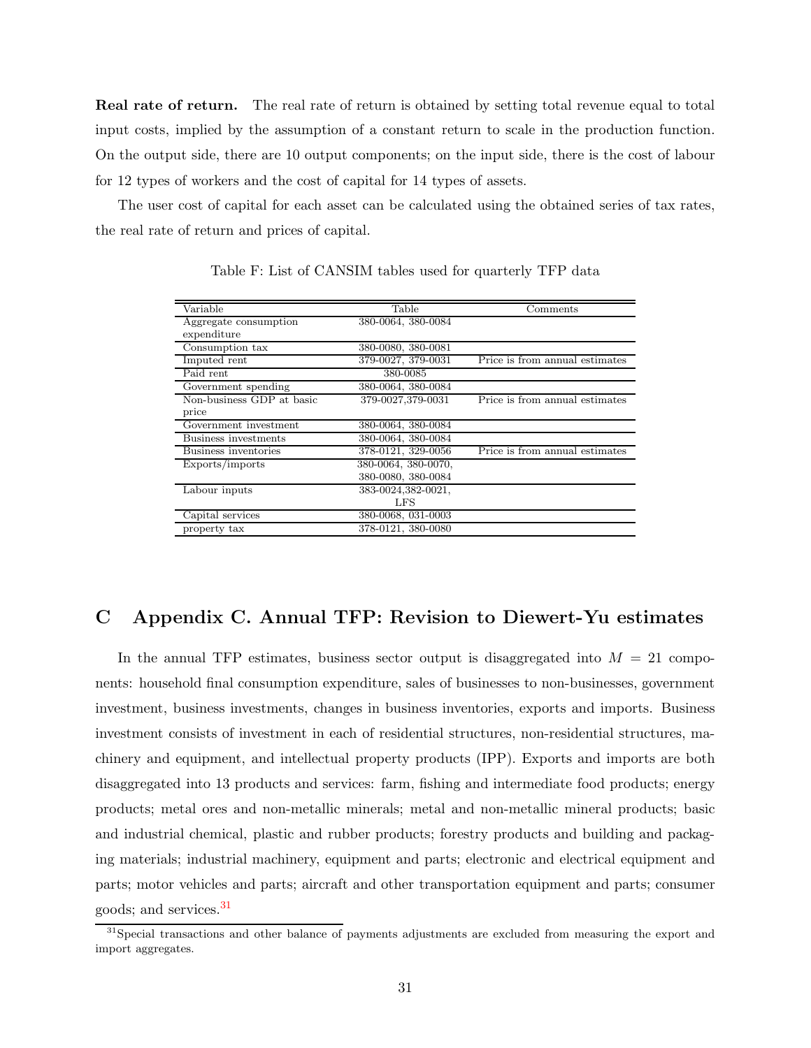**Real rate of return.** The real rate of return is obtained by setting total revenue equal to total input costs, implied by the assumption of a constant return to scale in the production function. On the output side, there are 10 output components; on the input side, there is the cost of labour for 12 types of workers and the cost of capital for 14 types of assets.

The user cost of capital for each asset can be calculated using the obtained series of tax rates, the real rate of return and prices of capital.

Table F: List of CANSIM tables used for quarterly TFP data

| Variable | Table | Comments |
|---|---|---|
| Aggregate consumption expenditure | 380-0064, 380-0084 | |
| Consumption tax | 380-0080, 380-0081 | |
| Imputed rent | 379-0027, 379-0031 | Price is from annual estimates |
| Paid rent | 380-0085 | |
| Government spending | 380-0064, 380-0084 | |
| Non-business GDP at basic price | 379-0027,379-0031 | Price is from annual estimates |
| Government investment | 380-0064, 380-0084 | |
| Business investments | 380-0064, 380-0084 | |
| Business inventories | 378-0121, 329-0056 | Price is from annual estimates |
| Exports/imports | 380-0064, 380-0070, 380-0080, 380-0084 | |
| Labour inputs | 383-0024,382-0021, LFS | |
| Capital services | 380-0068, 031-0003 | |
| property tax | 378-0121, 380-0080 | |

# C Appendix C. Annual TFP: Revision to Diewert-Yu estimates

In the annual TFP estimates, business sector output is disaggregated into $M = 21$ components: household final consumption expenditure, sales of businesses to non-businesses, government investment, business investments, changes in business inventories, exports and imports. Business investment consists of investment in each of residential structures, non-residential structures, machinery and equipment, and intellectual property products (IPP). Exports and imports are both disaggregated into 13 products and services: farm, fishing and intermediate food products; energy products; metal ores and non-metallic minerals; metal and non-metallic mineral products; basic and industrial chemical, plastic and rubber products; forestry products and building and packaging materials; industrial machinery, equipment and parts; electronic and electrical equipment and parts; motor vehicles and parts; aircraft and other transportation equipment and parts; consumer goods; and services.[31]

[31] Special transactions and other balance of payments adjustments are excluded from measuring the export and import aggregates.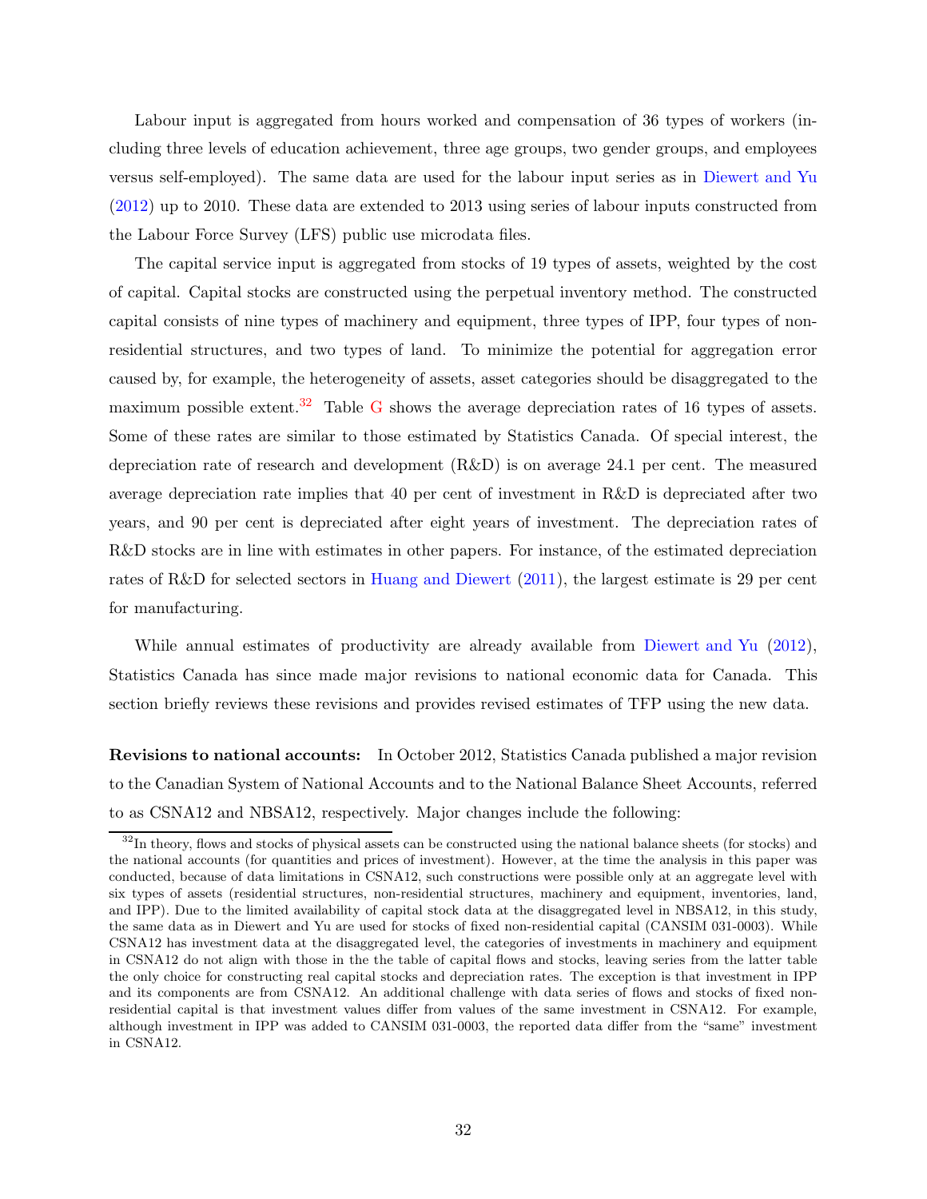Labour input is aggregated from hours worked and compensation of 36 types of workers (including three levels of education achievement, three age groups, two gender groups, and employees versus self-employed). The same data are used for the labour input series as in Diewert and Yu (2012) up to 2010. These data are extended to 2013 using series of labour inputs constructed from the Labour Force Survey (LFS) public use microdata files.

The capital service input is aggregated from stocks of 19 types of assets, weighted by the cost of capital. Capital stocks are constructed using the perpetual inventory method. The constructed capital consists of nine types of machinery and equipment, three types of IPP, four types of non-residential structures, and two types of land. To minimize the potential for aggregation error caused by, for example, the heterogeneity of assets, asset categories should be disaggregated to the maximum possible extent.[32] Table G shows the average depreciation rates of 16 types of assets. Some of these rates are similar to those estimated by Statistics Canada. Of special interest, the depreciation rate of research and development (R&D) is on average 24.1 per cent. The measured average depreciation rate implies that 40 per cent of investment in R&D is depreciated after two years, and 90 per cent is depreciated after eight years of investment. The depreciation rates of R&D stocks are in line with estimates in other papers. For instance, of the estimated depreciation rates of R&D for selected sectors in Huang and Diewert (2011), the largest estimate is 29 per cent for manufacturing.

While annual estimates of productivity are already available from Diewert and Yu (2012), Statistics Canada has since made major revisions to national economic data for Canada. This section briefly reviews these revisions and provides revised estimates of TFP using the new data.

**Revisions to national accounts:** In October 2012, Statistics Canada published a major revision to the Canadian System of National Accounts and to the National Balance Sheet Accounts, referred to as CSNA12 and NBSA12, respectively. Major changes include the following:

[32] In theory, flows and stocks of physical assets can be constructed using the national balance sheets (for stocks) and the national accounts (for quantities and prices of investment). However, at the time the analysis in this paper was conducted, because of data limitations in CSNA12, such constructions were possible only at an aggregate level with six types of assets (residential structures, non-residential structures, machinery and equipment, inventories, land, and IPP). Due to the limited availability of capital stock data at the disaggregated level in NBSA12, in this study, the same data as in Diewert and Yu are used for stocks of fixed non-residential capital (CANSIM 031-0003). While CSNA12 has investment data at the disaggregated level, the categories of investments in machinery and equipment in CSNA12 do not align with those in the the table of capital flows and stocks, leaving series from the latter table the only choice for constructing real capital stocks and depreciation rates. The exception is that investment in IPP and its components are from CSNA12. An additional challenge with data series of flows and stocks of fixed non-residential capital is that investment values differ from values of the same investment in CSNA12. For example, although investment in IPP was added to CANSIM 031-0003, the reported data differ from the "same" investment in CSNA12.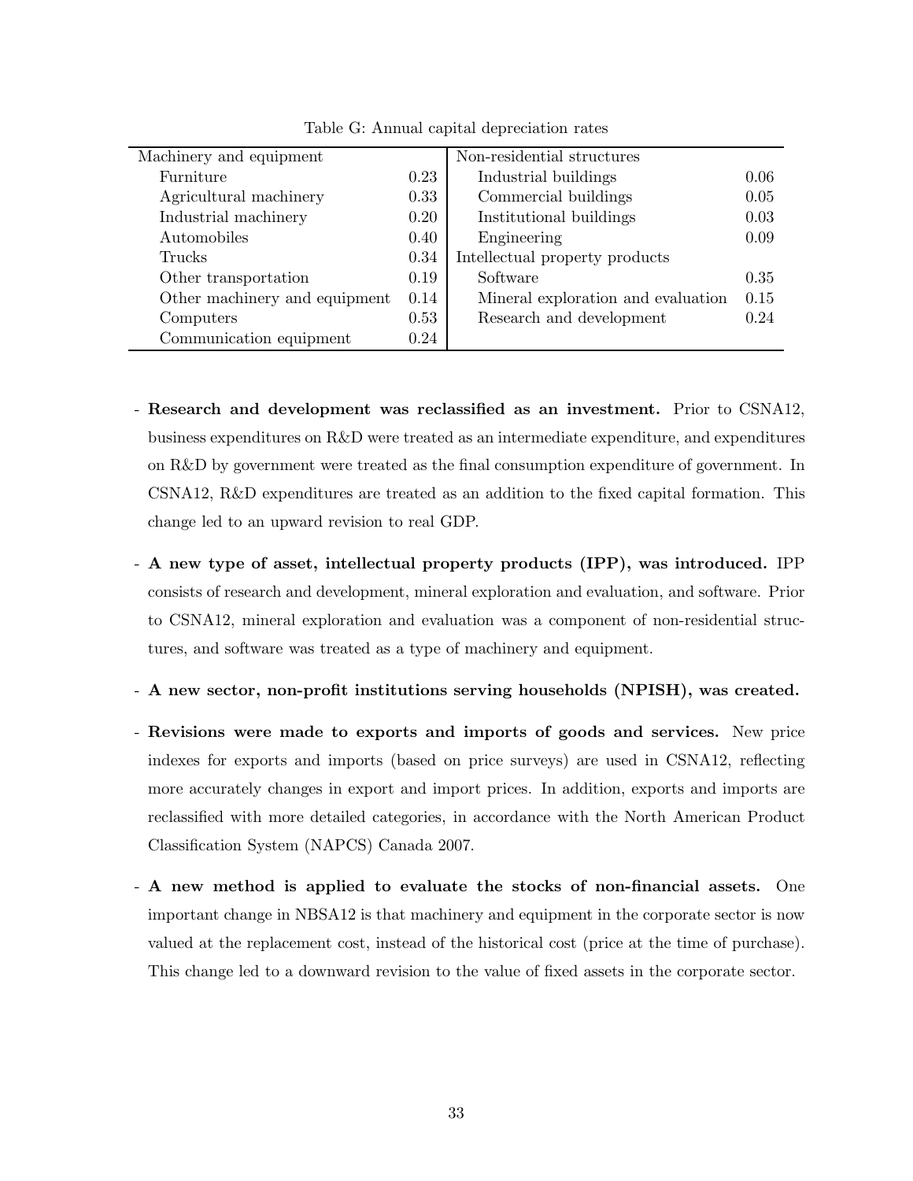Table G: Annual capital depreciation rates

| Machinery and equipment | | Non-residential structures | |
|---|---|---|---|
| Furniture | 0.23 | Industrial buildings | 0.06 |
| Agricultural machinery | 0.33 | Commercial buildings | 0.05 |
| Industrial machinery | 0.20 | Institutional buildings | 0.03 |
| Automobiles | 0.40 | Engineering | 0.09 |
| Trucks | 0.34 | Intellectual property products | |
| Other transportation | 0.19 | Software | 0.35 |
| Other machinery and equipment | 0.14 | Mineral exploration and evaluation | 0.15 |
| Computers | 0.53 | Research and development | 0.24 |
| Communication equipment | 0.24 | | |

- **Research and development was reclassified as an investment.** Prior to CSNA12, business expenditures on R&D were treated as an intermediate expenditure, and expenditures on R&D by government were treated as the final consumption expenditure of government. In CSNA12, R&D expenditures are treated as an addition to the fixed capital formation. This change led to an upward revision to real GDP.

- **A new type of asset, intellectual property products (IPP), was introduced.** IPP consists of research and development, mineral exploration and evaluation, and software. Prior to CSNA12, mineral exploration and evaluation was a component of non-residential structures, and software was treated as a type of machinery and equipment.

- **A new sector, non-profit institutions serving households (NPISH), was created.**

- **Revisions were made to exports and imports of goods and services.** New price indexes for exports and imports (based on price surveys) are used in CSNA12, reflecting more accurately changes in export and import prices. In addition, exports and imports are reclassified with more detailed categories, in accordance with the North American Product Classification System (NAPCS) Canada 2007.

- **A new method is applied to evaluate the stocks of non-financial assets.** One important change in NBSA12 is that machinery and equipment in the corporate sector is now valued at the replacement cost, instead of the historical cost (price at the time of purchase). This change led to a downward revision to the value of fixed assets in the corporate sector.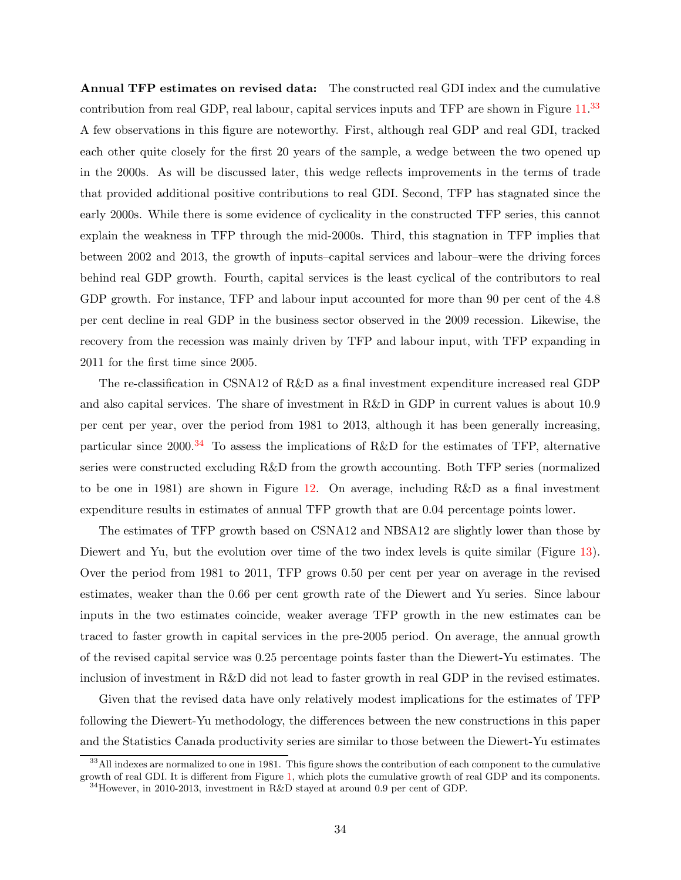**Annual TFP estimates on revised data:** The constructed real GDI index and the cumulative contribution from real GDP, real labour, capital services inputs and TFP are shown in Figure 11.[33] A few observations in this figure are noteworthy. First, although real GDP and real GDI, tracked each other quite closely for the first 20 years of the sample, a wedge between the two opened up in the 2000s. As will be discussed later, this wedge reflects improvements in the terms of trade that provided additional positive contributions to real GDI. Second, TFP has stagnated since the early 2000s. While there is some evidence of cyclicality in the constructed TFP series, this cannot explain the weakness in TFP through the mid-2000s. Third, this stagnation in TFP implies that between 2002 and 2013, the growth of inputs–capital services and labour–were the driving forces behind real GDP growth. Fourth, capital services is the least cyclical of the contributors to real GDP growth. For instance, TFP and labour input accounted for more than 90 per cent of the 4.8 per cent decline in real GDP in the business sector observed in the 2009 recession. Likewise, the recovery from the recession was mainly driven by TFP and labour input, with TFP expanding in 2011 for the first time since 2005.

The re-classification in CSNA12 of R&D as a final investment expenditure increased real GDP and also capital services. The share of investment in R&D in GDP in current values is about 10.9 per cent per year, over the period from 1981 to 2013, although it has been generally increasing, particular since 2000.[34] To assess the implications of R&D for the estimates of TFP, alternative series were constructed excluding R&D from the growth accounting. Both TFP series (normalized to be one in 1981) are shown in Figure 12. On average, including R&D as a final investment expenditure results in estimates of annual TFP growth that are 0.04 percentage points lower.

The estimates of TFP growth based on CSNA12 and NBSA12 are slightly lower than those by Diewert and Yu, but the evolution over time of the two index levels is quite similar (Figure 13). Over the period from 1981 to 2011, TFP grows 0.50 per cent per year on average in the revised estimates, weaker than the 0.66 per cent growth rate of the Diewert and Yu series. Since labour inputs in the two estimates coincide, weaker average TFP growth in the new estimates can be traced to faster growth in capital services in the pre-2005 period. On average, the annual growth of the revised capital service was 0.25 percentage points faster than the Diewert-Yu estimates. The inclusion of investment in R&D did not lead to faster growth in real GDP in the revised estimates.

Given that the revised data have only relatively modest implications for the estimates of TFP following the Diewert-Yu methodology, the differences between the new constructions in this paper and the Statistics Canada productivity series are similar to those between the Diewert-Yu estimates

[33] All indexes are normalized to one in 1981. This figure shows the contribution of each component to the cumulative growth of real GDI. It is different from Figure 1, which plots the cumulative growth of real GDP and its components.

[34] However, in 2010-2013, investment in R&D stayed at around 0.9 per cent of GDP.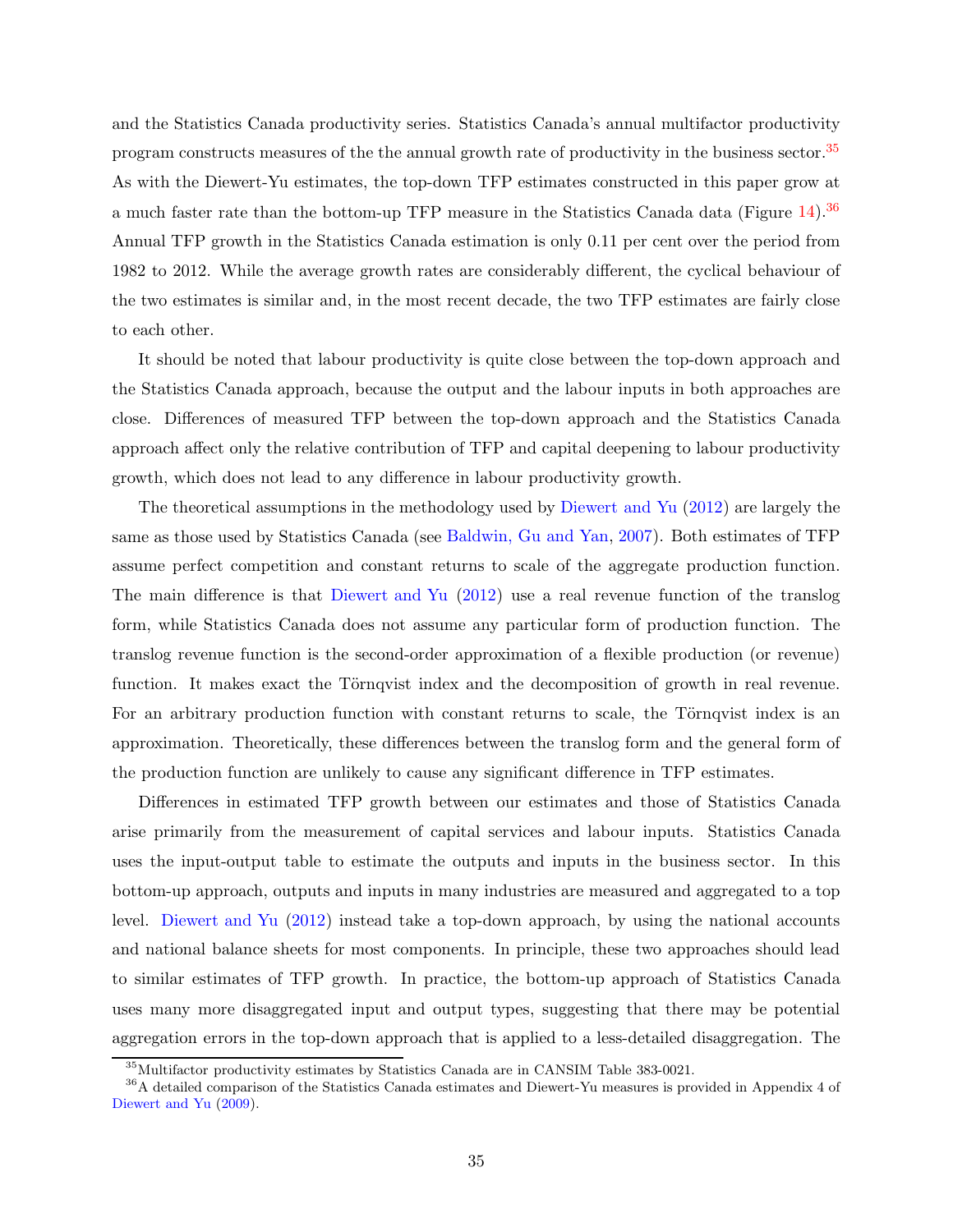and the Statistics Canada productivity series. Statistics Canada's annual multifactor productivity program constructs measures of the the annual growth rate of productivity in the business sector.[35] As with the Diewert-Yu estimates, the top-down TFP estimates constructed in this paper grow at a much faster rate than the bottom-up TFP measure in the Statistics Canada data (Figure 14).[36] Annual TFP growth in the Statistics Canada estimation is only 0.11 per cent over the period from 1982 to 2012. While the average growth rates are considerably different, the cyclical behaviour of the two estimates is similar and, in the most recent decade, the two TFP estimates are fairly close to each other.

It should be noted that labour productivity is quite close between the top-down approach and the Statistics Canada approach, because the output and the labour inputs in both approaches are close. Differences of measured TFP between the top-down approach and the Statistics Canada approach affect only the relative contribution of TFP and capital deepening to labour productivity growth, which does not lead to any difference in labour productivity growth.

The theoretical assumptions in the methodology used by Diewert and Yu (2012) are largely the same as those used by Statistics Canada (see Baldwin, Gu and Yan, 2007). Both estimates of TFP assume perfect competition and constant returns to scale of the aggregate production function. The main difference is that Diewert and Yu (2012) use a real revenue function of the translog form, while Statistics Canada does not assume any particular form of production function. The translog revenue function is the second-order approximation of a flexible production (or revenue) function. It makes exact the Törnqvist index and the decomposition of growth in real revenue. For an arbitrary production function with constant returns to scale, the Törnqvist index is an approximation. Theoretically, these differences between the translog form and the general form of the production function are unlikely to cause any significant difference in TFP estimates.

Differences in estimated TFP growth between our estimates and those of Statistics Canada arise primarily from the measurement of capital services and labour inputs. Statistics Canada uses the input-output table to estimate the outputs and inputs in the business sector. In this bottom-up approach, outputs and inputs in many industries are measured and aggregated to a top level. Diewert and Yu (2012) instead take a top-down approach, by using the national accounts and national balance sheets for most components. In principle, these two approaches should lead to similar estimates of TFP growth. In practice, the bottom-up approach of Statistics Canada uses many more disaggregated input and output types, suggesting that there may be potential aggregation errors in the top-down approach that is applied to a less-detailed disaggregation. The

[35] Multifactor productivity estimates by Statistics Canada are in CANSIM Table 383-0021.

[36] A detailed comparison of the Statistics Canada estimates and Diewert-Yu measures is provided in Appendix 4 of Diewert and Yu (2009).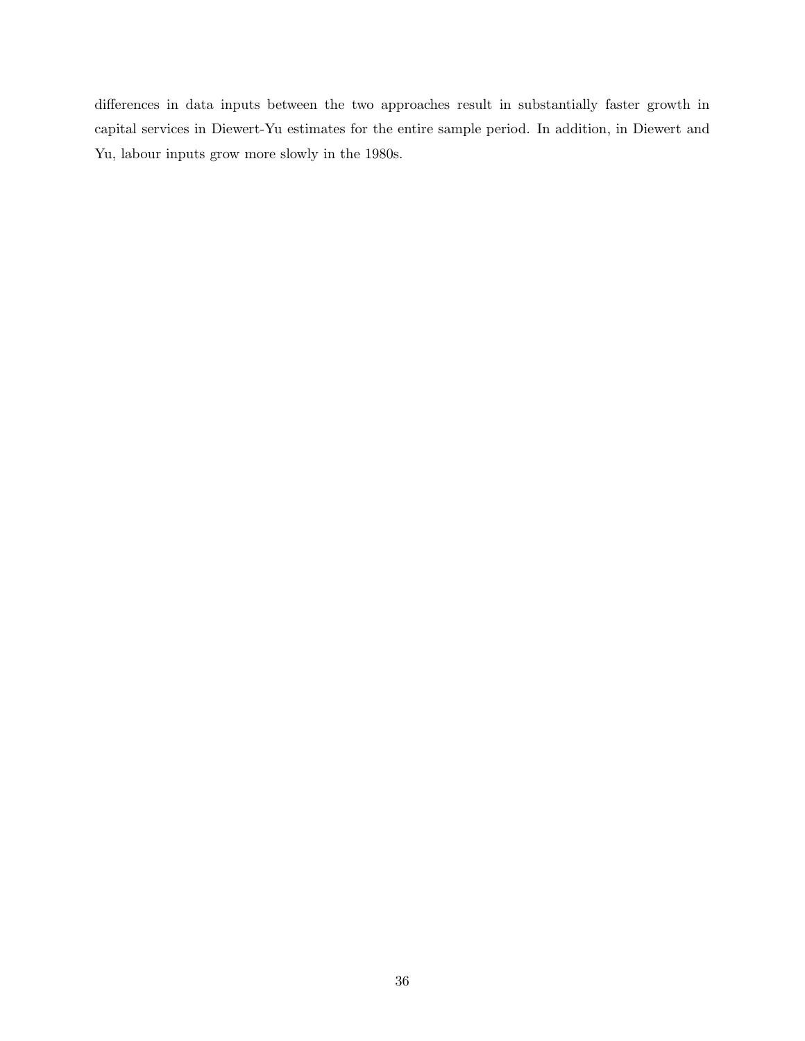differences in data inputs between the two approaches result in substantially faster growth in capital services in Diewert-Yu estimates for the entire sample period. In addition, in Diewert and Yu, labour inputs grow more slowly in the 1980s.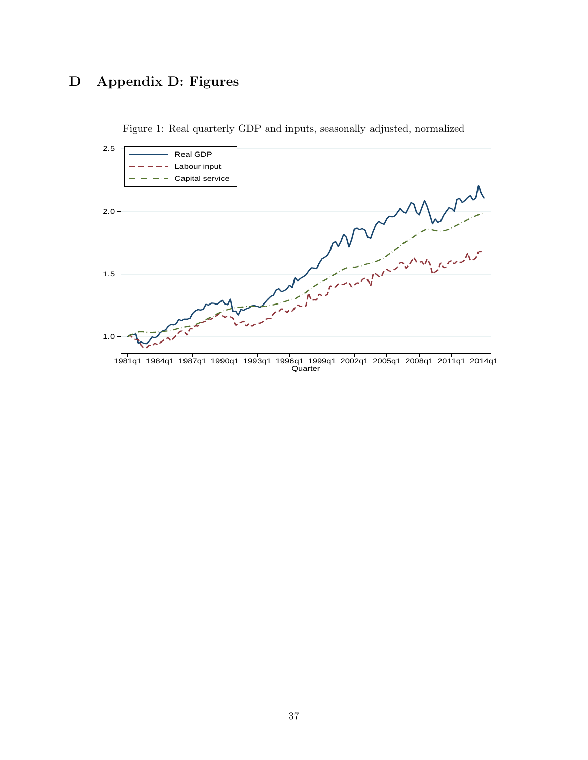# D Appendix D: Figures

Figure 1: Real quarterly GDP and inputs, seasonally adjusted, normalized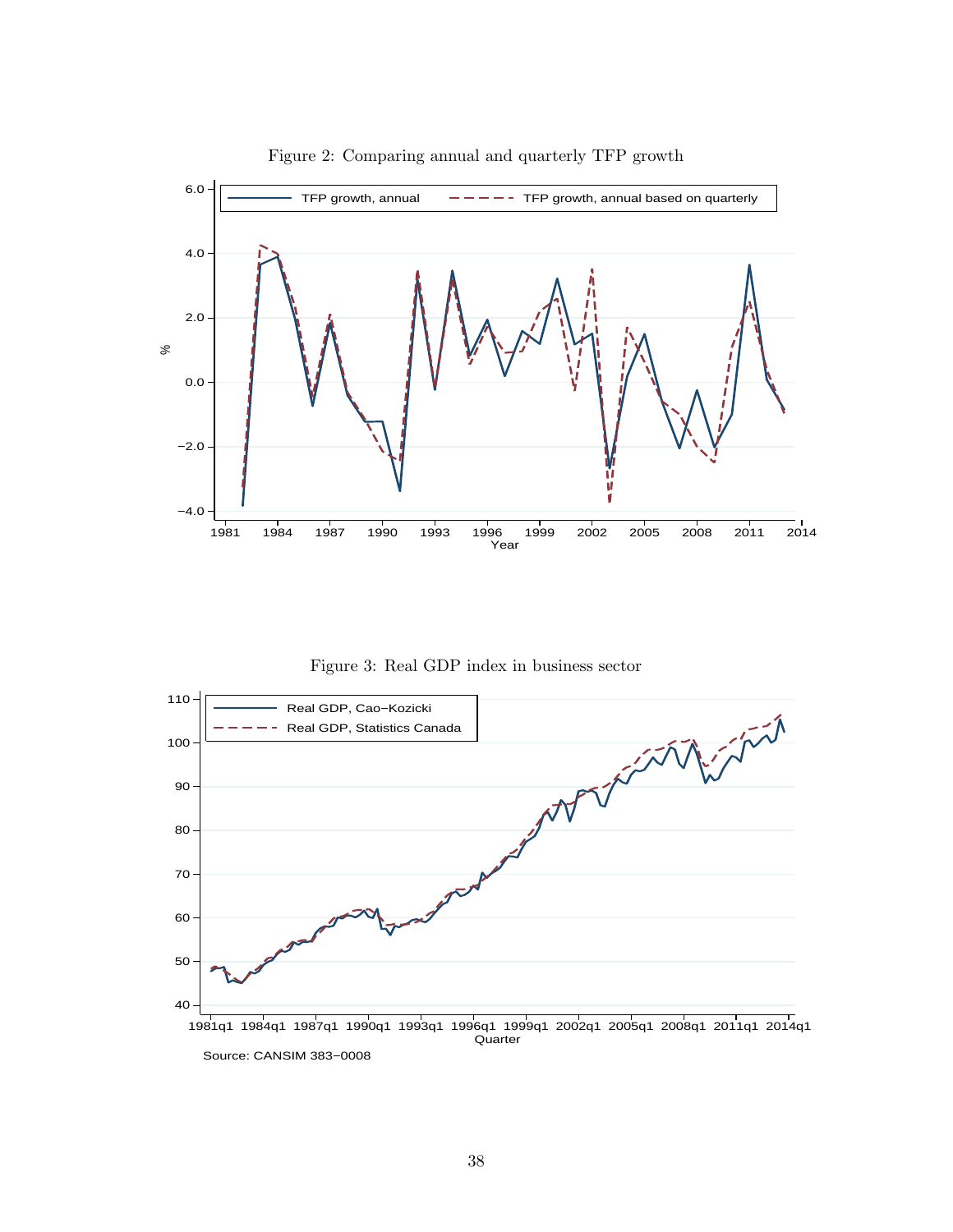Figure 2: Comparing annual and quarterly TFP growth

Figure 3: Real GDP index in business sector

Source: CANSIM 383−0008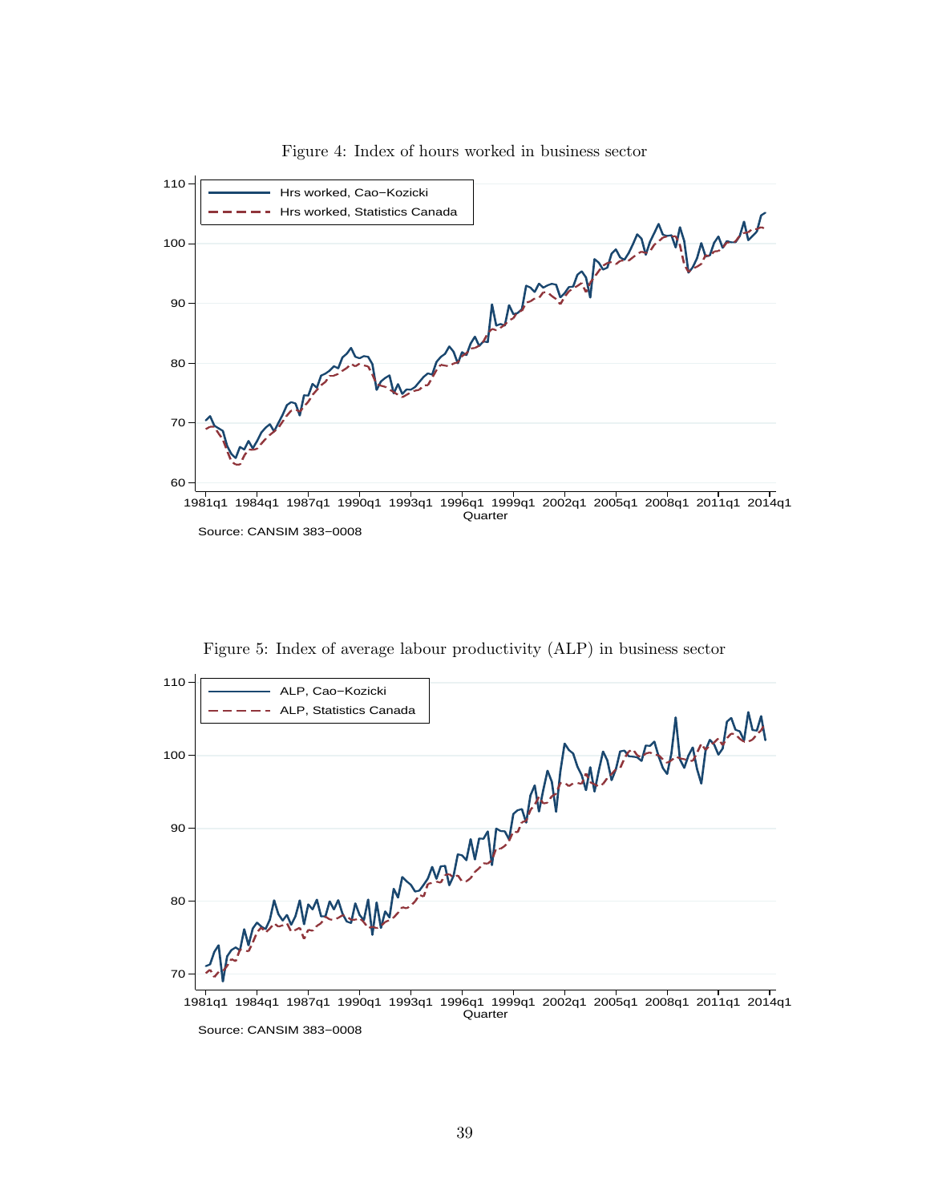Figure 4: Index of hours worked in business sector

Source: CANSIM 383−0008

Figure 5: Index of average labour productivity (ALP) in business sector

Source: CANSIM 383−0008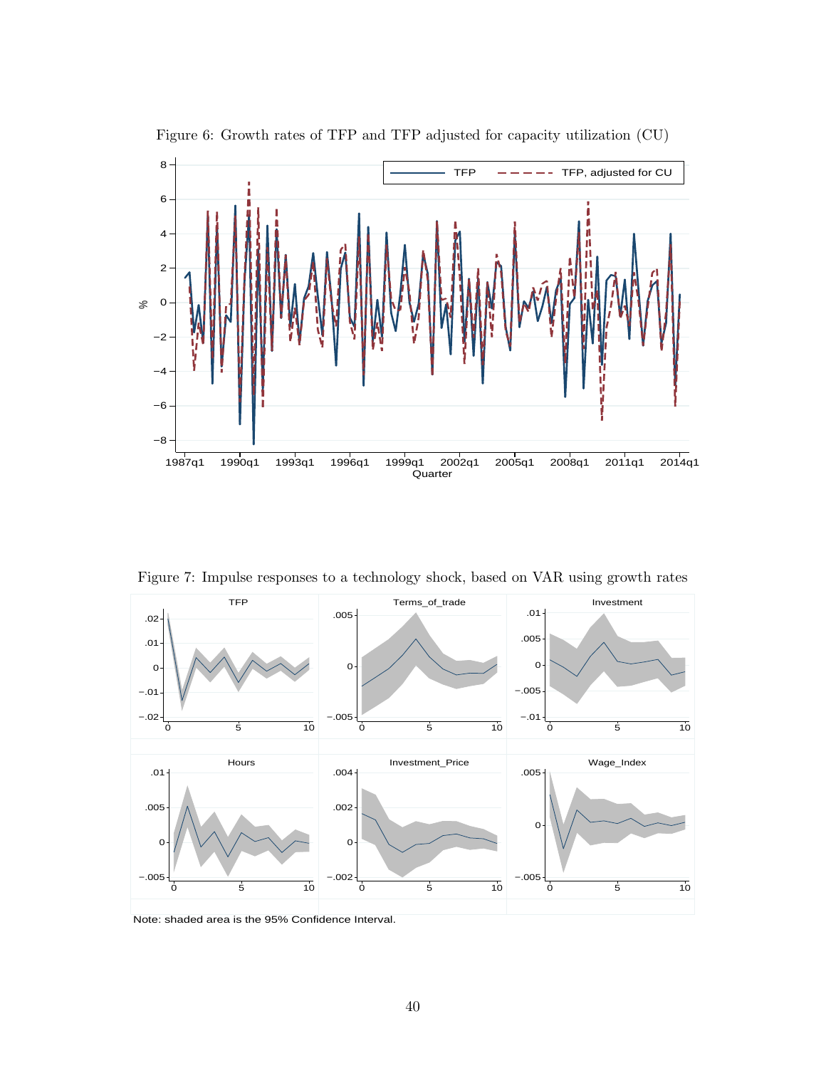Figure 6: Growth rates of TFP and TFP adjusted for capacity utilization (CU)

Figure 7: Impulse responses to a technology shock, based on VAR using growth rates

Note: shaded area is the 95% Confidence Interval.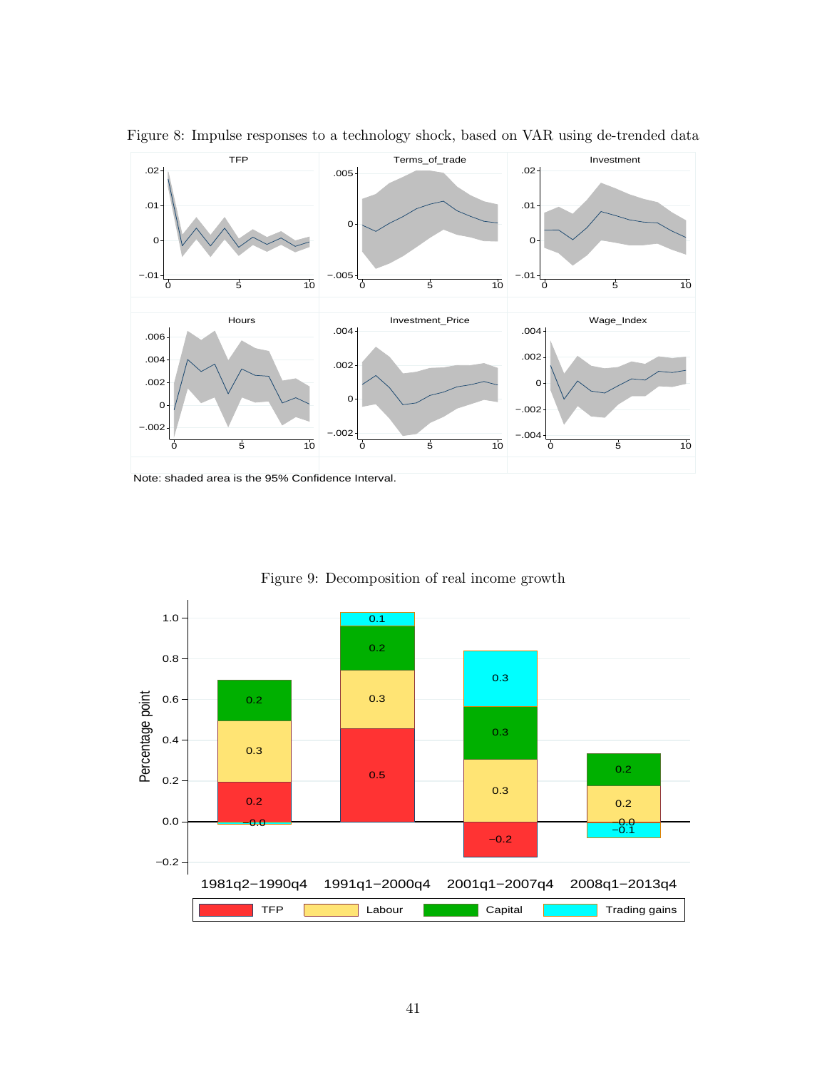Figure 8: Impulse responses to a technology shock, based on VAR using de-trended data

Note: shaded area is the 95% Confidence Interval.

Figure 9: Decomposition of real income growth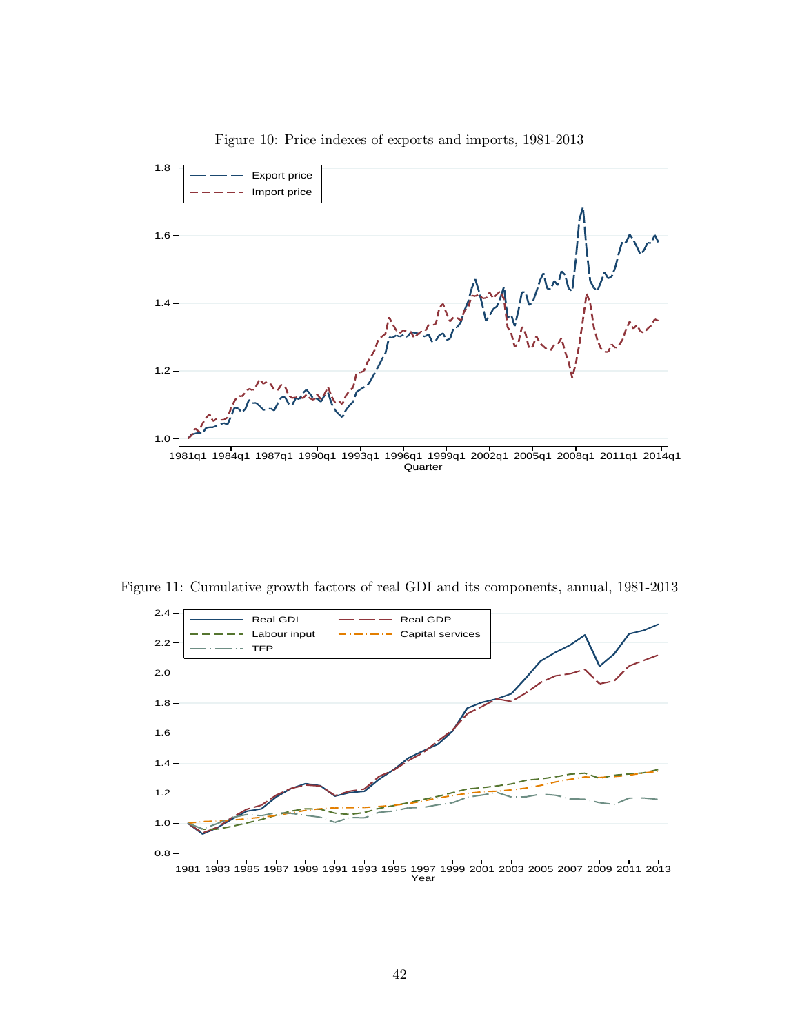Figure 10: Price indexes of exports and imports, 1981-2013

Figure 11: Cumulative growth factors of real GDI and its components, annual, 1981-2013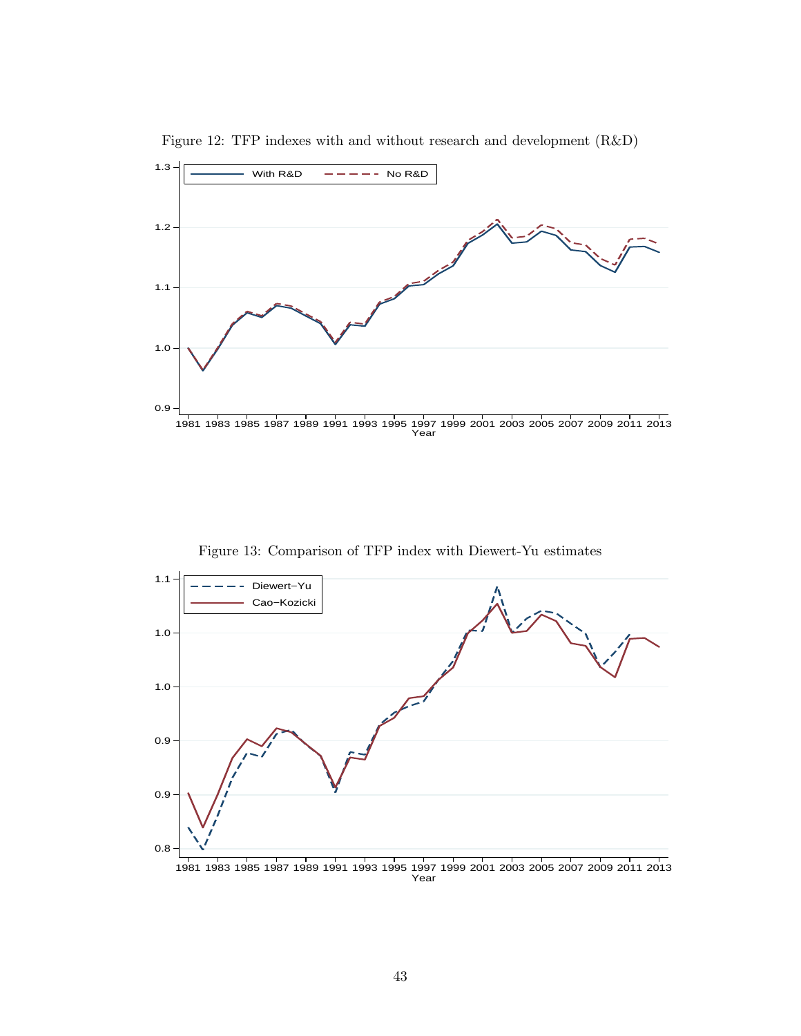Figure 12: TFP indexes with and without research and development (R&D)

Figure 13: Comparison of TFP index with Diewert-Yu estimates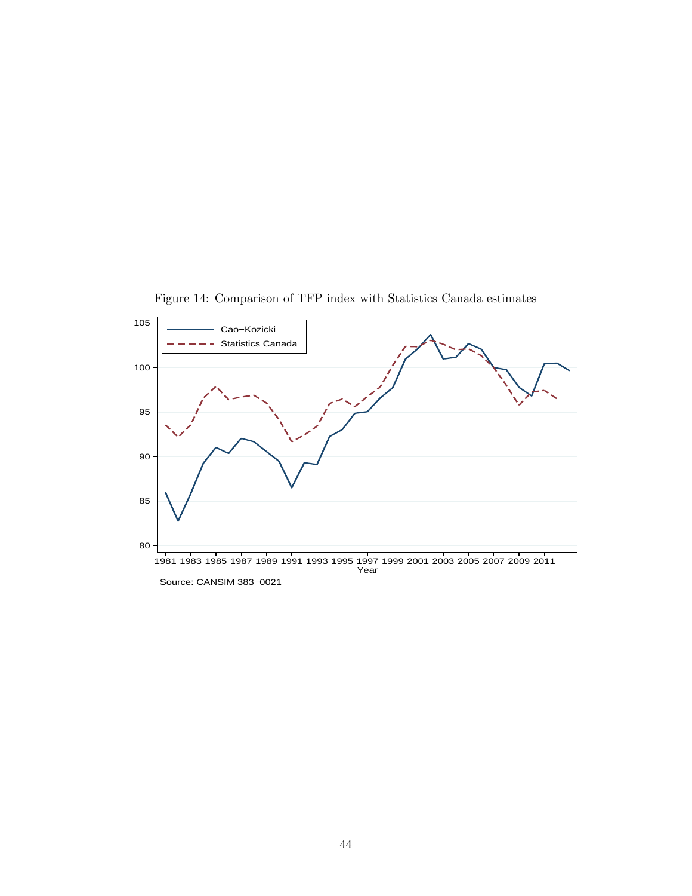Figure 14: Comparison of TFP index with Statistics Canada estimates

Cao−Kozicki

Statistics Canada

105

100

95

90

85

80

1981 1983 1985 1987 1989 1991 1993 1995 1997 1999 2001 2003 2005 2007 2009 2011

Year

Source: CANSIM 383−0021